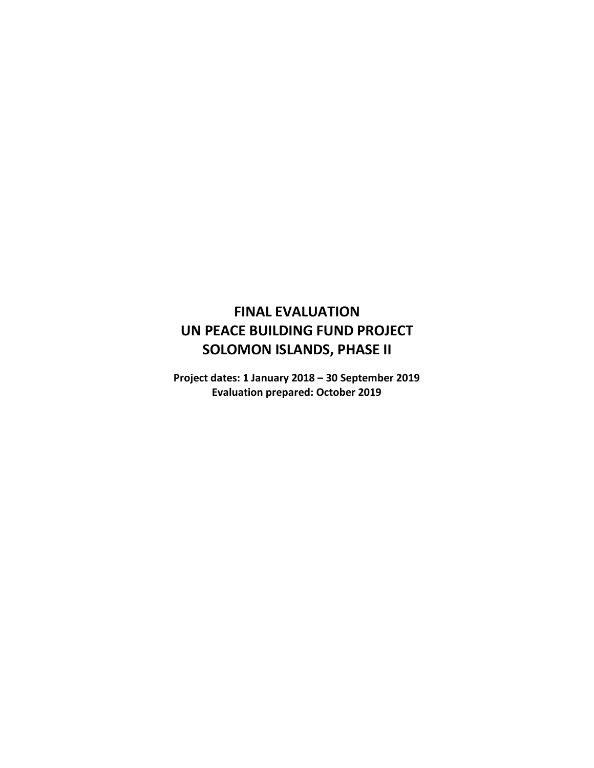# FINAL EVALUATION
# UN PEACE BUILDING FUND PROJECT
# SOLOMON ISLANDS, PHASE II

**Project dates: 1 January 2018 – 30 September 2019**
**Evaluation prepared: October 2019**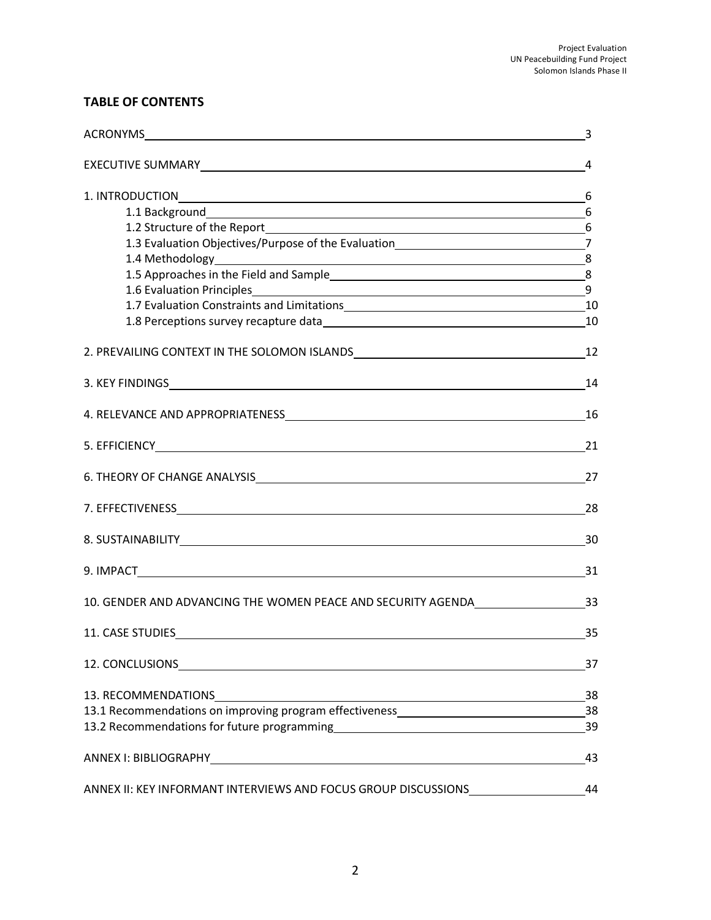## TABLE OF CONTENTS

ACRONYMS 3

EXECUTIVE SUMMARY 4

1. INTRODUCTION 6
   - 1.1 Background 6
   - 1.2 Structure of the Report 6
   - 1.3 Evaluation Objectives/Purpose of the Evaluation 7
   - 1.4 Methodology 8
   - 1.5 Approaches in the Field and Sample 8
   - 1.6 Evaluation Principles 9
   - 1.7 Evaluation Constraints and Limitations 10
   - 1.8 Perceptions survey recapture data 10

2. PREVAILING CONTEXT IN THE SOLOMON ISLANDS 12

3. KEY FINDINGS 14

4. RELEVANCE AND APPROPRIATENESS 16

5. EFFICIENCY 21

6. THEORY OF CHANGE ANALYSIS 27

7. EFFECTIVENESS 28

8. SUSTAINABILITY 30

9. IMPACT 31

10. GENDER AND ADVANCING THE WOMEN PEACE AND SECURITY AGENDA 33

11. CASE STUDIES 35

12. CONCLUSIONS 37

13. RECOMMENDATIONS 38
13.1 Recommendations on improving program effectiveness 38
13.2 Recommendations for future programming 39

ANNEX I: BIBLIOGRAPHY 43

ANNEX II: KEY INFORMANT INTERVIEWS AND FOCUS GROUP DISCUSSIONS 44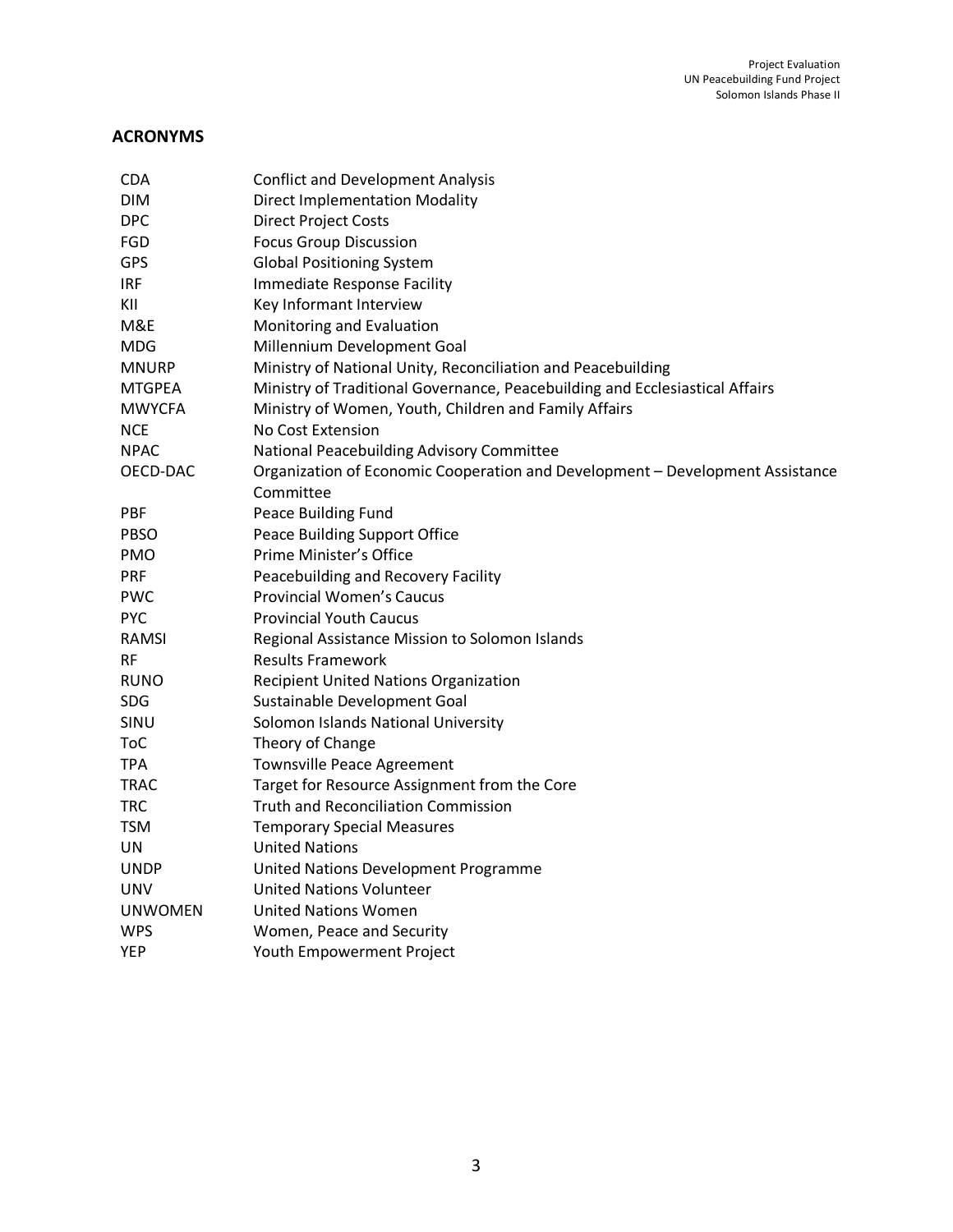## ACRONYMS

| | |
|---|---|
| CDA | Conflict and Development Analysis |
| DIM | Direct Implementation Modality |
| DPC | Direct Project Costs |
| FGD | Focus Group Discussion |
| GPS | Global Positioning System |
| IRF | Immediate Response Facility |
| KII | Key Informant Interview |
| M&E | Monitoring and Evaluation |
| MDG | Millennium Development Goal |
| MNURP | Ministry of National Unity, Reconciliation and Peacebuilding |
| MTGPEA | Ministry of Traditional Governance, Peacebuilding and Ecclesiastical Affairs |
| MWYCFA | Ministry of Women, Youth, Children and Family Affairs |
| NCE | No Cost Extension |
| NPAC | National Peacebuilding Advisory Committee |
| OECD-DAC | Organization of Economic Cooperation and Development – Development Assistance Committee |
| PBF | Peace Building Fund |
| PBSO | Peace Building Support Office |
| PMO | Prime Minister's Office |
| PRF | Peacebuilding and Recovery Facility |
| PWC | Provincial Women's Caucus |
| PYC | Provincial Youth Caucus |
| RAMSI | Regional Assistance Mission to Solomon Islands |
| RF | Results Framework |
| RUNO | Recipient United Nations Organization |
| SDG | Sustainable Development Goal |
| SINU | Solomon Islands National University |
| ToC | Theory of Change |
| TPA | Townsville Peace Agreement |
| TRAC | Target for Resource Assignment from the Core |
| TRC | Truth and Reconciliation Commission |
| TSM | Temporary Special Measures |
| UN | United Nations |
| UNDP | United Nations Development Programme |
| UNV | United Nations Volunteer |
| UNWOMEN | United Nations Women |
| WPS | Women, Peace and Security |
| YEP | Youth Empowerment Project |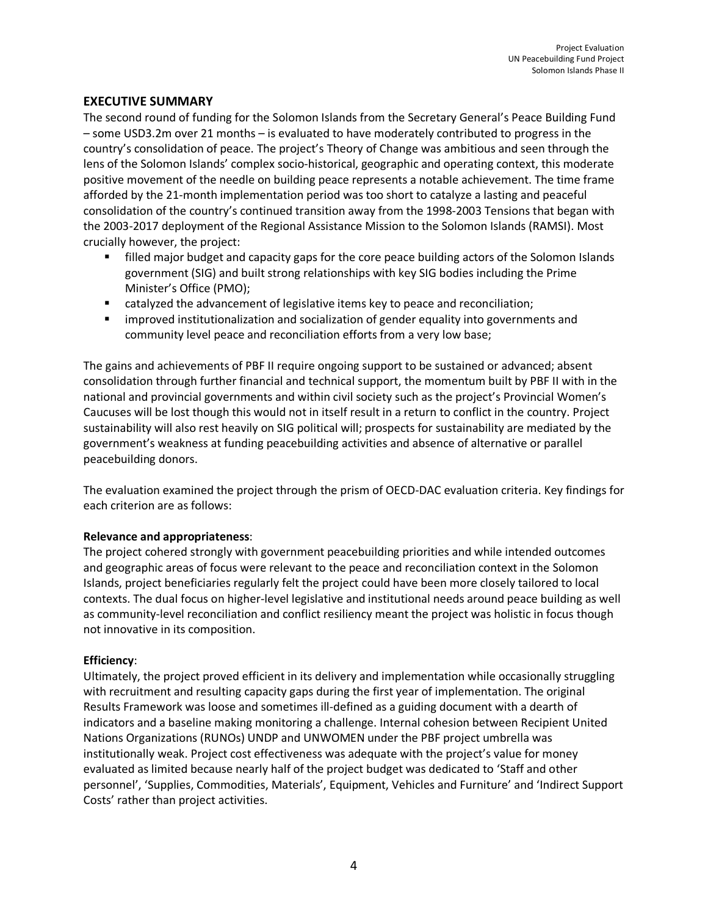## EXECUTIVE SUMMARY

The second round of funding for the Solomon Islands from the Secretary General's Peace Building Fund – some USD3.2m over 21 months – is evaluated to have moderately contributed to progress in the country's consolidation of peace. The project's Theory of Change was ambitious and seen through the lens of the Solomon Islands' complex socio-historical, geographic and operating context, this moderate positive movement of the needle on building peace represents a notable achievement. The time frame afforded by the 21-month implementation period was too short to catalyze a lasting and peaceful consolidation of the country's continued transition away from the 1998-2003 Tensions that began with the 2003-2017 deployment of the Regional Assistance Mission to the Solomon Islands (RAMSI). Most crucially however, the project:

- filled major budget and capacity gaps for the core peace building actors of the Solomon Islands government (SIG) and built strong relationships with key SIG bodies including the Prime Minister's Office (PMO);
- catalyzed the advancement of legislative items key to peace and reconciliation;
- improved institutionalization and socialization of gender equality into governments and community level peace and reconciliation efforts from a very low base;

The gains and achievements of PBF II require ongoing support to be sustained or advanced; absent consolidation through further financial and technical support, the momentum built by PBF II with in the national and provincial governments and within civil society such as the project's Provincial Women's Caucuses will be lost though this would not in itself result in a return to conflict in the country. Project sustainability will also rest heavily on SIG political will; prospects for sustainability are mediated by the government's weakness at funding peacebuilding activities and absence of alternative or parallel peacebuilding donors.

The evaluation examined the project through the prism of OECD-DAC evaluation criteria. Key findings for each criterion are as follows:

**Relevance and appropriateness**:

The project cohered strongly with government peacebuilding priorities and while intended outcomes and geographic areas of focus were relevant to the peace and reconciliation context in the Solomon Islands, project beneficiaries regularly felt the project could have been more closely tailored to local contexts. The dual focus on higher-level legislative and institutional needs around peace building as well as community-level reconciliation and conflict resiliency meant the project was holistic in focus though not innovative in its composition.

**Efficiency**:

Ultimately, the project proved efficient in its delivery and implementation while occasionally struggling with recruitment and resulting capacity gaps during the first year of implementation. The original Results Framework was loose and sometimes ill-defined as a guiding document with a dearth of indicators and a baseline making monitoring a challenge. Internal cohesion between Recipient United Nations Organizations (RUNOs) UNDP and UNWOMEN under the PBF project umbrella was institutionally weak. Project cost effectiveness was adequate with the project's value for money evaluated as limited because nearly half of the project budget was dedicated to 'Staff and other personnel', 'Supplies, Commodities, Materials', Equipment, Vehicles and Furniture' and 'Indirect Support Costs' rather than project activities.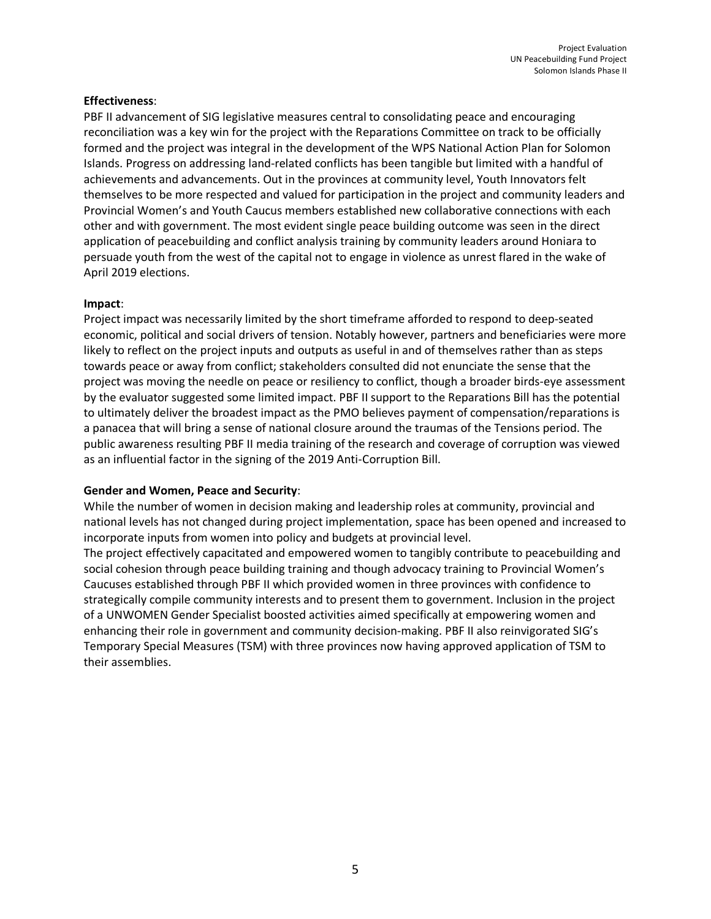**Effectiveness**:

PBF II advancement of SIG legislative measures central to consolidating peace and encouraging reconciliation was a key win for the project with the Reparations Committee on track to be officially formed and the project was integral in the development of the WPS National Action Plan for Solomon Islands. Progress on addressing land-related conflicts has been tangible but limited with a handful of achievements and advancements. Out in the provinces at community level, Youth Innovators felt themselves to be more respected and valued for participation in the project and community leaders and Provincial Women's and Youth Caucus members established new collaborative connections with each other and with government. The most evident single peace building outcome was seen in the direct application of peacebuilding and conflict analysis training by community leaders around Honiara to persuade youth from the west of the capital not to engage in violence as unrest flared in the wake of April 2019 elections.

**Impact**:

Project impact was necessarily limited by the short timeframe afforded to respond to deep-seated economic, political and social drivers of tension. Notably however, partners and beneficiaries were more likely to reflect on the project inputs and outputs as useful in and of themselves rather than as steps towards peace or away from conflict; stakeholders consulted did not enunciate the sense that the project was moving the needle on peace or resiliency to conflict, though a broader birds-eye assessment by the evaluator suggested some limited impact. PBF II support to the Reparations Bill has the potential to ultimately deliver the broadest impact as the PMO believes payment of compensation/reparations is a panacea that will bring a sense of national closure around the traumas of the Tensions period. The public awareness resulting PBF II media training of the research and coverage of corruption was viewed as an influential factor in the signing of the 2019 Anti-Corruption Bill.

**Gender and Women, Peace and Security**:

While the number of women in decision making and leadership roles at community, provincial and national levels has not changed during project implementation, space has been opened and increased to incorporate inputs from women into policy and budgets at provincial level.

The project effectively capacitated and empowered women to tangibly contribute to peacebuilding and social cohesion through peace building training and though advocacy training to Provincial Women's Caucuses established through PBF II which provided women in three provinces with confidence to strategically compile community interests and to present them to government. Inclusion in the project of a UNWOMEN Gender Specialist boosted activities aimed specifically at empowering women and enhancing their role in government and community decision-making. PBF II also reinvigorated SIG's Temporary Special Measures (TSM) with three provinces now having approved application of TSM to their assemblies.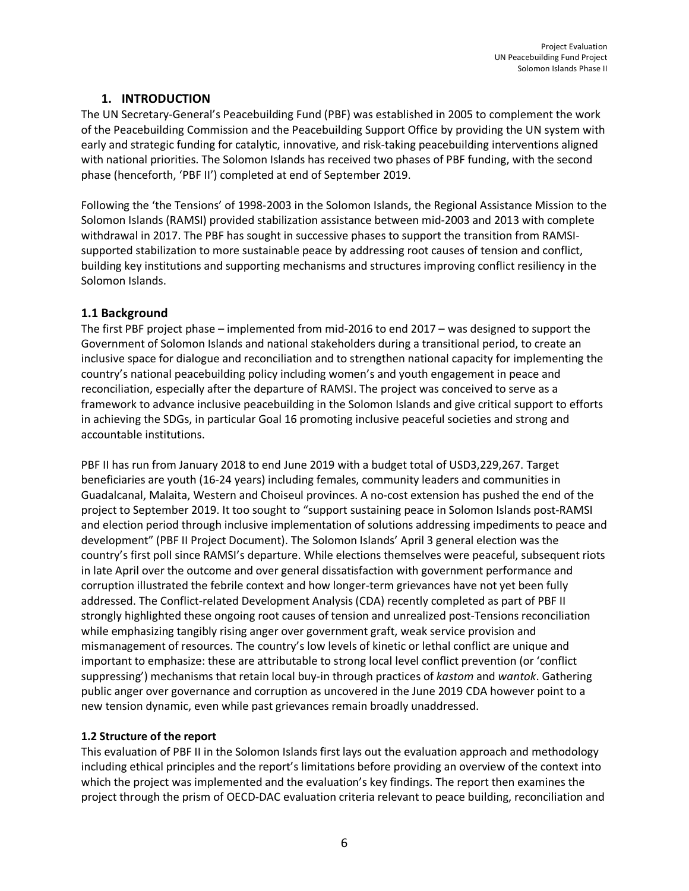# 1. INTRODUCTION

The UN Secretary-General's Peacebuilding Fund (PBF) was established in 2005 to complement the work of the Peacebuilding Commission and the Peacebuilding Support Office by providing the UN system with early and strategic funding for catalytic, innovative, and risk-taking peacebuilding interventions aligned with national priorities. The Solomon Islands has received two phases of PBF funding, with the second phase (henceforth, 'PBF II') completed at end of September 2019.

Following the 'the Tensions' of 1998-2003 in the Solomon Islands, the Regional Assistance Mission to the Solomon Islands (RAMSI) provided stabilization assistance between mid-2003 and 2013 with complete withdrawal in 2017. The PBF has sought in successive phases to support the transition from RAMSI-supported stabilization to more sustainable peace by addressing root causes of tension and conflict, building key institutions and supporting mechanisms and structures improving conflict resiliency in the Solomon Islands.

## 1.1 Background

The first PBF project phase – implemented from mid-2016 to end 2017 – was designed to support the Government of Solomon Islands and national stakeholders during a transitional period, to create an inclusive space for dialogue and reconciliation and to strengthen national capacity for implementing the country's national peacebuilding policy including women's and youth engagement in peace and reconciliation, especially after the departure of RAMSI. The project was conceived to serve as a framework to advance inclusive peacebuilding in the Solomon Islands and give critical support to efforts in achieving the SDGs, in particular Goal 16 promoting inclusive peaceful societies and strong and accountable institutions.

PBF II has run from January 2018 to end June 2019 with a budget total of USD3,229,267. Target beneficiaries are youth (16-24 years) including females, community leaders and communities in Guadalcanal, Malaita, Western and Choiseul provinces. A no-cost extension has pushed the end of the project to September 2019. It too sought to "support sustaining peace in Solomon Islands post-RAMSI and election period through inclusive implementation of solutions addressing impediments to peace and development" (PBF II Project Document). The Solomon Islands' April 3 general election was the country's first poll since RAMSI's departure. While elections themselves were peaceful, subsequent riots in late April over the outcome and over general dissatisfaction with government performance and corruption illustrated the febrile context and how longer-term grievances have not yet been fully addressed. The Conflict-related Development Analysis (CDA) recently completed as part of PBF II strongly highlighted these ongoing root causes of tension and unrealized post-Tensions reconciliation while emphasizing tangibly rising anger over government graft, weak service provision and mismanagement of resources. The country's low levels of kinetic or lethal conflict are unique and important to emphasize: these are attributable to strong local level conflict prevention (or 'conflict suppressing') mechanisms that retain local buy-in through practices of *kastom* and *wantok*. Gathering public anger over governance and corruption as uncovered in the June 2019 CDA however point to a new tension dynamic, even while past grievances remain broadly unaddressed.

### 1.2 Structure of the report

This evaluation of PBF II in the Solomon Islands first lays out the evaluation approach and methodology including ethical principles and the report's limitations before providing an overview of the context into which the project was implemented and the evaluation's key findings. The report then examines the project through the prism of OECD-DAC evaluation criteria relevant to peace building, reconciliation and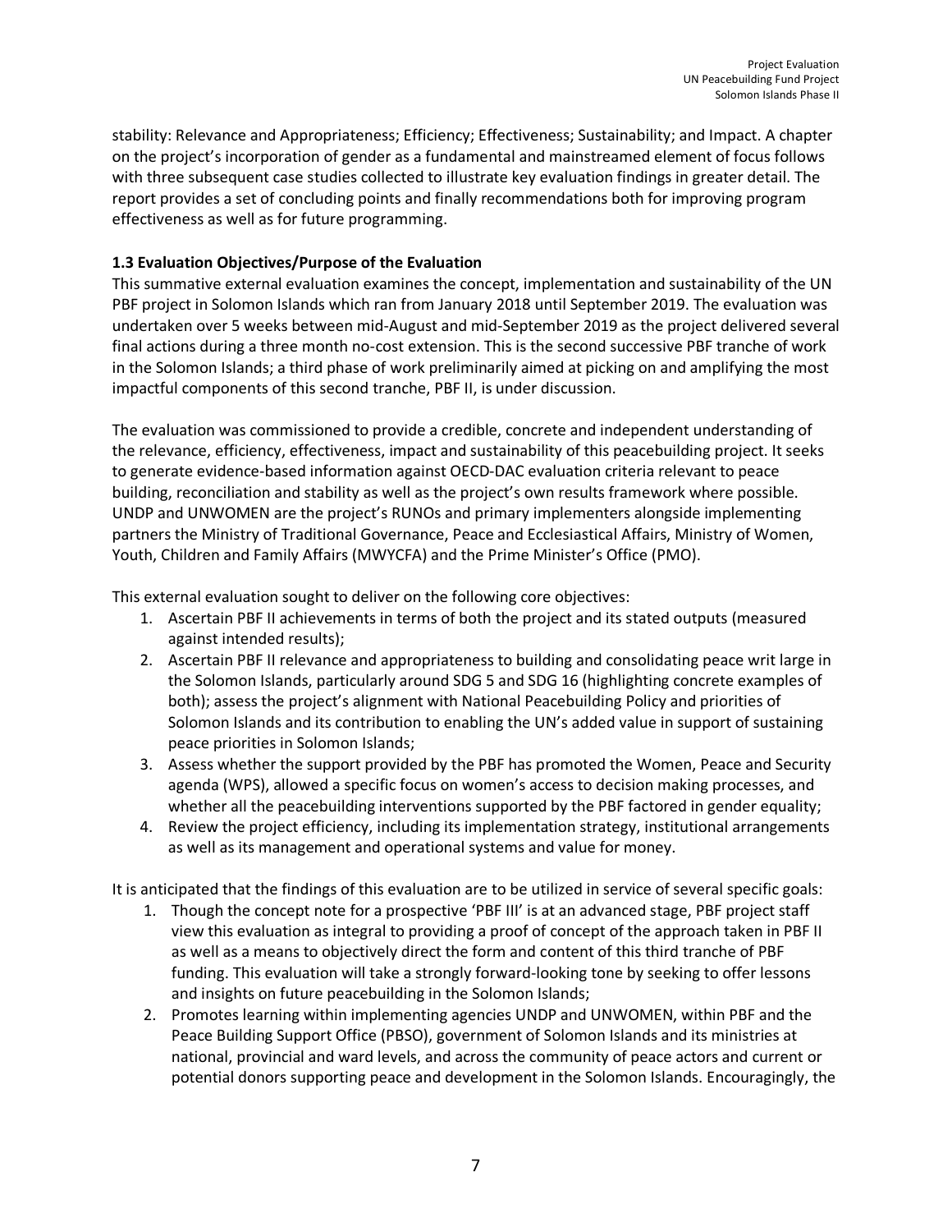stability: Relevance and Appropriateness; Efficiency; Effectiveness; Sustainability; and Impact. A chapter on the project's incorporation of gender as a fundamental and mainstreamed element of focus follows with three subsequent case studies collected to illustrate key evaluation findings in greater detail. The report provides a set of concluding points and finally recommendations both for improving program effectiveness as well as for future programming.

### 1.3 Evaluation Objectives/Purpose of the Evaluation

This summative external evaluation examines the concept, implementation and sustainability of the UN PBF project in Solomon Islands which ran from January 2018 until September 2019. The evaluation was undertaken over 5 weeks between mid-August and mid-September 2019 as the project delivered several final actions during a three month no-cost extension. This is the second successive PBF tranche of work in the Solomon Islands; a third phase of work preliminarily aimed at picking on and amplifying the most impactful components of this second tranche, PBF II, is under discussion.

The evaluation was commissioned to provide a credible, concrete and independent understanding of the relevance, efficiency, effectiveness, impact and sustainability of this peacebuilding project. It seeks to generate evidence-based information against OECD-DAC evaluation criteria relevant to peace building, reconciliation and stability as well as the project's own results framework where possible. UNDP and UNWOMEN are the project's RUNOs and primary implementers alongside implementing partners the Ministry of Traditional Governance, Peace and Ecclesiastical Affairs, Ministry of Women, Youth, Children and Family Affairs (MWYCFA) and the Prime Minister's Office (PMO).

This external evaluation sought to deliver on the following core objectives:

1. Ascertain PBF II achievements in terms of both the project and its stated outputs (measured against intended results);
2. Ascertain PBF II relevance and appropriateness to building and consolidating peace writ large in the Solomon Islands, particularly around SDG 5 and SDG 16 (highlighting concrete examples of both); assess the project's alignment with National Peacebuilding Policy and priorities of Solomon Islands and its contribution to enabling the UN's added value in support of sustaining peace priorities in Solomon Islands;
3. Assess whether the support provided by the PBF has promoted the Women, Peace and Security agenda (WPS), allowed a specific focus on women's access to decision making processes, and whether all the peacebuilding interventions supported by the PBF factored in gender equality;
4. Review the project efficiency, including its implementation strategy, institutional arrangements as well as its management and operational systems and value for money.

It is anticipated that the findings of this evaluation are to be utilized in service of several specific goals:

1. Though the concept note for a prospective 'PBF III' is at an advanced stage, PBF project staff view this evaluation as integral to providing a proof of concept of the approach taken in PBF II as well as a means to objectively direct the form and content of this third tranche of PBF funding. This evaluation will take a strongly forward-looking tone by seeking to offer lessons and insights on future peacebuilding in the Solomon Islands;
2. Promotes learning within implementing agencies UNDP and UNWOMEN, within PBF and the Peace Building Support Office (PBSO), government of Solomon Islands and its ministries at national, provincial and ward levels, and across the community of peace actors and current or potential donors supporting peace and development in the Solomon Islands. Encouragingly, the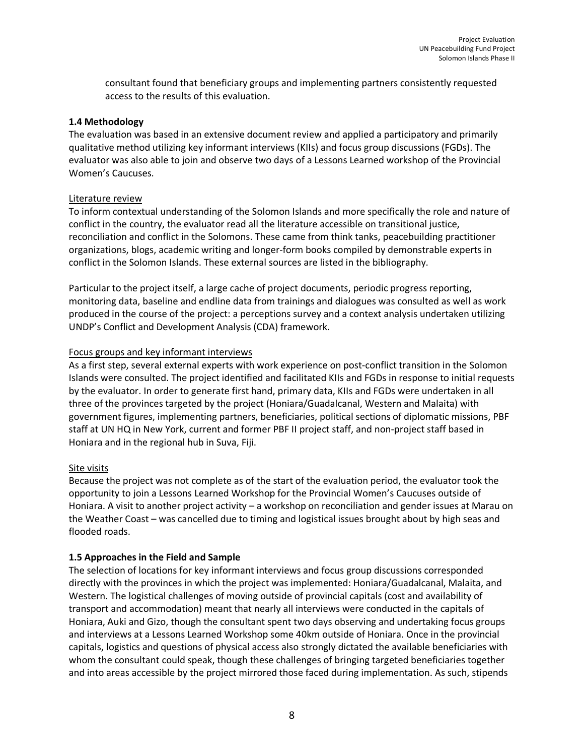consultant found that beneficiary groups and implementing partners consistently requested access to the results of this evaluation.

### 1.4 Methodology

The evaluation was based in an extensive document review and applied a participatory and primarily qualitative method utilizing key informant interviews (KIIs) and focus group discussions (FGDs). The evaluator was also able to join and observe two days of a Lessons Learned workshop of the Provincial Women's Caucuses.

Literature review

To inform contextual understanding of the Solomon Islands and more specifically the role and nature of conflict in the country, the evaluator read all the literature accessible on transitional justice, reconciliation and conflict in the Solomons. These came from think tanks, peacebuilding practitioner organizations, blogs, academic writing and longer-form books compiled by demonstrable experts in conflict in the Solomon Islands. These external sources are listed in the bibliography.

Particular to the project itself, a large cache of project documents, periodic progress reporting, monitoring data, baseline and endline data from trainings and dialogues was consulted as well as work produced in the course of the project: a perceptions survey and a context analysis undertaken utilizing UNDP's Conflict and Development Analysis (CDA) framework.

Focus groups and key informant interviews

As a first step, several external experts with work experience on post-conflict transition in the Solomon Islands were consulted. The project identified and facilitated KIIs and FGDs in response to initial requests by the evaluator. In order to generate first hand, primary data, KIIs and FGDs were undertaken in all three of the provinces targeted by the project (Honiara/Guadalcanal, Western and Malaita) with government figures, implementing partners, beneficiaries, political sections of diplomatic missions, PBF staff at UN HQ in New York, current and former PBF II project staff, and non-project staff based in Honiara and in the regional hub in Suva, Fiji.

Site visits

Because the project was not complete as of the start of the evaluation period, the evaluator took the opportunity to join a Lessons Learned Workshop for the Provincial Women's Caucuses outside of Honiara. A visit to another project activity – a workshop on reconciliation and gender issues at Marau on the Weather Coast – was cancelled due to timing and logistical issues brought about by high seas and flooded roads.

### 1.5 Approaches in the Field and Sample

The selection of locations for key informant interviews and focus group discussions corresponded directly with the provinces in which the project was implemented: Honiara/Guadalcanal, Malaita, and Western. The logistical challenges of moving outside of provincial capitals (cost and availability of transport and accommodation) meant that nearly all interviews were conducted in the capitals of Honiara, Auki and Gizo, though the consultant spent two days observing and undertaking focus groups and interviews at a Lessons Learned Workshop some 40km outside of Honiara. Once in the provincial capitals, logistics and questions of physical access also strongly dictated the available beneficiaries with whom the consultant could speak, though these challenges of bringing targeted beneficiaries together and into areas accessible by the project mirrored those faced during implementation. As such, stipends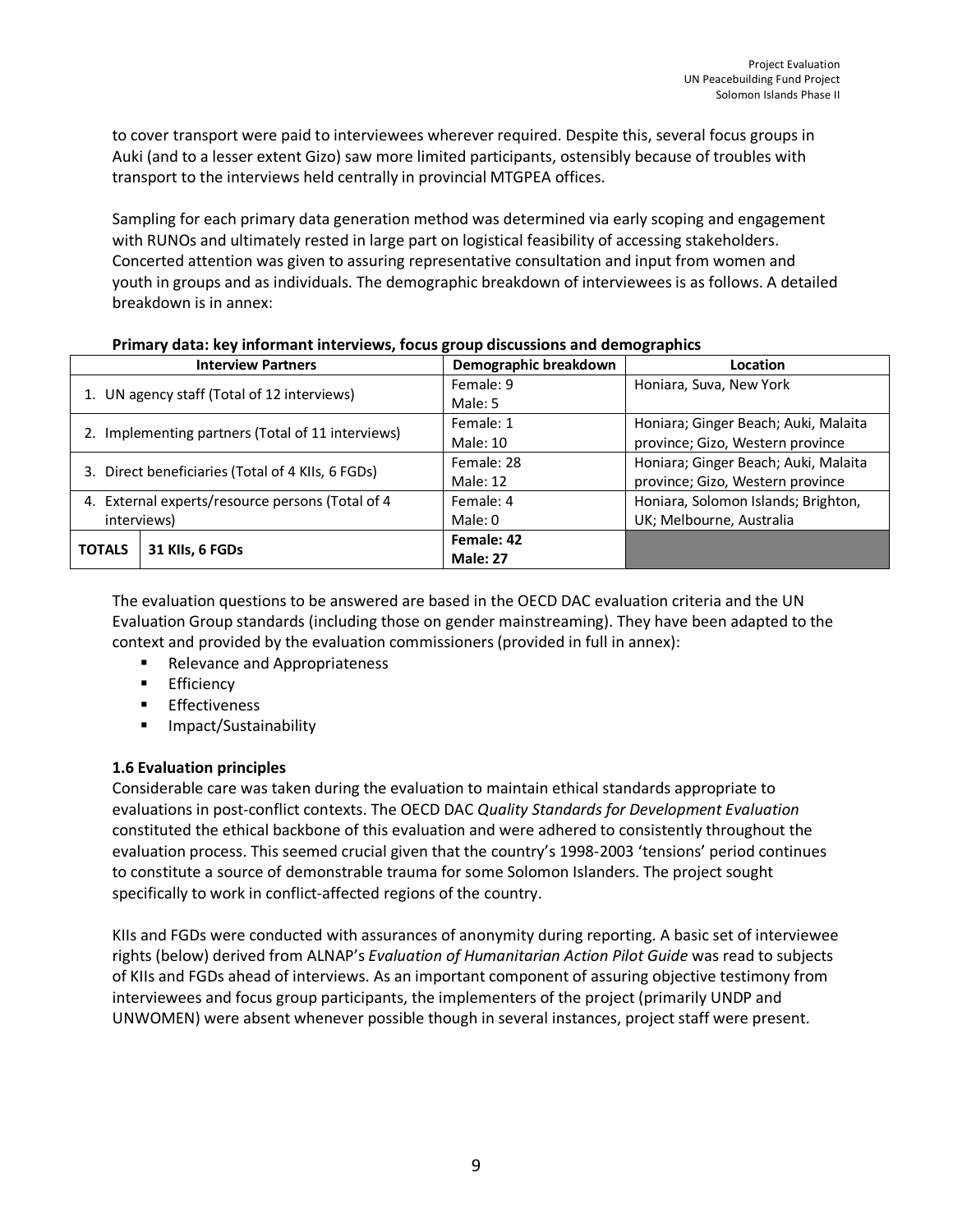to cover transport were paid to interviewees wherever required. Despite this, several focus groups in Auki (and to a lesser extent Gizo) saw more limited participants, ostensibly because of troubles with transport to the interviews held centrally in provincial MTGPEA offices.

Sampling for each primary data generation method was determined via early scoping and engagement with RUNOs and ultimately rested in large part on logistical feasibility of accessing stakeholders. Concerted attention was given to assuring representative consultation and input from women and youth in groups and as individuals. The demographic breakdown of interviewees is as follows. A detailed breakdown is in annex:

**Primary data: key informant interviews, focus group discussions and demographics**

| Interview Partners | | Demographic breakdown | Location |
|---|---|---|---|
| 1. UN agency staff (Total of 12 interviews) | | Female: 9<br>Male: 5 | Honiara, Suva, New York |
| 2. Implementing partners (Total of 11 interviews) | | Female: 1<br>Male: 10 | Honiara; Ginger Beach; Auki, Malaita province; Gizo, Western province |
| 3. Direct beneficiaries (Total of 4 KIIs, 6 FGDs) | | Female: 28<br>Male: 12 | Honiara; Ginger Beach; Auki, Malaita province; Gizo, Western province |
| 4. External experts/resource persons (Total of 4 interviews) | | Female: 4<br>Male: 0 | Honiara, Solomon Islands; Brighton, UK; Melbourne, Australia |
| **TOTALS** | **31 KIIs, 6 FGDs** | **Female: 42**<br>**Male: 27** | |

The evaluation questions to be answered are based in the OECD DAC evaluation criteria and the UN Evaluation Group standards (including those on gender mainstreaming). They have been adapted to the context and provided by the evaluation commissioners (provided in full in annex):

- Relevance and Appropriateness
- Efficiency
- Effectiveness
- Impact/Sustainability

### 1.6 Evaluation principles

Considerable care was taken during the evaluation to maintain ethical standards appropriate to evaluations in post-conflict contexts. The OECD DAC *Quality Standards for Development Evaluation* constituted the ethical backbone of this evaluation and were adhered to consistently throughout the evaluation process. This seemed crucial given that the country's 1998-2003 'tensions' period continues to constitute a source of demonstrable trauma for some Solomon Islanders. The project sought specifically to work in conflict-affected regions of the country.

KIIs and FGDs were conducted with assurances of anonymity during reporting. A basic set of interviewee rights (below) derived from ALNAP's *Evaluation of Humanitarian Action Pilot Guide* was read to subjects of KIIs and FGDs ahead of interviews. As an important component of assuring objective testimony from interviewees and focus group participants, the implementers of the project (primarily UNDP and UNWOMEN) were absent whenever possible though in several instances, project staff were present.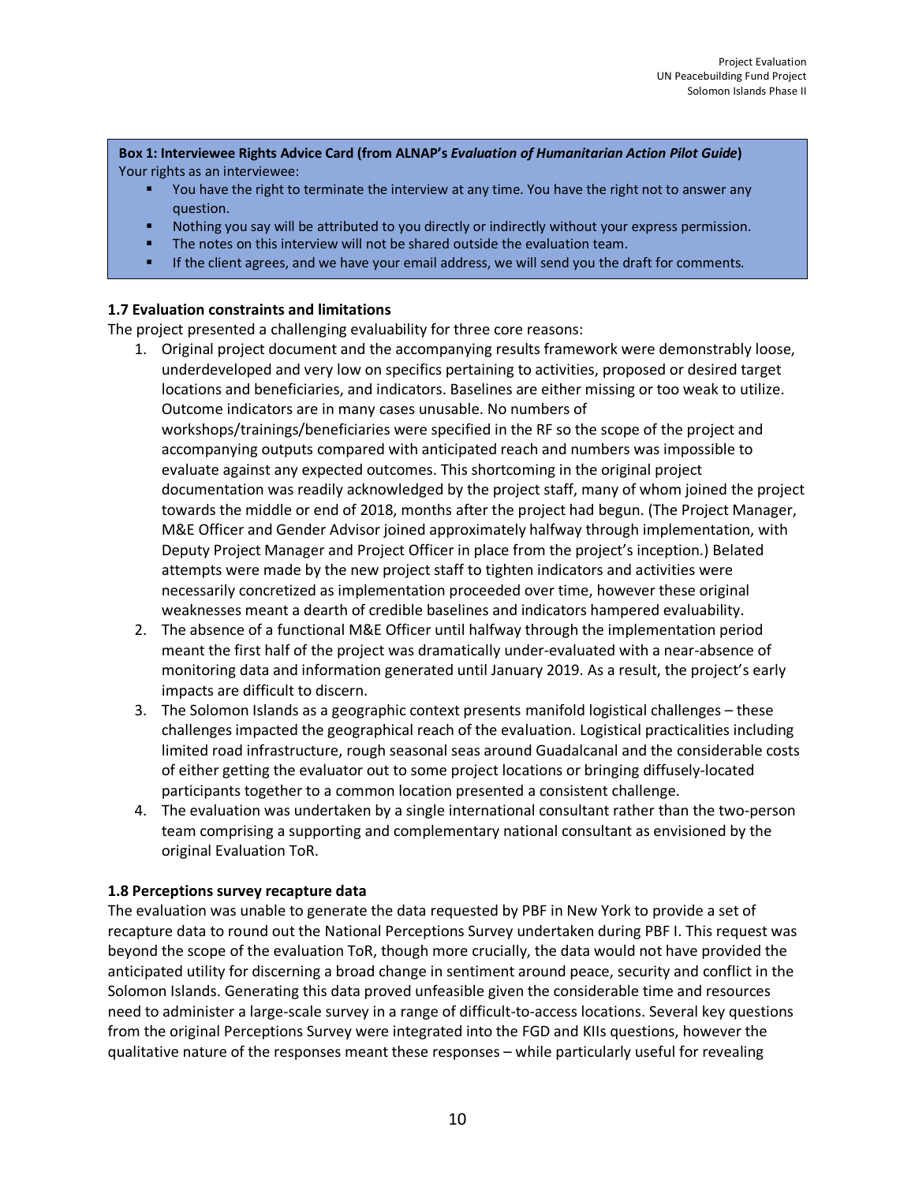**Box 1: Interviewee Rights Advice Card (from ALNAP's *Evaluation of Humanitarian Action Pilot Guide*)**
Your rights as an interviewee:

- You have the right to terminate the interview at any time. You have the right not to answer any question.
- Nothing you say will be attributed to you directly or indirectly without your express permission.
- The notes on this interview will not be shared outside the evaluation team.
- If the client agrees, and we have your email address, we will send you the draft for comments.

### 1.7 Evaluation constraints and limitations

The project presented a challenging evaluability for three core reasons:

1. Original project document and the accompanying results framework were demonstrably loose, underdeveloped and very low on specifics pertaining to activities, proposed or desired target locations and beneficiaries, and indicators. Baselines are either missing or too weak to utilize. Outcome indicators are in many cases unusable. No numbers of workshops/trainings/beneficiaries were specified in the RF so the scope of the project and accompanying outputs compared with anticipated reach and numbers was impossible to evaluate against any expected outcomes. This shortcoming in the original project documentation was readily acknowledged by the project staff, many of whom joined the project towards the middle or end of 2018, months after the project had begun. (The Project Manager, M&E Officer and Gender Advisor joined approximately halfway through implementation, with Deputy Project Manager and Project Officer in place from the project's inception.) Belated attempts were made by the new project staff to tighten indicators and activities were necessarily concretized as implementation proceeded over time, however these original weaknesses meant a dearth of credible baselines and indicators hampered evaluability.
2. The absence of a functional M&E Officer until halfway through the implementation period meant the first half of the project was dramatically under-evaluated with a near-absence of monitoring data and information generated until January 2019. As a result, the project's early impacts are difficult to discern.
3. The Solomon Islands as a geographic context presents manifold logistical challenges – these challenges impacted the geographical reach of the evaluation. Logistical practicalities including limited road infrastructure, rough seasonal seas around Guadalcanal and the considerable costs of either getting the evaluator out to some project locations or bringing diffusely-located participants together to a common location presented a consistent challenge.
4. The evaluation was undertaken by a single international consultant rather than the two-person team comprising a supporting and complementary national consultant as envisioned by the original Evaluation ToR.

### 1.8 Perceptions survey recapture data

The evaluation was unable to generate the data requested by PBF in New York to provide a set of recapture data to round out the National Perceptions Survey undertaken during PBF I. This request was beyond the scope of the evaluation ToR, though more crucially, the data would not have provided the anticipated utility for discerning a broad change in sentiment around peace, security and conflict in the Solomon Islands. Generating this data proved unfeasible given the considerable time and resources need to administer a large-scale survey in a range of difficult-to-access locations. Several key questions from the original Perceptions Survey were integrated into the FGD and KIIs questions, however the qualitative nature of the responses meant these responses – while particularly useful for revealing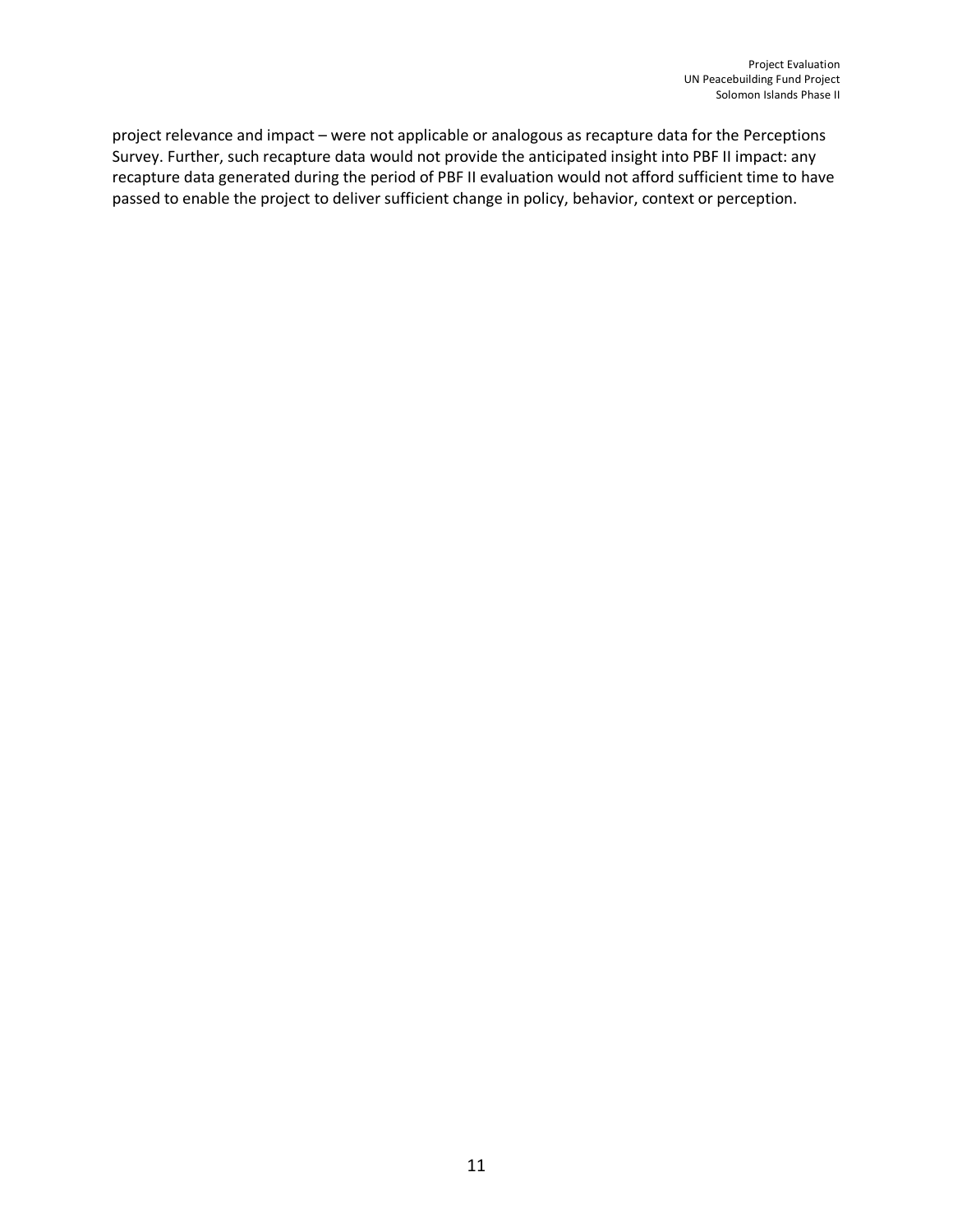project relevance and impact – were not applicable or analogous as recapture data for the Perceptions Survey. Further, such recapture data would not provide the anticipated insight into PBF II impact: any recapture data generated during the period of PBF II evaluation would not afford sufficient time to have passed to enable the project to deliver sufficient change in policy, behavior, context or perception.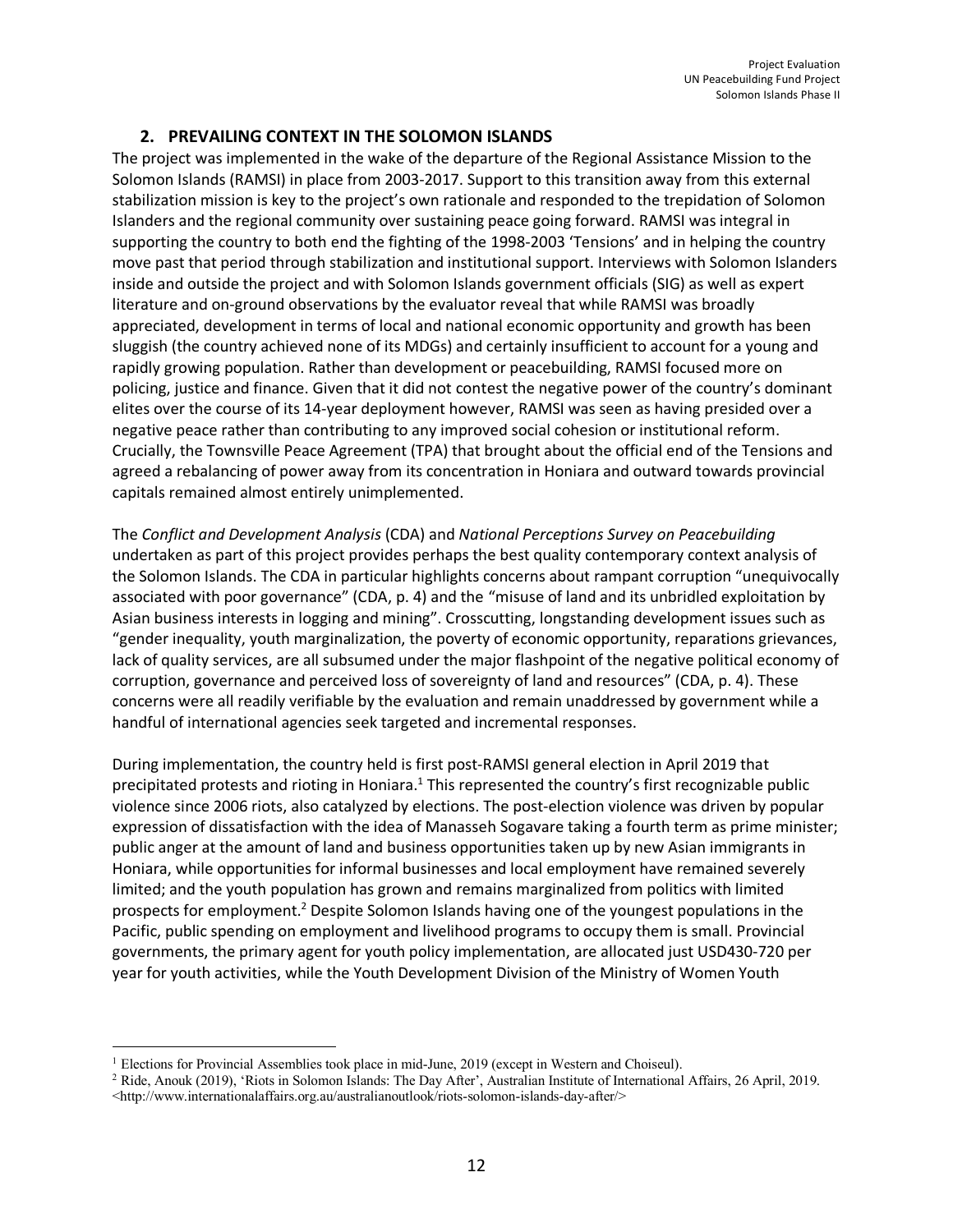## 2. PREVAILING CONTEXT IN THE SOLOMON ISLANDS

The project was implemented in the wake of the departure of the Regional Assistance Mission to the Solomon Islands (RAMSI) in place from 2003-2017. Support to this transition away from this external stabilization mission is key to the project's own rationale and responded to the trepidation of Solomon Islanders and the regional community over sustaining peace going forward. RAMSI was integral in supporting the country to both end the fighting of the 1998-2003 'Tensions' and in helping the country move past that period through stabilization and institutional support. Interviews with Solomon Islanders inside and outside the project and with Solomon Islands government officials (SIG) as well as expert literature and on-ground observations by the evaluator reveal that while RAMSI was broadly appreciated, development in terms of local and national economic opportunity and growth has been sluggish (the country achieved none of its MDGs) and certainly insufficient to account for a young and rapidly growing population. Rather than development or peacebuilding, RAMSI focused more on policing, justice and finance. Given that it did not contest the negative power of the country's dominant elites over the course of its 14-year deployment however, RAMSI was seen as having presided over a negative peace rather than contributing to any improved social cohesion or institutional reform. Crucially, the Townsville Peace Agreement (TPA) that brought about the official end of the Tensions and agreed a rebalancing of power away from its concentration in Honiara and outward towards provincial capitals remained almost entirely unimplemented.

The *Conflict and Development Analysis* (CDA) and *National Perceptions Survey on Peacebuilding* undertaken as part of this project provides perhaps the best quality contemporary context analysis of the Solomon Islands. The CDA in particular highlights concerns about rampant corruption "unequivocally associated with poor governance" (CDA, p. 4) and the "misuse of land and its unbridled exploitation by Asian business interests in logging and mining". Crosscutting, longstanding development issues such as "gender inequality, youth marginalization, the poverty of economic opportunity, reparations grievances, lack of quality services, are all subsumed under the major flashpoint of the negative political economy of corruption, governance and perceived loss of sovereignty of land and resources" (CDA, p. 4). These concerns were all readily verifiable by the evaluation and remain unaddressed by government while a handful of international agencies seek targeted and incremental responses.

During implementation, the country held is first post-RAMSI general election in April 2019 that precipitated protests and rioting in Honiara.[1] This represented the country's first recognizable public violence since 2006 riots, also catalyzed by elections. The post-election violence was driven by popular expression of dissatisfaction with the idea of Manasseh Sogavare taking a fourth term as prime minister; public anger at the amount of land and business opportunities taken up by new Asian immigrants in Honiara, while opportunities for informal businesses and local employment have remained severely limited; and the youth population has grown and remains marginalized from politics with limited prospects for employment.[2] Despite Solomon Islands having one of the youngest populations in the Pacific, public spending on employment and livelihood programs to occupy them is small. Provincial governments, the primary agent for youth policy implementation, are allocated just USD430-720 per year for youth activities, while the Youth Development Division of the Ministry of Women Youth

---

[1] Elections for Provincial Assemblies took place in mid-June, 2019 (except in Western and Choiseul).

[2] Ride, Anouk (2019), 'Riots in Solomon Islands: The Day After', Australian Institute of International Affairs, 26 April, 2019. <http://www.internationalaffairs.org.au/australianoutlook/riots-solomon-islands-day-after/>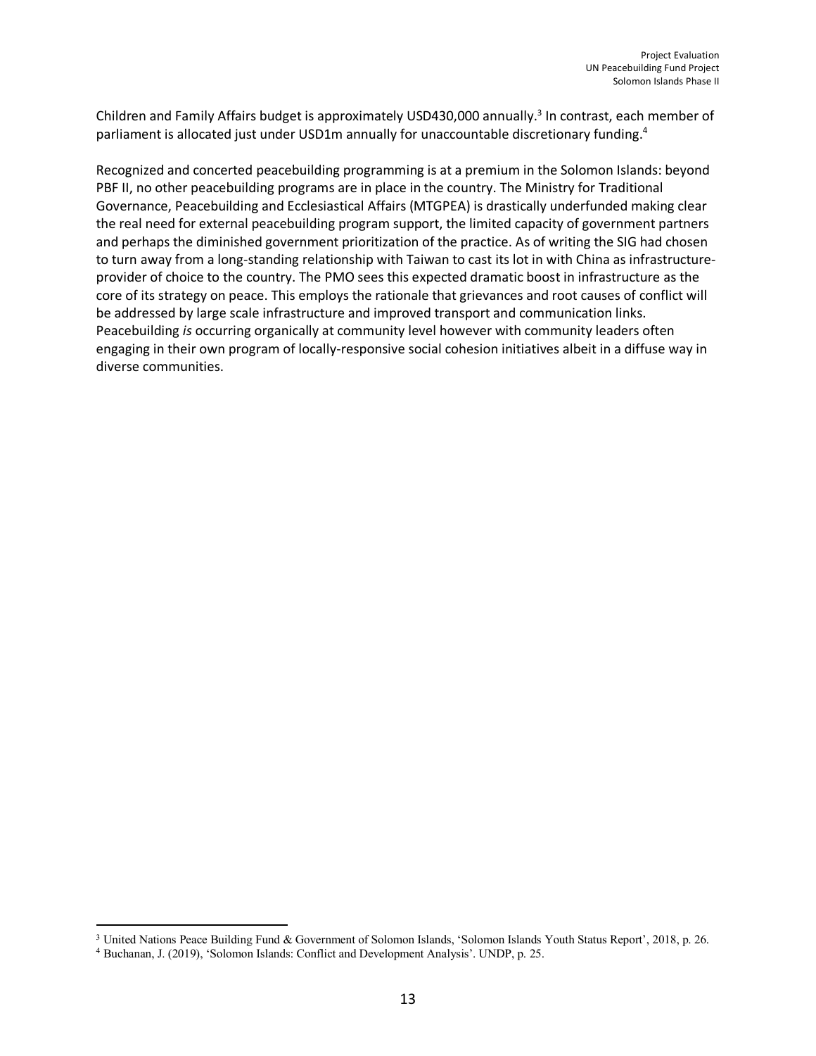Children and Family Affairs budget is approximately USD430,000 annually.[3] In contrast, each member of parliament is allocated just under USD1m annually for unaccountable discretionary funding.[4]

Recognized and concerted peacebuilding programming is at a premium in the Solomon Islands: beyond PBF II, no other peacebuilding programs are in place in the country. The Ministry for Traditional Governance, Peacebuilding and Ecclesiastical Affairs (MTGPEA) is drastically underfunded making clear the real need for external peacebuilding program support, the limited capacity of government partners and perhaps the diminished government prioritization of the practice. As of writing the SIG had chosen to turn away from a long-standing relationship with Taiwan to cast its lot in with China as infrastructure-provider of choice to the country. The PMO sees this expected dramatic boost in infrastructure as the core of its strategy on peace. This employs the rationale that grievances and root causes of conflict will be addressed by large scale infrastructure and improved transport and communication links. Peacebuilding *is* occurring organically at community level however with community leaders often engaging in their own program of locally-responsive social cohesion initiatives albeit in a diffuse way in diverse communities.

---

[3] United Nations Peace Building Fund & Government of Solomon Islands, 'Solomon Islands Youth Status Report', 2018, p. 26.

[4] Buchanan, J. (2019), 'Solomon Islands: Conflict and Development Analysis'. UNDP, p. 25.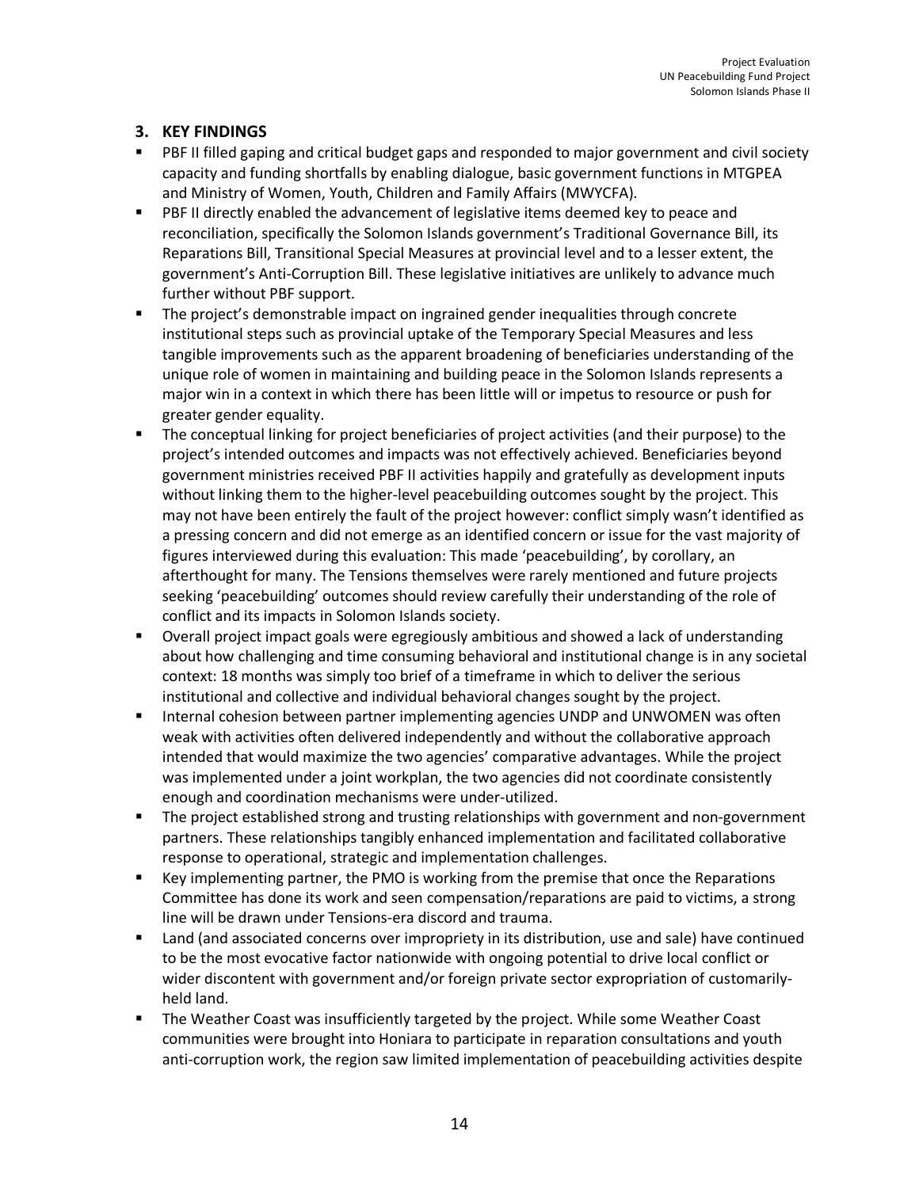## 3. KEY FINDINGS

- PBF II filled gaping and critical budget gaps and responded to major government and civil society capacity and funding shortfalls by enabling dialogue, basic government functions in MTGPEA and Ministry of Women, Youth, Children and Family Affairs (MWYCFA).
- PBF II directly enabled the advancement of legislative items deemed key to peace and reconciliation, specifically the Solomon Islands government's Traditional Governance Bill, its Reparations Bill, Transitional Special Measures at provincial level and to a lesser extent, the government's Anti-Corruption Bill. These legislative initiatives are unlikely to advance much further without PBF support.
- The project's demonstrable impact on ingrained gender inequalities through concrete institutional steps such as provincial uptake of the Temporary Special Measures and less tangible improvements such as the apparent broadening of beneficiaries understanding of the unique role of women in maintaining and building peace in the Solomon Islands represents a major win in a context in which there has been little will or impetus to resource or push for greater gender equality.
- The conceptual linking for project beneficiaries of project activities (and their purpose) to the project's intended outcomes and impacts was not effectively achieved. Beneficiaries beyond government ministries received PBF II activities happily and gratefully as development inputs without linking them to the higher-level peacebuilding outcomes sought by the project. This may not have been entirely the fault of the project however: conflict simply wasn't identified as a pressing concern and did not emerge as an identified concern or issue for the vast majority of figures interviewed during this evaluation: This made 'peacebuilding', by corollary, an afterthought for many. The Tensions themselves were rarely mentioned and future projects seeking 'peacebuilding' outcomes should review carefully their understanding of the role of conflict and its impacts in Solomon Islands society.
- Overall project impact goals were egregiously ambitious and showed a lack of understanding about how challenging and time consuming behavioral and institutional change is in any societal context: 18 months was simply too brief of a timeframe in which to deliver the serious institutional and collective and individual behavioral changes sought by the project.
- Internal cohesion between partner implementing agencies UNDP and UNWOMEN was often weak with activities often delivered independently and without the collaborative approach intended that would maximize the two agencies' comparative advantages. While the project was implemented under a joint workplan, the two agencies did not coordinate consistently enough and coordination mechanisms were under-utilized.
- The project established strong and trusting relationships with government and non-government partners. These relationships tangibly enhanced implementation and facilitated collaborative response to operational, strategic and implementation challenges.
- Key implementing partner, the PMO is working from the premise that once the Reparations Committee has done its work and seen compensation/reparations are paid to victims, a strong line will be drawn under Tensions-era discord and trauma.
- Land (and associated concerns over impropriety in its distribution, use and sale) have continued to be the most evocative factor nationwide with ongoing potential to drive local conflict or wider discontent with government and/or foreign private sector expropriation of customarily-held land.
- The Weather Coast was insufficiently targeted by the project. While some Weather Coast communities were brought into Honiara to participate in reparation consultations and youth anti-corruption work, the region saw limited implementation of peacebuilding activities despite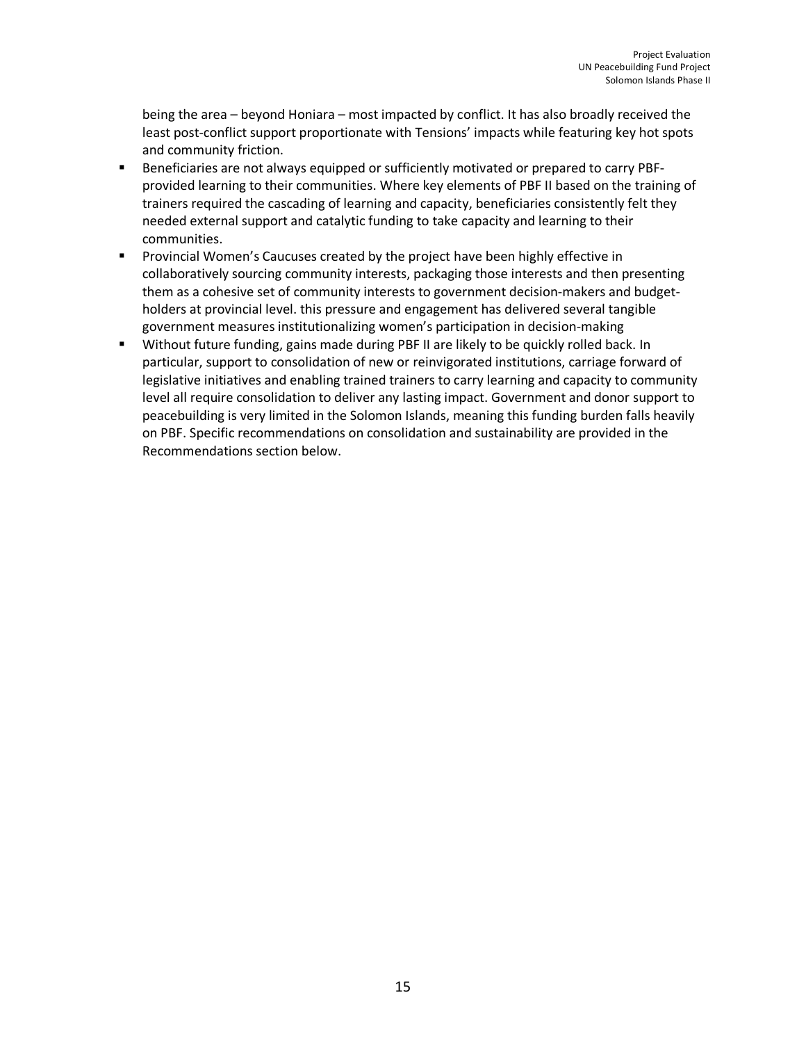being the area – beyond Honiara – most impacted by conflict. It has also broadly received the least post-conflict support proportionate with Tensions' impacts while featuring key hot spots and community friction.

- Beneficiaries are not always equipped or sufficiently motivated or prepared to carry PBF-provided learning to their communities. Where key elements of PBF II based on the training of trainers required the cascading of learning and capacity, beneficiaries consistently felt they needed external support and catalytic funding to take capacity and learning to their communities.
- Provincial Women's Caucuses created by the project have been highly effective in collaboratively sourcing community interests, packaging those interests and then presenting them as a cohesive set of community interests to government decision-makers and budget-holders at provincial level. this pressure and engagement has delivered several tangible government measures institutionalizing women's participation in decision-making
- Without future funding, gains made during PBF II are likely to be quickly rolled back. In particular, support to consolidation of new or reinvigorated institutions, carriage forward of legislative initiatives and enabling trained trainers to carry learning and capacity to community level all require consolidation to deliver any lasting impact. Government and donor support to peacebuilding is very limited in the Solomon Islands, meaning this funding burden falls heavily on PBF. Specific recommendations on consolidation and sustainability are provided in the Recommendations section below.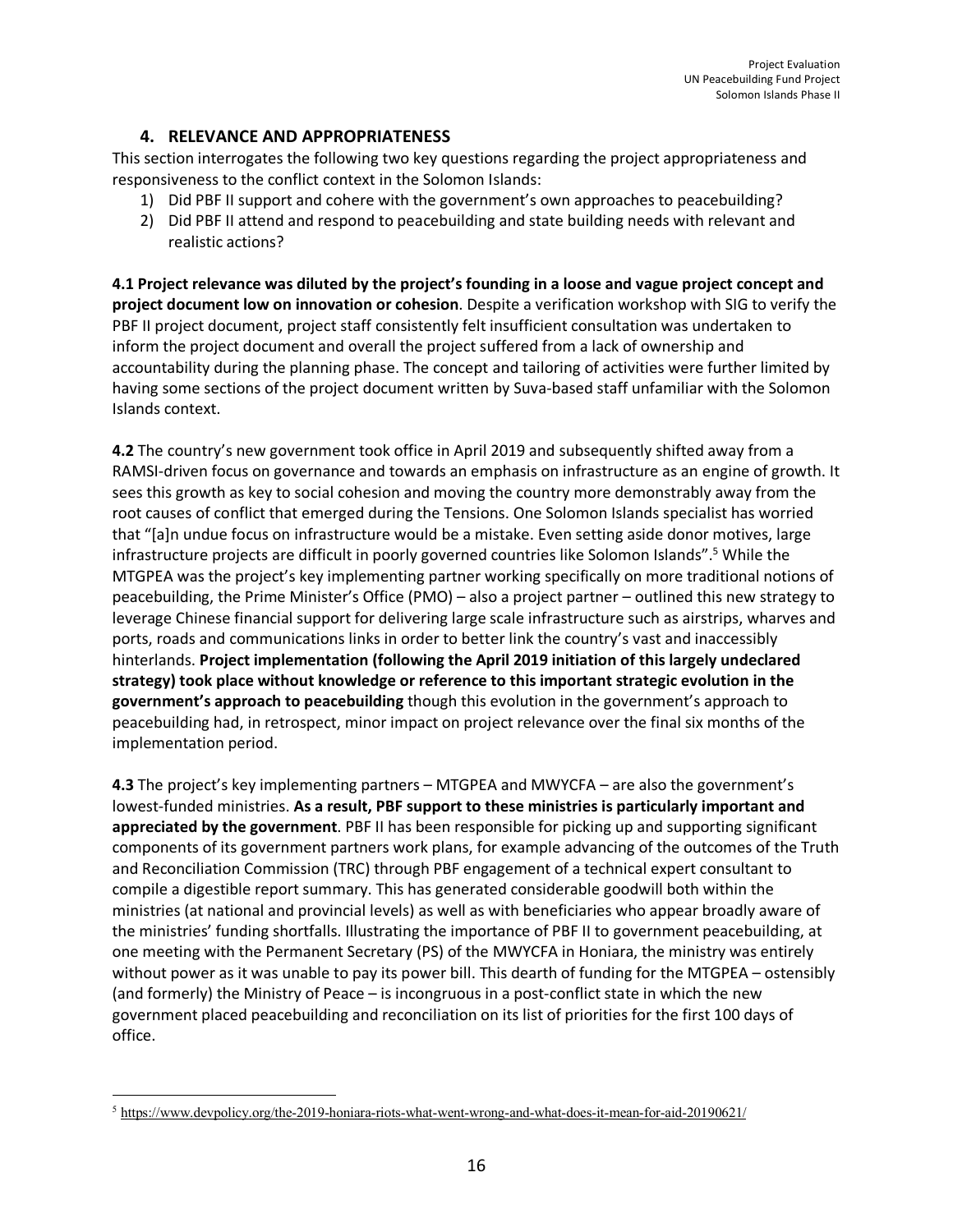## 4. RELEVANCE AND APPROPRIATENESS

This section interrogates the following two key questions regarding the project appropriateness and responsiveness to the conflict context in the Solomon Islands:

1) Did PBF II support and cohere with the government's own approaches to peacebuilding?
2) Did PBF II attend and respond to peacebuilding and state building needs with relevant and realistic actions?

**4.1 Project relevance was diluted by the project's founding in a loose and vague project concept and project document low on innovation or cohesion**. Despite a verification workshop with SIG to verify the PBF II project document, project staff consistently felt insufficient consultation was undertaken to inform the project document and overall the project suffered from a lack of ownership and accountability during the planning phase. The concept and tailoring of activities were further limited by having some sections of the project document written by Suva-based staff unfamiliar with the Solomon Islands context.

**4.2** The country's new government took office in April 2019 and subsequently shifted away from a RAMSI-driven focus on governance and towards an emphasis on infrastructure as an engine of growth. It sees this growth as key to social cohesion and moving the country more demonstrably away from the root causes of conflict that emerged during the Tensions. One Solomon Islands specialist has worried that "[a]n undue focus on infrastructure would be a mistake. Even setting aside donor motives, large infrastructure projects are difficult in poorly governed countries like Solomon Islands".[5] While the MTGPEA was the project's key implementing partner working specifically on more traditional notions of peacebuilding, the Prime Minister's Office (PMO) – also a project partner – outlined this new strategy to leverage Chinese financial support for delivering large scale infrastructure such as airstrips, wharves and ports, roads and communications links in order to better link the country's vast and inaccessibly hinterlands. **Project implementation (following the April 2019 initiation of this largely undeclared strategy) took place without knowledge or reference to this important strategic evolution in the government's approach to peacebuilding** though this evolution in the government's approach to peacebuilding had, in retrospect, minor impact on project relevance over the final six months of the implementation period.

**4.3** The project's key implementing partners – MTGPEA and MWYCFA – are also the government's lowest-funded ministries. **As a result, PBF support to these ministries is particularly important and appreciated by the government**. PBF II has been responsible for picking up and supporting significant components of its government partners work plans, for example advancing of the outcomes of the Truth and Reconciliation Commission (TRC) through PBF engagement of a technical expert consultant to compile a digestible report summary. This has generated considerable goodwill both within the ministries (at national and provincial levels) as well as with beneficiaries who appear broadly aware of the ministries' funding shortfalls. Illustrating the importance of PBF II to government peacebuilding, at one meeting with the Permanent Secretary (PS) of the MWYCFA in Honiara, the ministry was entirely without power as it was unable to pay its power bill. This dearth of funding for the MTGPEA – ostensibly (and formerly) the Ministry of Peace – is incongruous in a post-conflict state in which the new government placed peacebuilding and reconciliation on its list of priorities for the first 100 days of office.

---

[5] https://www.devpolicy.org/the-2019-honiara-riots-what-went-wrong-and-what-does-it-mean-for-aid-20190621/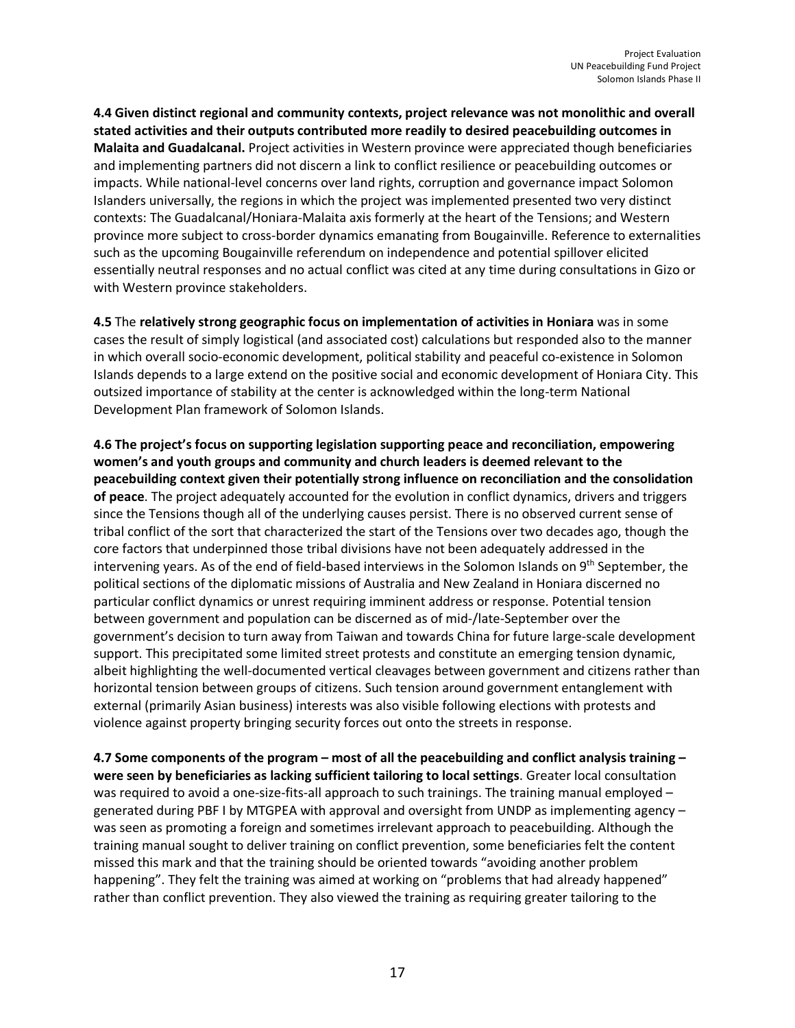**4.4 Given distinct regional and community contexts, project relevance was not monolithic and overall stated activities and their outputs contributed more readily to desired peacebuilding outcomes in Malaita and Guadalcanal.** Project activities in Western province were appreciated though beneficiaries and implementing partners did not discern a link to conflict resilience or peacebuilding outcomes or impacts. While national-level concerns over land rights, corruption and governance impact Solomon Islanders universally, the regions in which the project was implemented presented two very distinct contexts: The Guadalcanal/Honiara-Malaita axis formerly at the heart of the Tensions; and Western province more subject to cross-border dynamics emanating from Bougainville. Reference to externalities such as the upcoming Bougainville referendum on independence and potential spillover elicited essentially neutral responses and no actual conflict was cited at any time during consultations in Gizo or with Western province stakeholders.

**4.5** The **relatively strong geographic focus on implementation of activities in Honiara** was in some cases the result of simply logistical (and associated cost) calculations but responded also to the manner in which overall socio-economic development, political stability and peaceful co-existence in Solomon Islands depends to a large extend on the positive social and economic development of Honiara City. This outsized importance of stability at the center is acknowledged within the long-term National Development Plan framework of Solomon Islands.

**4.6 The project's focus on supporting legislation supporting peace and reconciliation, empowering women's and youth groups and community and church leaders is deemed relevant to the peacebuilding context given their potentially strong influence on reconciliation and the consolidation of peace**. The project adequately accounted for the evolution in conflict dynamics, drivers and triggers since the Tensions though all of the underlying causes persist. There is no observed current sense of tribal conflict of the sort that characterized the start of the Tensions over two decades ago, though the core factors that underpinned those tribal divisions have not been adequately addressed in the intervening years. As of the end of field-based interviews in the Solomon Islands on 9th September, the political sections of the diplomatic missions of Australia and New Zealand in Honiara discerned no particular conflict dynamics or unrest requiring imminent address or response. Potential tension between government and population can be discerned as of mid-/late-September over the government's decision to turn away from Taiwan and towards China for future large-scale development support. This precipitated some limited street protests and constitute an emerging tension dynamic, albeit highlighting the well-documented vertical cleavages between government and citizens rather than horizontal tension between groups of citizens. Such tension around government entanglement with external (primarily Asian business) interests was also visible following elections with protests and violence against property bringing security forces out onto the streets in response.

**4.7 Some components of the program – most of all the peacebuilding and conflict analysis training – were seen by beneficiaries as lacking sufficient tailoring to local settings**. Greater local consultation was required to avoid a one-size-fits-all approach to such trainings. The training manual employed – generated during PBF I by MTGPEA with approval and oversight from UNDP as implementing agency – was seen as promoting a foreign and sometimes irrelevant approach to peacebuilding. Although the training manual sought to deliver training on conflict prevention, some beneficiaries felt the content missed this mark and that the training should be oriented towards "avoiding another problem happening". They felt the training was aimed at working on "problems that had already happened" rather than conflict prevention. They also viewed the training as requiring greater tailoring to the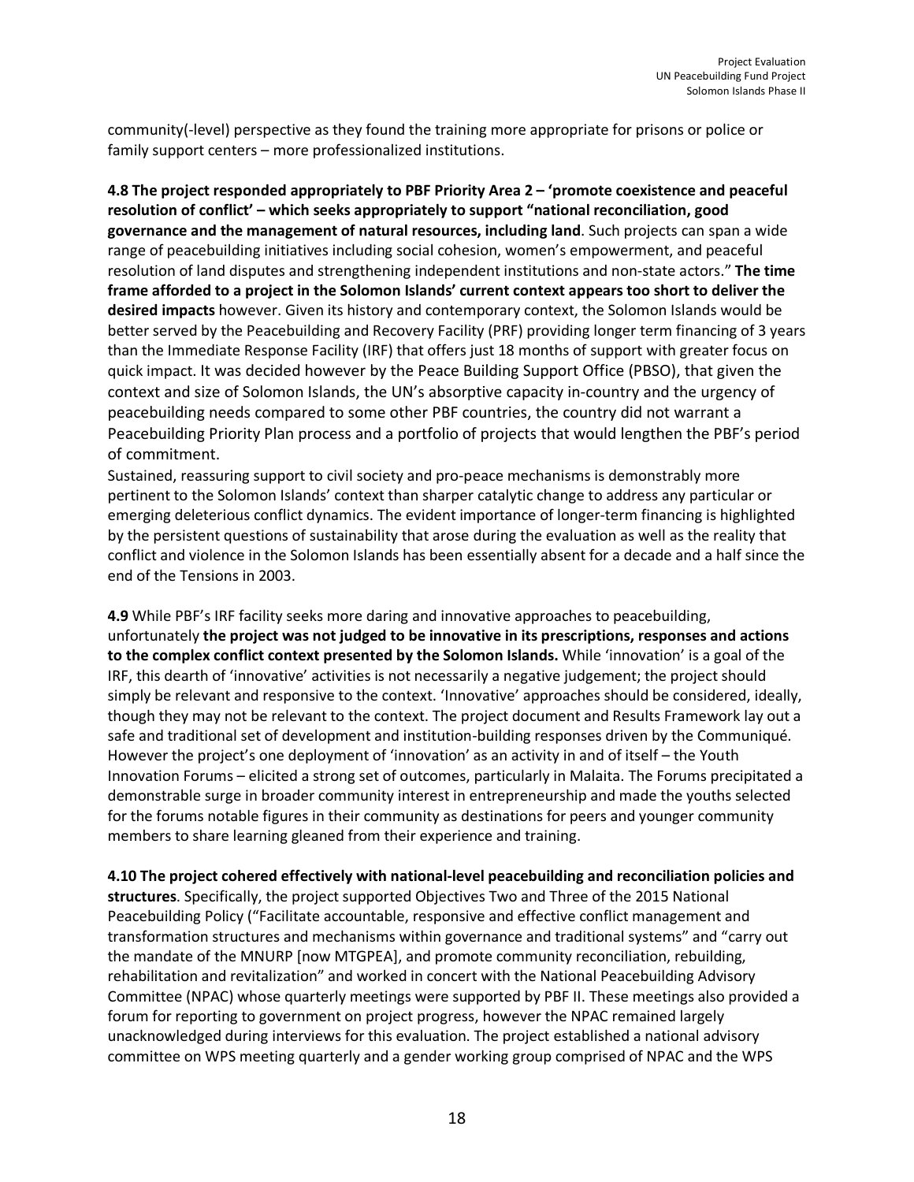community(-level) perspective as they found the training more appropriate for prisons or police or family support centers – more professionalized institutions.

**4.8 The project responded appropriately to PBF Priority Area 2 – 'promote coexistence and peaceful resolution of conflict' – which seeks appropriately to support "national reconciliation, good governance and the management of natural resources, including land**. Such projects can span a wide range of peacebuilding initiatives including social cohesion, women's empowerment, and peaceful resolution of land disputes and strengthening independent institutions and non-state actors." **The time frame afforded to a project in the Solomon Islands' current context appears too short to deliver the desired impacts** however. Given its history and contemporary context, the Solomon Islands would be better served by the Peacebuilding and Recovery Facility (PRF) providing longer term financing of 3 years than the Immediate Response Facility (IRF) that offers just 18 months of support with greater focus on quick impact. It was decided however by the Peace Building Support Office (PBSO), that given the context and size of Solomon Islands, the UN's absorptive capacity in-country and the urgency of peacebuilding needs compared to some other PBF countries, the country did not warrant a Peacebuilding Priority Plan process and a portfolio of projects that would lengthen the PBF's period of commitment.

Sustained, reassuring support to civil society and pro-peace mechanisms is demonstrably more pertinent to the Solomon Islands' context than sharper catalytic change to address any particular or emerging deleterious conflict dynamics. The evident importance of longer-term financing is highlighted by the persistent questions of sustainability that arose during the evaluation as well as the reality that conflict and violence in the Solomon Islands has been essentially absent for a decade and a half since the end of the Tensions in 2003.

**4.9** While PBF's IRF facility seeks more daring and innovative approaches to peacebuilding, unfortunately **the project was not judged to be innovative in its prescriptions, responses and actions to the complex conflict context presented by the Solomon Islands.** While 'innovation' is a goal of the IRF, this dearth of 'innovative' activities is not necessarily a negative judgement; the project should simply be relevant and responsive to the context. 'Innovative' approaches should be considered, ideally, though they may not be relevant to the context. The project document and Results Framework lay out a safe and traditional set of development and institution-building responses driven by the Communiqué. However the project's one deployment of 'innovation' as an activity in and of itself – the Youth Innovation Forums – elicited a strong set of outcomes, particularly in Malaita. The Forums precipitated a demonstrable surge in broader community interest in entrepreneurship and made the youths selected for the forums notable figures in their community as destinations for peers and younger community members to share learning gleaned from their experience and training.

**4.10 The project cohered effectively with national-level peacebuilding and reconciliation policies and structures**. Specifically, the project supported Objectives Two and Three of the 2015 National Peacebuilding Policy ("Facilitate accountable, responsive and effective conflict management and transformation structures and mechanisms within governance and traditional systems" and "carry out the mandate of the MNURP [now MTGPEA], and promote community reconciliation, rebuilding, rehabilitation and revitalization" and worked in concert with the National Peacebuilding Advisory Committee (NPAC) whose quarterly meetings were supported by PBF II. These meetings also provided a forum for reporting to government on project progress, however the NPAC remained largely unacknowledged during interviews for this evaluation. The project established a national advisory committee on WPS meeting quarterly and a gender working group comprised of NPAC and the WPS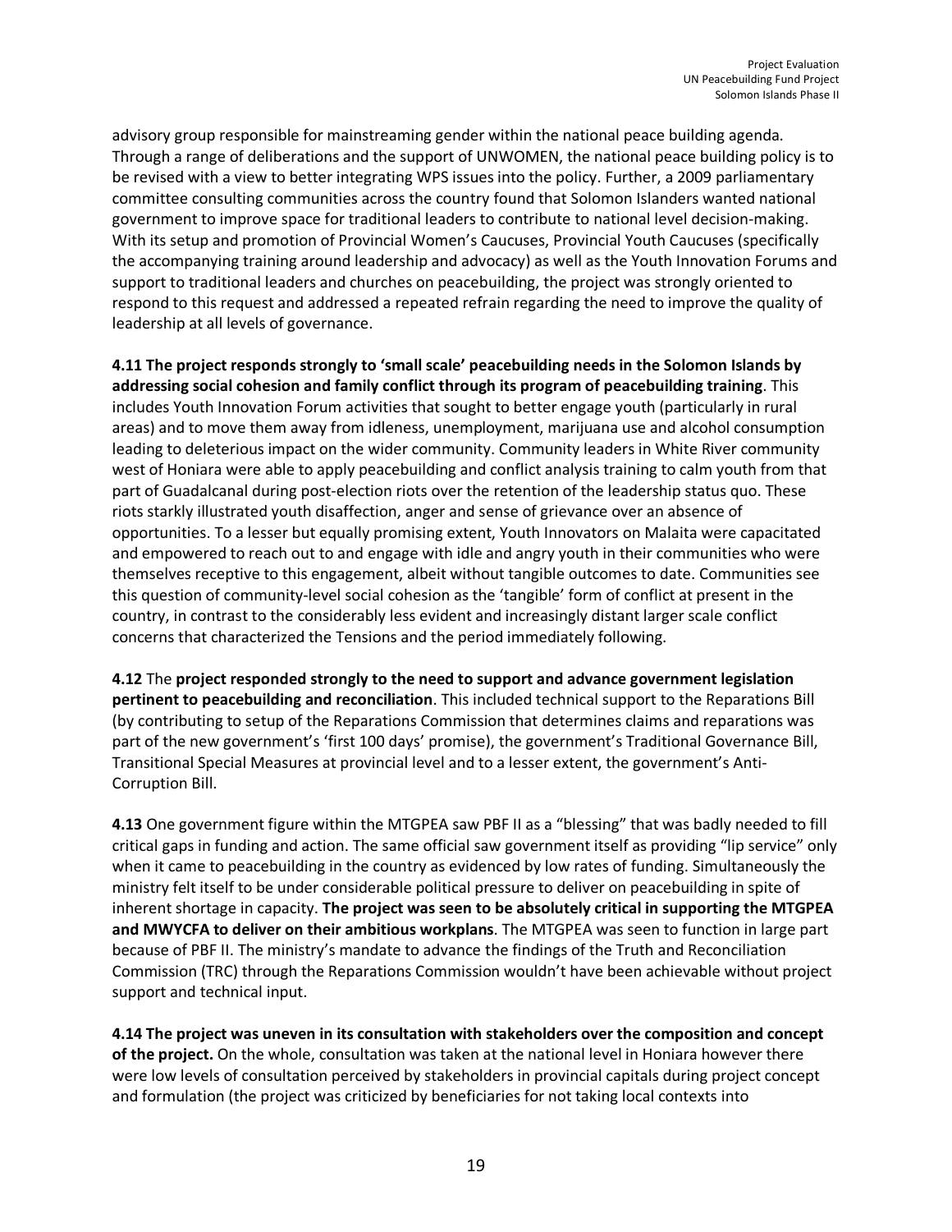advisory group responsible for mainstreaming gender within the national peace building agenda. Through a range of deliberations and the support of UNWOMEN, the national peace building policy is to be revised with a view to better integrating WPS issues into the policy. Further, a 2009 parliamentary committee consulting communities across the country found that Solomon Islanders wanted national government to improve space for traditional leaders to contribute to national level decision-making. With its setup and promotion of Provincial Women's Caucuses, Provincial Youth Caucuses (specifically the accompanying training around leadership and advocacy) as well as the Youth Innovation Forums and support to traditional leaders and churches on peacebuilding, the project was strongly oriented to respond to this request and addressed a repeated refrain regarding the need to improve the quality of leadership at all levels of governance.

**4.11 The project responds strongly to 'small scale' peacebuilding needs in the Solomon Islands by addressing social cohesion and family conflict through its program of peacebuilding training**. This includes Youth Innovation Forum activities that sought to better engage youth (particularly in rural areas) and to move them away from idleness, unemployment, marijuana use and alcohol consumption leading to deleterious impact on the wider community. Community leaders in White River community west of Honiara were able to apply peacebuilding and conflict analysis training to calm youth from that part of Guadalcanal during post-election riots over the retention of the leadership status quo. These riots starkly illustrated youth disaffection, anger and sense of grievance over an absence of opportunities. To a lesser but equally promising extent, Youth Innovators on Malaita were capacitated and empowered to reach out to and engage with idle and angry youth in their communities who were themselves receptive to this engagement, albeit without tangible outcomes to date. Communities see this question of community-level social cohesion as the 'tangible' form of conflict at present in the country, in contrast to the considerably less evident and increasingly distant larger scale conflict concerns that characterized the Tensions and the period immediately following.

**4.12** The **project responded strongly to the need to support and advance government legislation pertinent to peacebuilding and reconciliation**. This included technical support to the Reparations Bill (by contributing to setup of the Reparations Commission that determines claims and reparations was part of the new government's 'first 100 days' promise), the government's Traditional Governance Bill, Transitional Special Measures at provincial level and to a lesser extent, the government's Anti-Corruption Bill.

**4.13** One government figure within the MTGPEA saw PBF II as a "blessing" that was badly needed to fill critical gaps in funding and action. The same official saw government itself as providing "lip service" only when it came to peacebuilding in the country as evidenced by low rates of funding. Simultaneously the ministry felt itself to be under considerable political pressure to deliver on peacebuilding in spite of inherent shortage in capacity. **The project was seen to be absolutely critical in supporting the MTGPEA and MWYCFA to deliver on their ambitious workplans**. The MTGPEA was seen to function in large part because of PBF II. The ministry's mandate to advance the findings of the Truth and Reconciliation Commission (TRC) through the Reparations Commission wouldn't have been achievable without project support and technical input.

**4.14 The project was uneven in its consultation with stakeholders over the composition and concept of the project.** On the whole, consultation was taken at the national level in Honiara however there were low levels of consultation perceived by stakeholders in provincial capitals during project concept and formulation (the project was criticized by beneficiaries for not taking local contexts into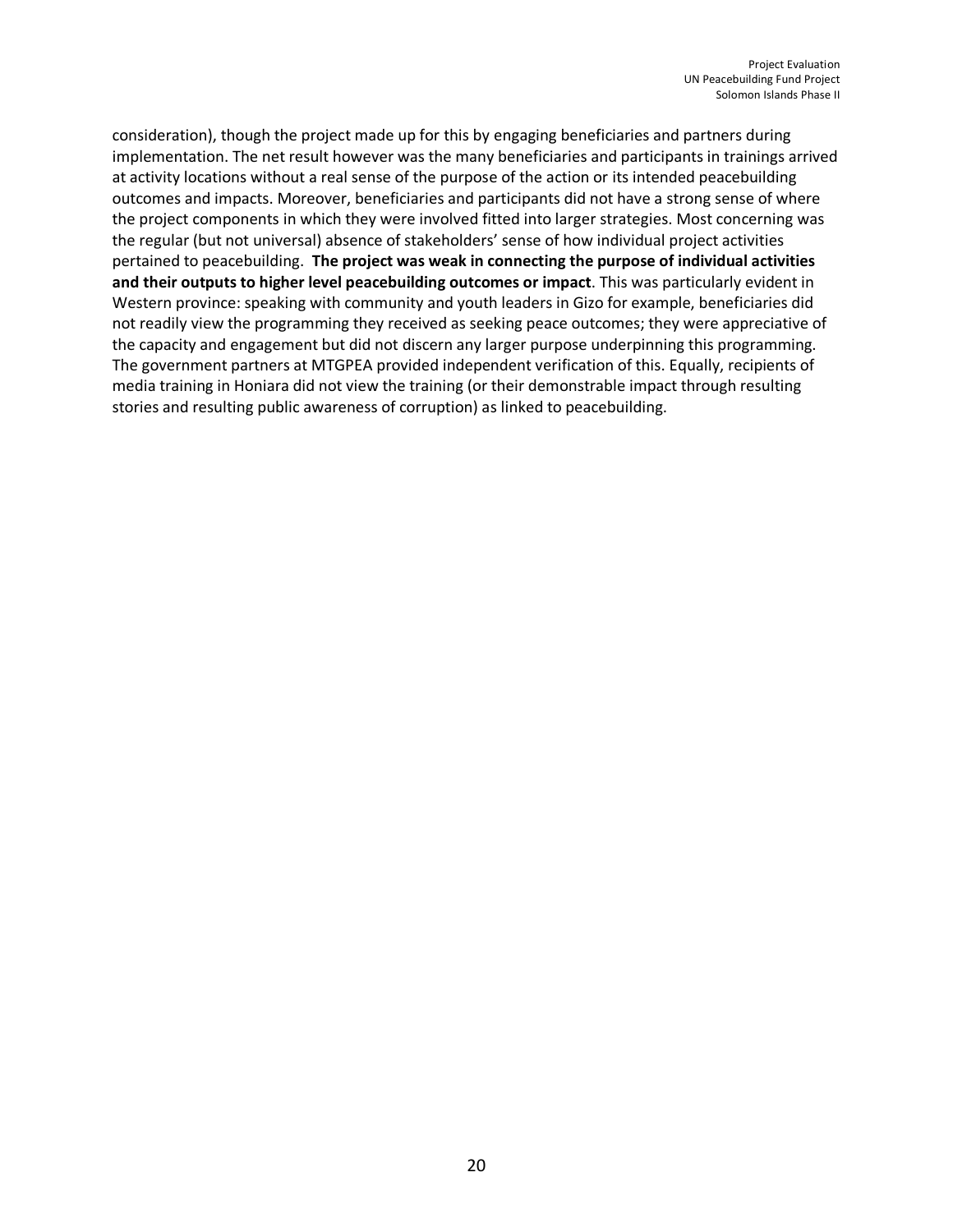consideration), though the project made up for this by engaging beneficiaries and partners during implementation. The net result however was the many beneficiaries and participants in trainings arrived at activity locations without a real sense of the purpose of the action or its intended peacebuilding outcomes and impacts. Moreover, beneficiaries and participants did not have a strong sense of where the project components in which they were involved fitted into larger strategies. Most concerning was the regular (but not universal) absence of stakeholders' sense of how individual project activities pertained to peacebuilding. **The project was weak in connecting the purpose of individual activities and their outputs to higher level peacebuilding outcomes or impact**. This was particularly evident in Western province: speaking with community and youth leaders in Gizo for example, beneficiaries did not readily view the programming they received as seeking peace outcomes; they were appreciative of the capacity and engagement but did not discern any larger purpose underpinning this programming. The government partners at MTGPEA provided independent verification of this. Equally, recipients of media training in Honiara did not view the training (or their demonstrable impact through resulting stories and resulting public awareness of corruption) as linked to peacebuilding.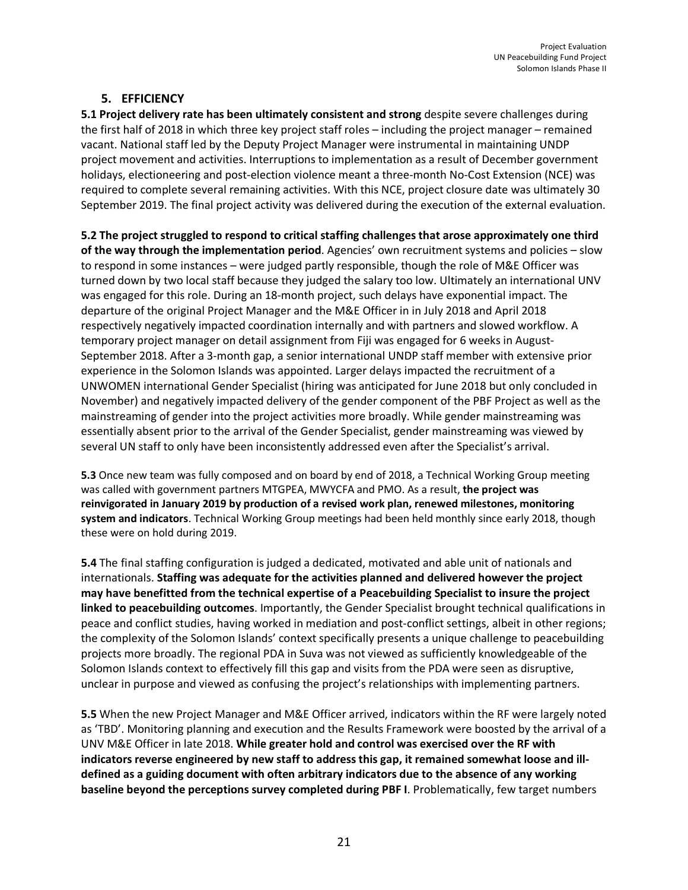## 5. EFFICIENCY

**5.1 Project delivery rate has been ultimately consistent and strong** despite severe challenges during the first half of 2018 in which three key project staff roles – including the project manager – remained vacant. National staff led by the Deputy Project Manager were instrumental in maintaining UNDP project movement and activities. Interruptions to implementation as a result of December government holidays, electioneering and post-election violence meant a three-month No-Cost Extension (NCE) was required to complete several remaining activities. With this NCE, project closure date was ultimately 30 September 2019. The final project activity was delivered during the execution of the external evaluation.

**5.2 The project struggled to respond to critical staffing challenges that arose approximately one third of the way through the implementation period**. Agencies' own recruitment systems and policies – slow to respond in some instances – were judged partly responsible, though the role of M&E Officer was turned down by two local staff because they judged the salary too low. Ultimately an international UNV was engaged for this role. During an 18-month project, such delays have exponential impact. The departure of the original Project Manager and the M&E Officer in in July 2018 and April 2018 respectively negatively impacted coordination internally and with partners and slowed workflow. A temporary project manager on detail assignment from Fiji was engaged for 6 weeks in August-September 2018. After a 3-month gap, a senior international UNDP staff member with extensive prior experience in the Solomon Islands was appointed. Larger delays impacted the recruitment of a UNWOMEN international Gender Specialist (hiring was anticipated for June 2018 but only concluded in November) and negatively impacted delivery of the gender component of the PBF Project as well as the mainstreaming of gender into the project activities more broadly. While gender mainstreaming was essentially absent prior to the arrival of the Gender Specialist, gender mainstreaming was viewed by several UN staff to only have been inconsistently addressed even after the Specialist's arrival.

**5.3** Once new team was fully composed and on board by end of 2018, a Technical Working Group meeting was called with government partners MTGPEA, MWYCFA and PMO. As a result, **the project was reinvigorated in January 2019 by production of a revised work plan, renewed milestones, monitoring system and indicators**. Technical Working Group meetings had been held monthly since early 2018, though these were on hold during 2019.

**5.4** The final staffing configuration is judged a dedicated, motivated and able unit of nationals and internationals. **Staffing was adequate for the activities planned and delivered however the project may have benefitted from the technical expertise of a Peacebuilding Specialist to insure the project linked to peacebuilding outcomes**. Importantly, the Gender Specialist brought technical qualifications in peace and conflict studies, having worked in mediation and post-conflict settings, albeit in other regions; the complexity of the Solomon Islands' context specifically presents a unique challenge to peacebuilding projects more broadly. The regional PDA in Suva was not viewed as sufficiently knowledgeable of the Solomon Islands context to effectively fill this gap and visits from the PDA were seen as disruptive, unclear in purpose and viewed as confusing the project's relationships with implementing partners.

**5.5** When the new Project Manager and M&E Officer arrived, indicators within the RF were largely noted as 'TBD'. Monitoring planning and execution and the Results Framework were boosted by the arrival of a UNV M&E Officer in late 2018. **While greater hold and control was exercised over the RF with indicators reverse engineered by new staff to address this gap, it remained somewhat loose and ill-defined as a guiding document with often arbitrary indicators due to the absence of any working baseline beyond the perceptions survey completed during PBF I**. Problematically, few target numbers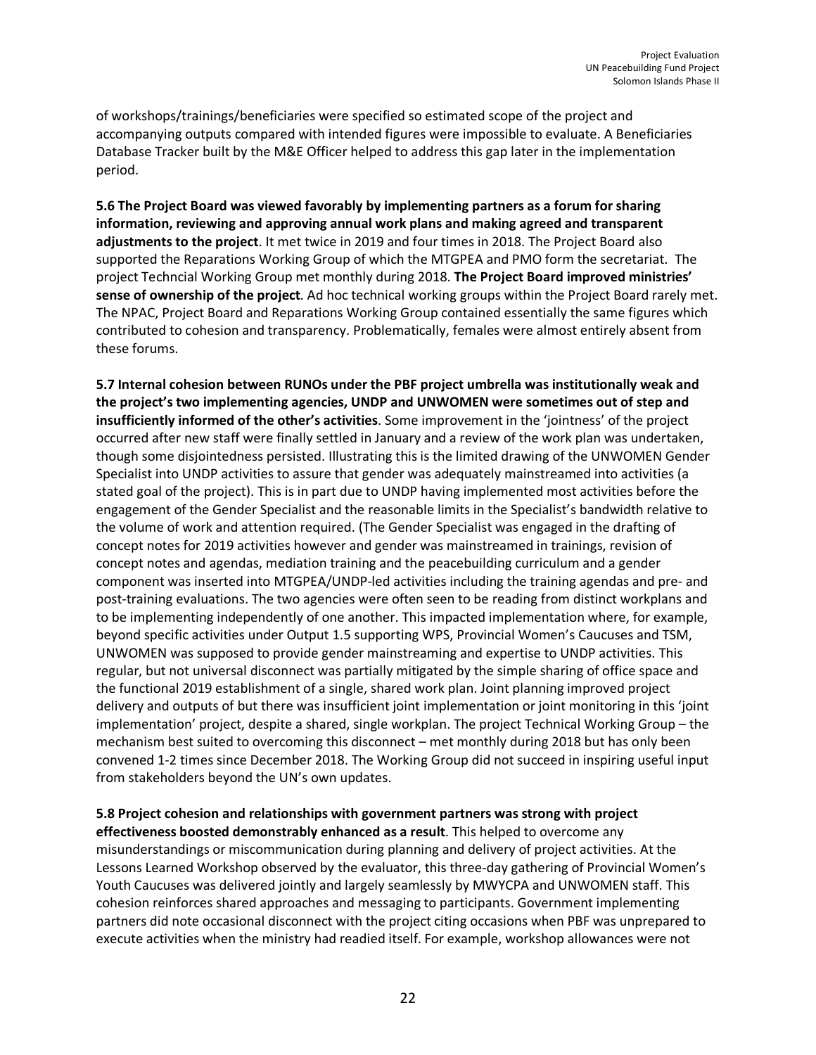of workshops/trainings/beneficiaries were specified so estimated scope of the project and accompanying outputs compared with intended figures were impossible to evaluate. A Beneficiaries Database Tracker built by the M&E Officer helped to address this gap later in the implementation period.

**5.6 The Project Board was viewed favorably by implementing partners as a forum for sharing information, reviewing and approving annual work plans and making agreed and transparent adjustments to the project**. It met twice in 2019 and four times in 2018. The Project Board also supported the Reparations Working Group of which the MTGPEA and PMO form the secretariat. The project Techncial Working Group met monthly during 2018. **The Project Board improved ministries' sense of ownership of the project**. Ad hoc technical working groups within the Project Board rarely met. The NPAC, Project Board and Reparations Working Group contained essentially the same figures which contributed to cohesion and transparency. Problematically, females were almost entirely absent from these forums.

**5.7 Internal cohesion between RUNOs under the PBF project umbrella was institutionally weak and the project's two implementing agencies, UNDP and UNWOMEN were sometimes out of step and insufficiently informed of the other's activities**. Some improvement in the 'jointness' of the project occurred after new staff were finally settled in January and a review of the work plan was undertaken, though some disjointedness persisted. Illustrating this is the limited drawing of the UNWOMEN Gender Specialist into UNDP activities to assure that gender was adequately mainstreamed into activities (a stated goal of the project). This is in part due to UNDP having implemented most activities before the engagement of the Gender Specialist and the reasonable limits in the Specialist's bandwidth relative to the volume of work and attention required. (The Gender Specialist was engaged in the drafting of concept notes for 2019 activities however and gender was mainstreamed in trainings, revision of concept notes and agendas, mediation training and the peacebuilding curriculum and a gender component was inserted into MTGPEA/UNDP-led activities including the training agendas and pre- and post-training evaluations. The two agencies were often seen to be reading from distinct workplans and to be implementing independently of one another. This impacted implementation where, for example, beyond specific activities under Output 1.5 supporting WPS, Provincial Women's Caucuses and TSM, UNWOMEN was supposed to provide gender mainstreaming and expertise to UNDP activities. This regular, but not universal disconnect was partially mitigated by the simple sharing of office space and the functional 2019 establishment of a single, shared work plan. Joint planning improved project delivery and outputs of but there was insufficient joint implementation or joint monitoring in this 'joint implementation' project, despite a shared, single workplan. The project Technical Working Group – the mechanism best suited to overcoming this disconnect – met monthly during 2018 but has only been convened 1-2 times since December 2018. The Working Group did not succeed in inspiring useful input from stakeholders beyond the UN's own updates.

**5.8 Project cohesion and relationships with government partners was strong with project effectiveness boosted demonstrably enhanced as a result**. This helped to overcome any misunderstandings or miscommunication during planning and delivery of project activities. At the Lessons Learned Workshop observed by the evaluator, this three-day gathering of Provincial Women's Youth Caucuses was delivered jointly and largely seamlessly by MWYCPA and UNWOMEN staff. This cohesion reinforces shared approaches and messaging to participants. Government implementing partners did note occasional disconnect with the project citing occasions when PBF was unprepared to execute activities when the ministry had readied itself. For example, workshop allowances were not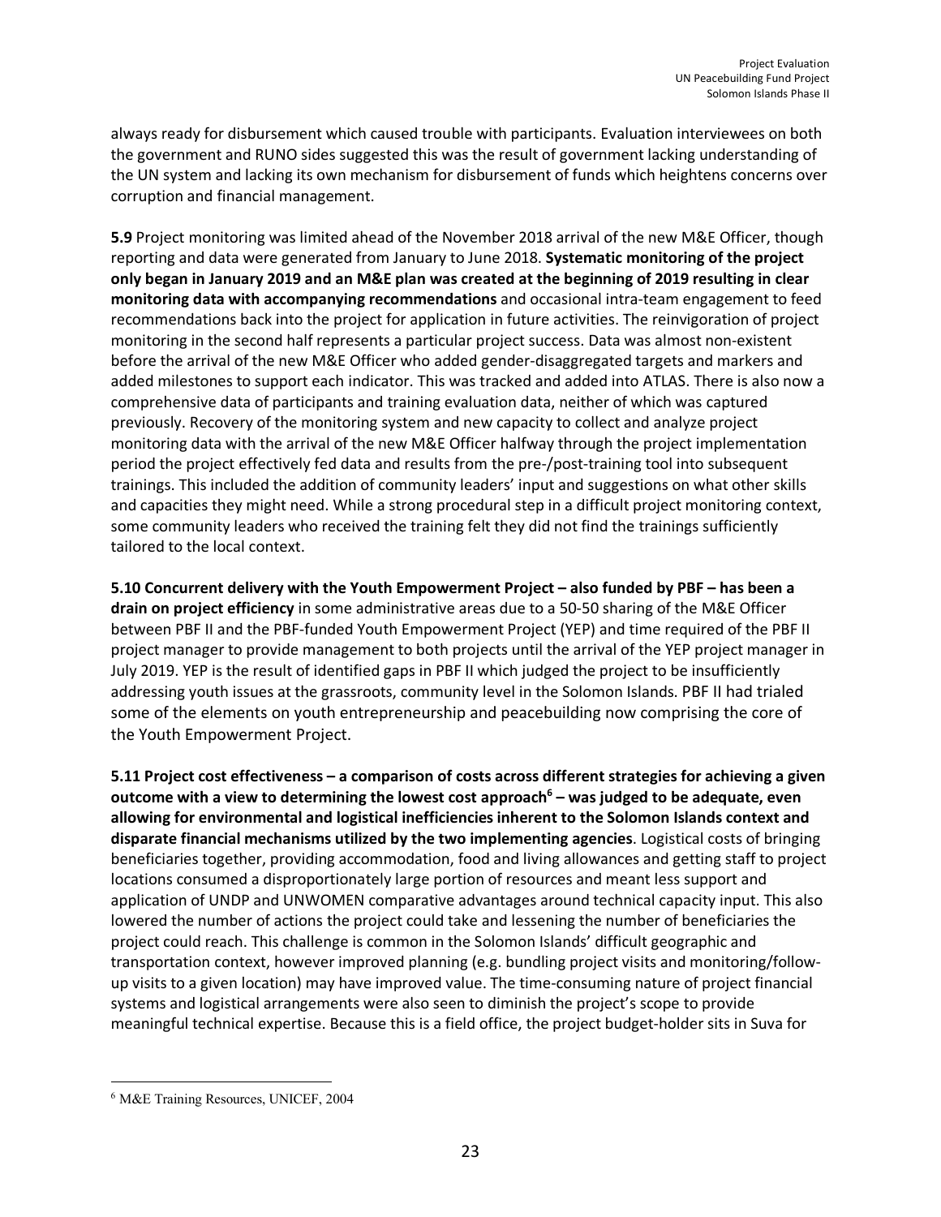always ready for disbursement which caused trouble with participants. Evaluation interviewees on both the government and RUNO sides suggested this was the result of government lacking understanding of the UN system and lacking its own mechanism for disbursement of funds which heightens concerns over corruption and financial management.

**5.9** Project monitoring was limited ahead of the November 2018 arrival of the new M&E Officer, though reporting and data were generated from January to June 2018. **Systematic monitoring of the project only began in January 2019 and an M&E plan was created at the beginning of 2019 resulting in clear monitoring data with accompanying recommendations** and occasional intra-team engagement to feed recommendations back into the project for application in future activities. The reinvigoration of project monitoring in the second half represents a particular project success. Data was almost non-existent before the arrival of the new M&E Officer who added gender-disaggregated targets and markers and added milestones to support each indicator. This was tracked and added into ATLAS. There is also now a comprehensive data of participants and training evaluation data, neither of which was captured previously. Recovery of the monitoring system and new capacity to collect and analyze project monitoring data with the arrival of the new M&E Officer halfway through the project implementation period the project effectively fed data and results from the pre-/post-training tool into subsequent trainings. This included the addition of community leaders' input and suggestions on what other skills and capacities they might need. While a strong procedural step in a difficult project monitoring context, some community leaders who received the training felt they did not find the trainings sufficiently tailored to the local context.

**5.10 Concurrent delivery with the Youth Empowerment Project – also funded by PBF – has been a drain on project efficiency** in some administrative areas due to a 50-50 sharing of the M&E Officer between PBF II and the PBF-funded Youth Empowerment Project (YEP) and time required of the PBF II project manager to provide management to both projects until the arrival of the YEP project manager in July 2019. YEP is the result of identified gaps in PBF II which judged the project to be insufficiently addressing youth issues at the grassroots, community level in the Solomon Islands. PBF II had trialed some of the elements on youth entrepreneurship and peacebuilding now comprising the core of the Youth Empowerment Project.

**5.11 Project cost effectiveness – a comparison of costs across different strategies for achieving a given outcome with a view to determining the lowest cost approach[6] – was judged to be adequate, even allowing for environmental and logistical inefficiencies inherent to the Solomon Islands context and disparate financial mechanisms utilized by the two implementing agencies**. Logistical costs of bringing beneficiaries together, providing accommodation, food and living allowances and getting staff to project locations consumed a disproportionately large portion of resources and meant less support and application of UNDP and UNWOMEN comparative advantages around technical capacity input. This also lowered the number of actions the project could take and lessening the number of beneficiaries the project could reach. This challenge is common in the Solomon Islands' difficult geographic and transportation context, however improved planning (e.g. bundling project visits and monitoring/follow-up visits to a given location) may have improved value. The time-consuming nature of project financial systems and logistical arrangements were also seen to diminish the project's scope to provide meaningful technical expertise. Because this is a field office, the project budget-holder sits in Suva for

[6] M&E Training Resources, UNICEF, 2004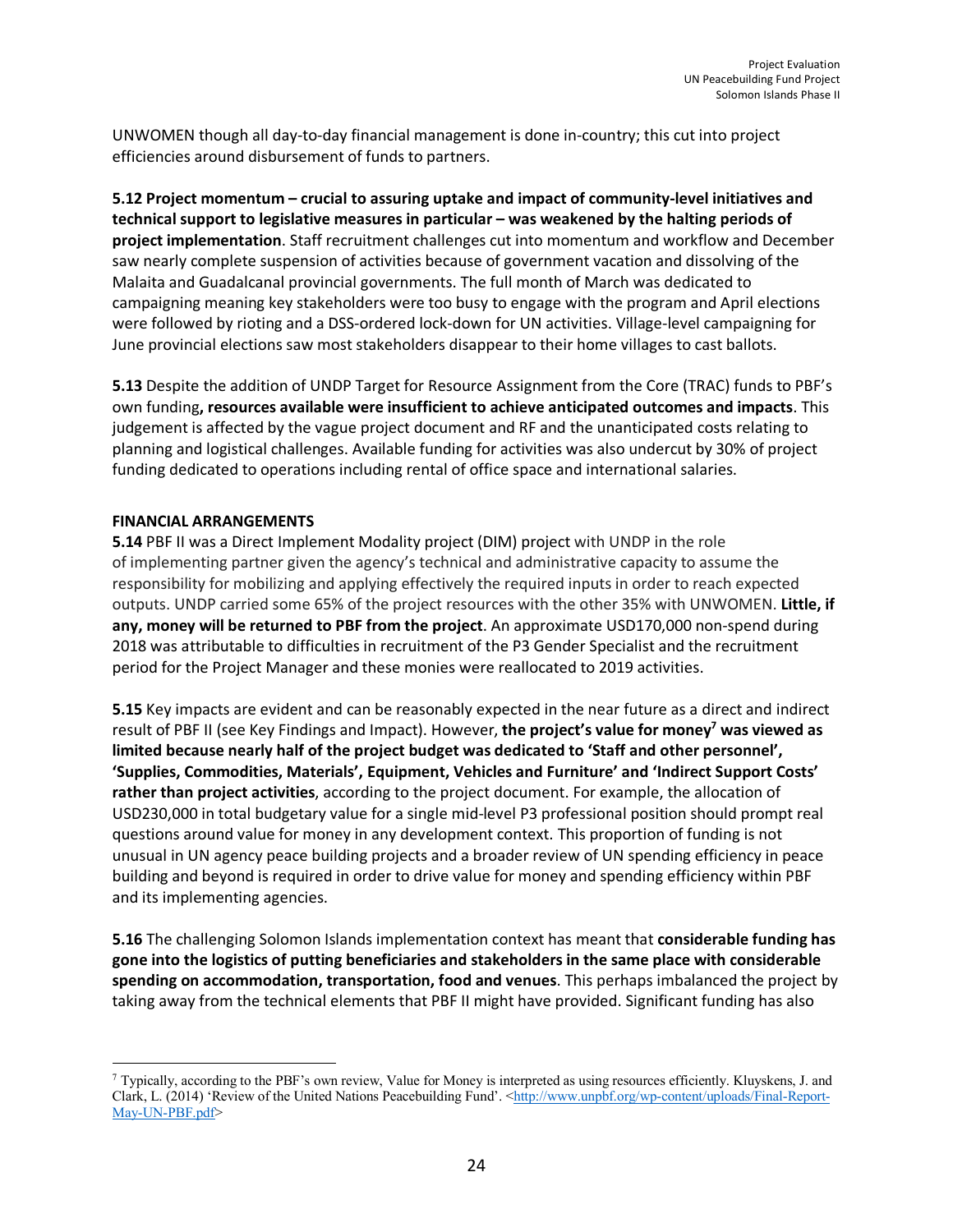UNWOMEN though all day-to-day financial management is done in-country; this cut into project efficiencies around disbursement of funds to partners.

**5.12 Project momentum – crucial to assuring uptake and impact of community-level initiatives and technical support to legislative measures in particular – was weakened by the halting periods of project implementation**. Staff recruitment challenges cut into momentum and workflow and December saw nearly complete suspension of activities because of government vacation and dissolving of the Malaita and Guadalcanal provincial governments. The full month of March was dedicated to campaigning meaning key stakeholders were too busy to engage with the program and April elections were followed by rioting and a DSS-ordered lock-down for UN activities. Village-level campaigning for June provincial elections saw most stakeholders disappear to their home villages to cast ballots.

**5.13** Despite the addition of UNDP Target for Resource Assignment from the Core (TRAC) funds to PBF's own funding**, resources available were insufficient to achieve anticipated outcomes and impacts**. This judgement is affected by the vague project document and RF and the unanticipated costs relating to planning and logistical challenges. Available funding for activities was also undercut by 30% of project funding dedicated to operations including rental of office space and international salaries.

**FINANCIAL ARRANGEMENTS**

**5.14** PBF II was a Direct Implement Modality project (DIM) project with UNDP in the role of implementing partner given the agency's technical and administrative capacity to assume the responsibility for mobilizing and applying effectively the required inputs in order to reach expected outputs. UNDP carried some 65% of the project resources with the other 35% with UNWOMEN. **Little, if any, money will be returned to PBF from the project**. An approximate USD170,000 non-spend during 2018 was attributable to difficulties in recruitment of the P3 Gender Specialist and the recruitment period for the Project Manager and these monies were reallocated to 2019 activities.

**5.15** Key impacts are evident and can be reasonably expected in the near future as a direct and indirect result of PBF II (see Key Findings and Impact). However, **the project's value for money[7] was viewed as limited because nearly half of the project budget was dedicated to 'Staff and other personnel', 'Supplies, Commodities, Materials', Equipment, Vehicles and Furniture' and 'Indirect Support Costs' rather than project activities**, according to the project document. For example, the allocation of USD230,000 in total budgetary value for a single mid-level P3 professional position should prompt real questions around value for money in any development context. This proportion of funding is not unusual in UN agency peace building projects and a broader review of UN spending efficiency in peace building and beyond is required in order to drive value for money and spending efficiency within PBF and its implementing agencies.

**5.16** The challenging Solomon Islands implementation context has meant that **considerable funding has gone into the logistics of putting beneficiaries and stakeholders in the same place with considerable spending on accommodation, transportation, food and venues**. This perhaps imbalanced the project by taking away from the technical elements that PBF II might have provided. Significant funding has also

---

[7] Typically, according to the PBF's own review, Value for Money is interpreted as using resources efficiently. Kluyskens, J. and Clark, L. (2014) 'Review of the United Nations Peacebuilding Fund'. <http://www.unpbf.org/wp-content/uploads/Final-Report-May-UN-PBF.pdf>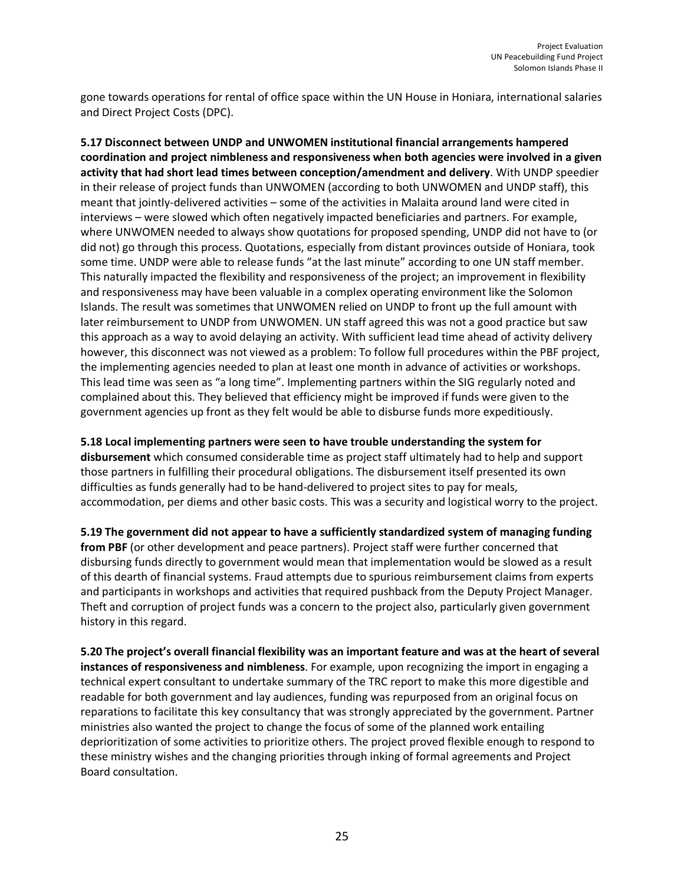gone towards operations for rental of office space within the UN House in Honiara, international salaries and Direct Project Costs (DPC).

**5.17 Disconnect between UNDP and UNWOMEN institutional financial arrangements hampered coordination and project nimbleness and responsiveness when both agencies were involved in a given activity that had short lead times between conception/amendment and delivery**. With UNDP speedier in their release of project funds than UNWOMEN (according to both UNWOMEN and UNDP staff), this meant that jointly-delivered activities – some of the activities in Malaita around land were cited in interviews – were slowed which often negatively impacted beneficiaries and partners. For example, where UNWOMEN needed to always show quotations for proposed spending, UNDP did not have to (or did not) go through this process. Quotations, especially from distant provinces outside of Honiara, took some time. UNDP were able to release funds "at the last minute" according to one UN staff member. This naturally impacted the flexibility and responsiveness of the project; an improvement in flexibility and responsiveness may have been valuable in a complex operating environment like the Solomon Islands. The result was sometimes that UNWOMEN relied on UNDP to front up the full amount with later reimbursement to UNDP from UNWOMEN. UN staff agreed this was not a good practice but saw this approach as a way to avoid delaying an activity. With sufficient lead time ahead of activity delivery however, this disconnect was not viewed as a problem: To follow full procedures within the PBF project, the implementing agencies needed to plan at least one month in advance of activities or workshops. This lead time was seen as "a long time". Implementing partners within the SIG regularly noted and complained about this. They believed that efficiency might be improved if funds were given to the government agencies up front as they felt would be able to disburse funds more expeditiously.

**5.18 Local implementing partners were seen to have trouble understanding the system for disbursement** which consumed considerable time as project staff ultimately had to help and support those partners in fulfilling their procedural obligations. The disbursement itself presented its own difficulties as funds generally had to be hand-delivered to project sites to pay for meals, accommodation, per diems and other basic costs. This was a security and logistical worry to the project.

**5.19 The government did not appear to have a sufficiently standardized system of managing funding from PBF** (or other development and peace partners). Project staff were further concerned that disbursing funds directly to government would mean that implementation would be slowed as a result of this dearth of financial systems. Fraud attempts due to spurious reimbursement claims from experts and participants in workshops and activities that required pushback from the Deputy Project Manager. Theft and corruption of project funds was a concern to the project also, particularly given government history in this regard.

**5.20 The project's overall financial flexibility was an important feature and was at the heart of several instances of responsiveness and nimbleness**. For example, upon recognizing the import in engaging a technical expert consultant to undertake summary of the TRC report to make this more digestible and readable for both government and lay audiences, funding was repurposed from an original focus on reparations to facilitate this key consultancy that was strongly appreciated by the government. Partner ministries also wanted the project to change the focus of some of the planned work entailing deprioritization of some activities to prioritize others. The project proved flexible enough to respond to these ministry wishes and the changing priorities through inking of formal agreements and Project Board consultation.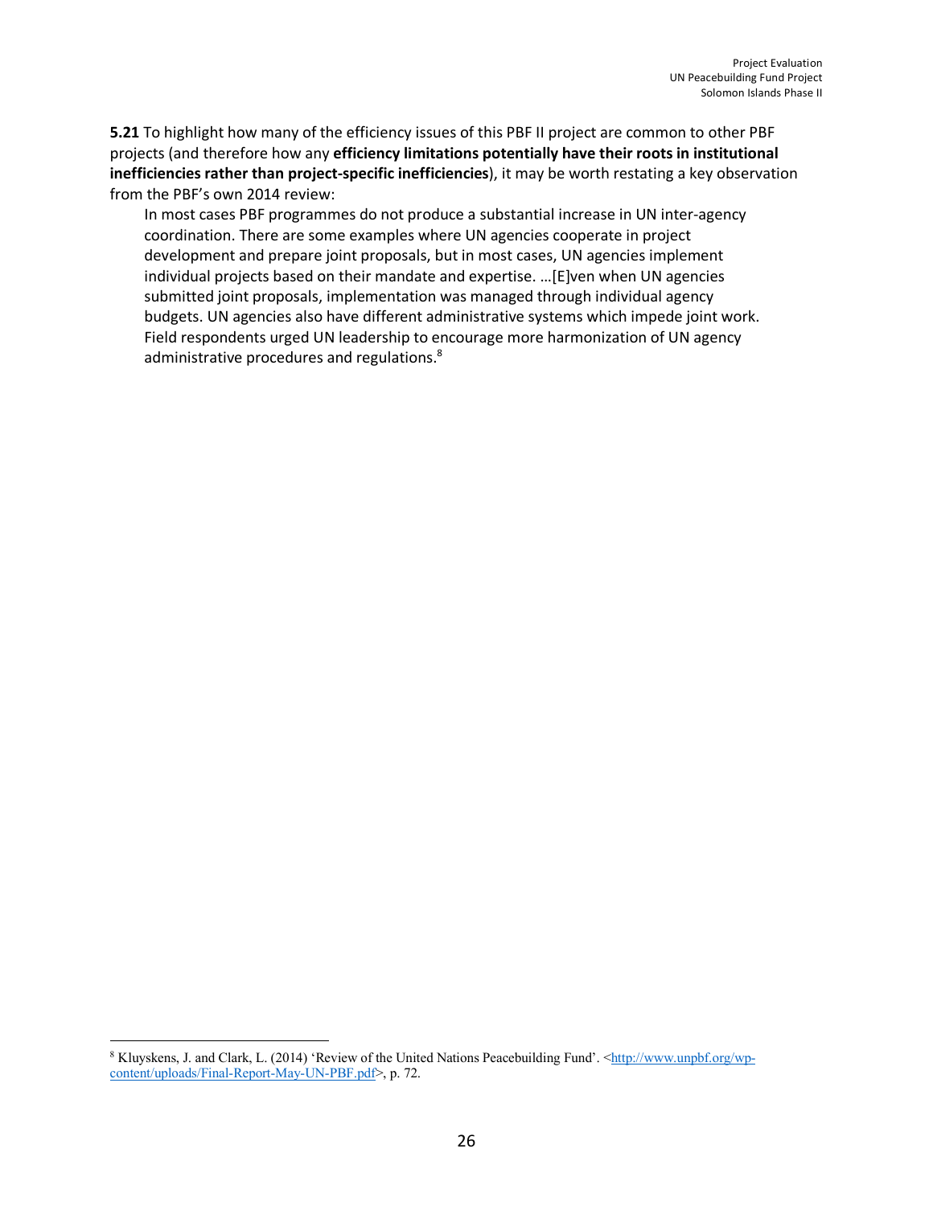**5.21** To highlight how many of the efficiency issues of this PBF II project are common to other PBF projects (and therefore how any **efficiency limitations potentially have their roots in institutional inefficiencies rather than project-specific inefficiencies**), it may be worth restating a key observation from the PBF's own 2014 review:

> In most cases PBF programmes do not produce a substantial increase in UN inter-agency coordination. There are some examples where UN agencies cooperate in project development and prepare joint proposals, but in most cases, UN agencies implement individual projects based on their mandate and expertise. …[E]ven when UN agencies submitted joint proposals, implementation was managed through individual agency budgets. UN agencies also have different administrative systems which impede joint work. Field respondents urged UN leadership to encourage more harmonization of UN agency administrative procedures and regulations.[8]

---

[8] Kluyskens, J. and Clark, L. (2014) 'Review of the United Nations Peacebuilding Fund'. <http://www.unpbf.org/wp-content/uploads/Final-Report-May-UN-PBF.pdf>, p. 72.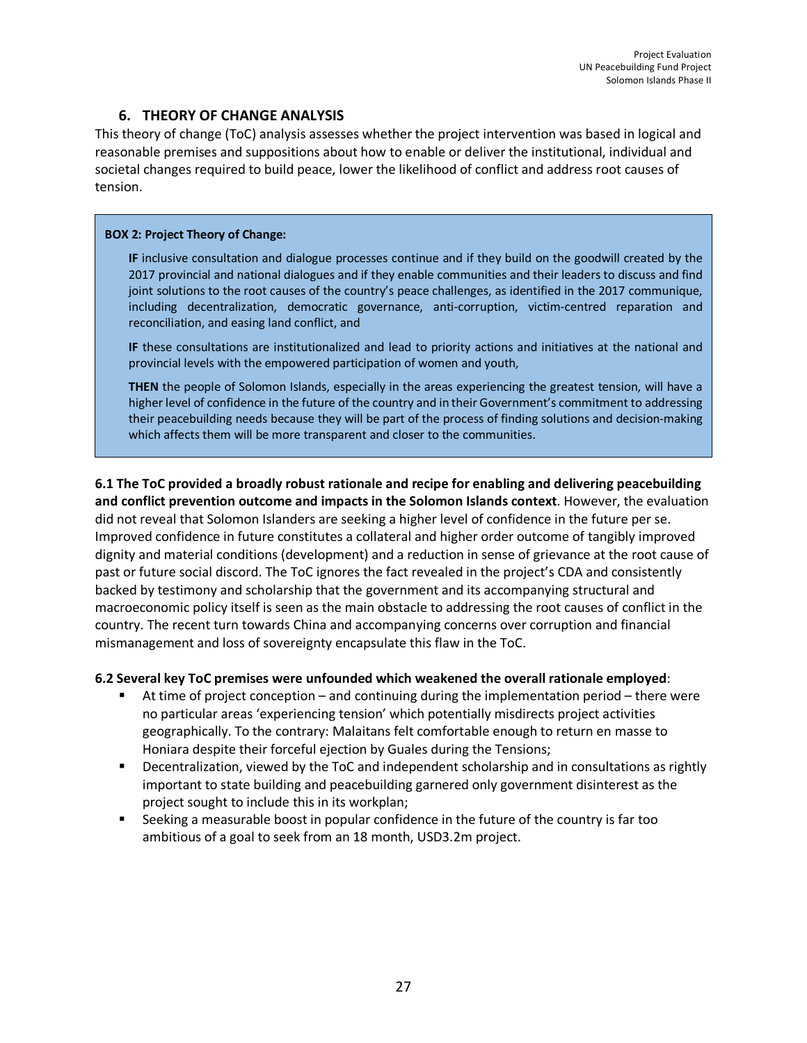## 6. THEORY OF CHANGE ANALYSIS

This theory of change (ToC) analysis assesses whether the project intervention was based in logical and reasonable premises and suppositions about how to enable or deliver the institutional, individual and societal changes required to build peace, lower the likelihood of conflict and address root causes of tension.

> **BOX 2: Project Theory of Change:**
>
> **IF** inclusive consultation and dialogue processes continue and if they build on the goodwill created by the 2017 provincial and national dialogues and if they enable communities and their leaders to discuss and find joint solutions to the root causes of the country's peace challenges, as identified in the 2017 communique, including decentralization, democratic governance, anti-corruption, victim-centred reparation and reconciliation, and easing land conflict, and
>
> **IF** these consultations are institutionalized and lead to priority actions and initiatives at the national and provincial levels with the empowered participation of women and youth,
>
> **THEN** the people of Solomon Islands, especially in the areas experiencing the greatest tension, will have a higher level of confidence in the future of the country and in their Government's commitment to addressing their peacebuilding needs because they will be part of the process of finding solutions and decision-making which affects them will be more transparent and closer to the communities.

**6.1 The ToC provided a broadly robust rationale and recipe for enabling and delivering peacebuilding and conflict prevention outcome and impacts in the Solomon Islands context**. However, the evaluation did not reveal that Solomon Islanders are seeking a higher level of confidence in the future per se. Improved confidence in future constitutes a collateral and higher order outcome of tangibly improved dignity and material conditions (development) and a reduction in sense of grievance at the root cause of past or future social discord. The ToC ignores the fact revealed in the project's CDA and consistently backed by testimony and scholarship that the government and its accompanying structural and macroeconomic policy itself is seen as the main obstacle to addressing the root causes of conflict in the country. The recent turn towards China and accompanying concerns over corruption and financial mismanagement and loss of sovereignty encapsulate this flaw in the ToC.

**6.2 Several key ToC premises were unfounded which weakened the overall rationale employed**:

- At time of project conception – and continuing during the implementation period – there were no particular areas 'experiencing tension' which potentially misdirects project activities geographically. To the contrary: Malaitans felt comfortable enough to return en masse to Honiara despite their forceful ejection by Guales during the Tensions;
- Decentralization, viewed by the ToC and independent scholarship and in consultations as rightly important to state building and peacebuilding garnered only government disinterest as the project sought to include this in its workplan;
- Seeking a measurable boost in popular confidence in the future of the country is far too ambitious of a goal to seek from an 18 month, USD3.2m project.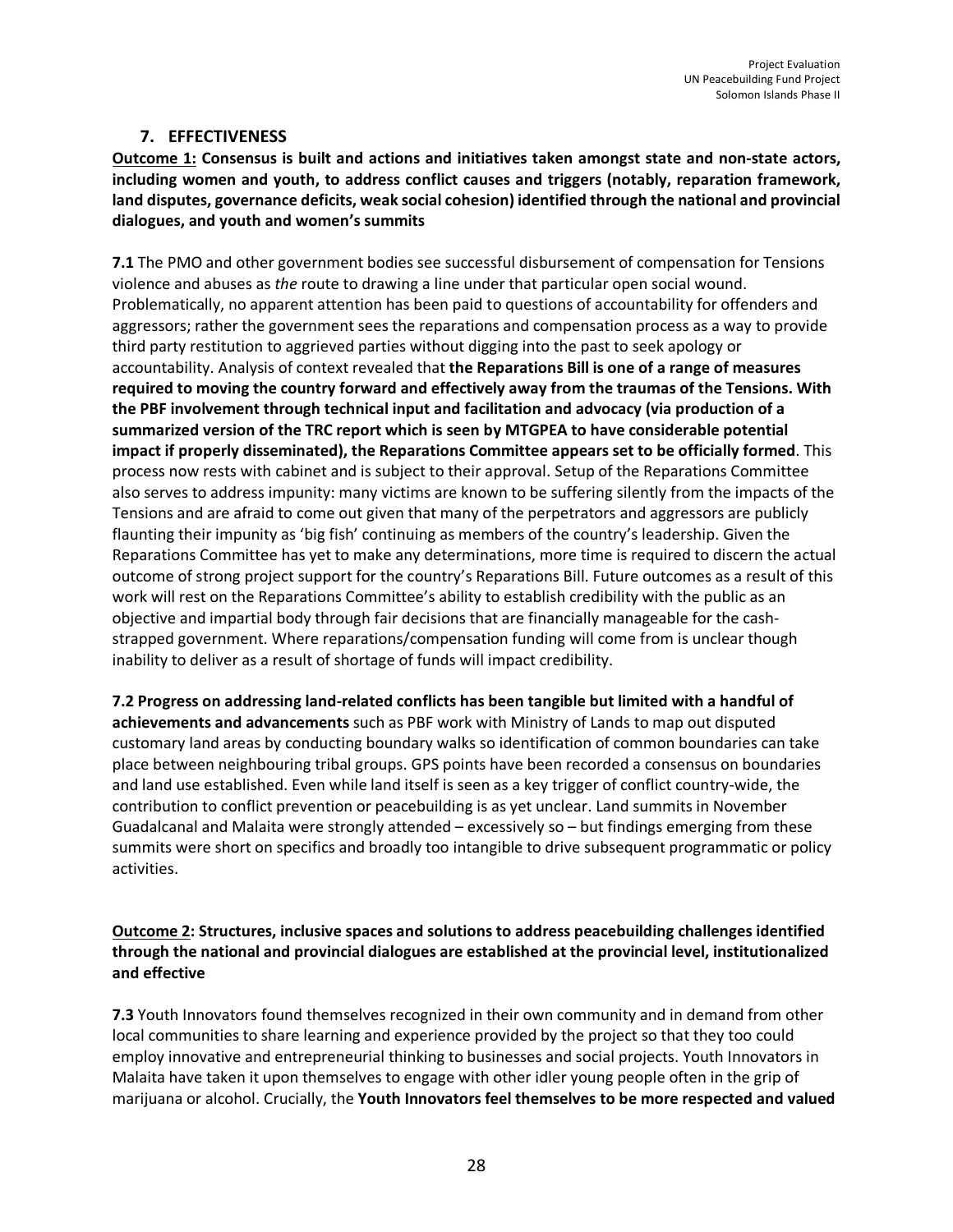## 7. EFFECTIVENESS

**Outcome 1: Consensus is built and actions and initiatives taken amongst state and non-state actors, including women and youth, to address conflict causes and triggers (notably, reparation framework, land disputes, governance deficits, weak social cohesion) identified through the national and provincial dialogues, and youth and women's summits**

**7.1** The PMO and other government bodies see successful disbursement of compensation for Tensions violence and abuses as *the* route to drawing a line under that particular open social wound. Problematically, no apparent attention has been paid to questions of accountability for offenders and aggressors; rather the government sees the reparations and compensation process as a way to provide third party restitution to aggrieved parties without digging into the past to seek apology or accountability. Analysis of context revealed that **the Reparations Bill is one of a range of measures required to moving the country forward and effectively away from the traumas of the Tensions. With the PBF involvement through technical input and facilitation and advocacy (via production of a summarized version of the TRC report which is seen by MTGPEA to have considerable potential impact if properly disseminated), the Reparations Committee appears set to be officially formed**. This process now rests with cabinet and is subject to their approval. Setup of the Reparations Committee also serves to address impunity: many victims are known to be suffering silently from the impacts of the Tensions and are afraid to come out given that many of the perpetrators and aggressors are publicly flaunting their impunity as 'big fish' continuing as members of the country's leadership. Given the Reparations Committee has yet to make any determinations, more time is required to discern the actual outcome of strong project support for the country's Reparations Bill. Future outcomes as a result of this work will rest on the Reparations Committee's ability to establish credibility with the public as an objective and impartial body through fair decisions that are financially manageable for the cash-strapped government. Where reparations/compensation funding will come from is unclear though inability to deliver as a result of shortage of funds will impact credibility.

**7.2 Progress on addressing land-related conflicts has been tangible but limited with a handful of achievements and advancements** such as PBF work with Ministry of Lands to map out disputed customary land areas by conducting boundary walks so identification of common boundaries can take place between neighbouring tribal groups. GPS points have been recorded a consensus on boundaries and land use established. Even while land itself is seen as a key trigger of conflict country-wide, the contribution to conflict prevention or peacebuilding is as yet unclear. Land summits in November Guadalcanal and Malaita were strongly attended – excessively so – but findings emerging from these summits were short on specifics and broadly too intangible to drive subsequent programmatic or policy activities.

**Outcome 2: Structures, inclusive spaces and solutions to address peacebuilding challenges identified through the national and provincial dialogues are established at the provincial level, institutionalized and effective**

**7.3** Youth Innovators found themselves recognized in their own community and in demand from other local communities to share learning and experience provided by the project so that they too could employ innovative and entrepreneurial thinking to businesses and social projects. Youth Innovators in Malaita have taken it upon themselves to engage with other idler young people often in the grip of marijuana or alcohol. Crucially, the **Youth Innovators feel themselves to be more respected and valued**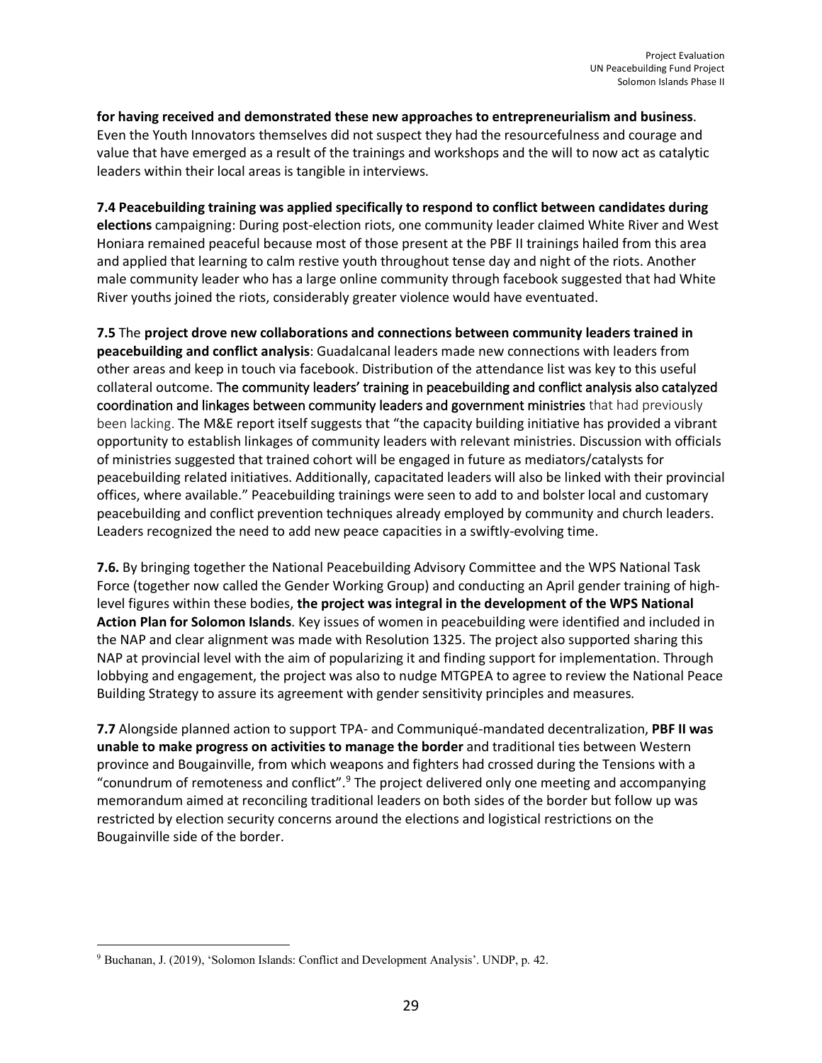**for having received and demonstrated these new approaches to entrepreneurialism and business**. Even the Youth Innovators themselves did not suspect they had the resourcefulness and courage and value that have emerged as a result of the trainings and workshops and the will to now act as catalytic leaders within their local areas is tangible in interviews.

**7.4 Peacebuilding training was applied specifically to respond to conflict between candidates during elections** campaigning: During post-election riots, one community leader claimed White River and West Honiara remained peaceful because most of those present at the PBF II trainings hailed from this area and applied that learning to calm restive youth throughout tense day and night of the riots. Another male community leader who has a large online community through facebook suggested that had White River youths joined the riots, considerably greater violence would have eventuated.

**7.5** The **project drove new collaborations and connections between community leaders trained in peacebuilding and conflict analysis**: Guadalcanal leaders made new connections with leaders from other areas and keep in touch via facebook. Distribution of the attendance list was key to this useful collateral outcome. The community leaders' training in peacebuilding and conflict analysis also catalyzed coordination and linkages between community leaders and government ministries that had previously been lacking. The M&E report itself suggests that "the capacity building initiative has provided a vibrant opportunity to establish linkages of community leaders with relevant ministries. Discussion with officials of ministries suggested that trained cohort will be engaged in future as mediators/catalysts for peacebuilding related initiatives. Additionally, capacitated leaders will also be linked with their provincial offices, where available." Peacebuilding trainings were seen to add to and bolster local and customary peacebuilding and conflict prevention techniques already employed by community and church leaders. Leaders recognized the need to add new peace capacities in a swiftly-evolving time.

**7.6.** By bringing together the National Peacebuilding Advisory Committee and the WPS National Task Force (together now called the Gender Working Group) and conducting an April gender training of high-level figures within these bodies, **the project was integral in the development of the WPS National Action Plan for Solomon Islands**. Key issues of women in peacebuilding were identified and included in the NAP and clear alignment was made with Resolution 1325. The project also supported sharing this NAP at provincial level with the aim of popularizing it and finding support for implementation. Through lobbying and engagement, the project was also to nudge MTGPEA to agree to review the National Peace Building Strategy to assure its agreement with gender sensitivity principles and measures.

**7.7** Alongside planned action to support TPA- and Communiqué-mandated decentralization, **PBF II was unable to make progress on activities to manage the border** and traditional ties between Western province and Bougainville, from which weapons and fighters had crossed during the Tensions with a "conundrum of remoteness and conflict".[9] The project delivered only one meeting and accompanying memorandum aimed at reconciling traditional leaders on both sides of the border but follow up was restricted by election security concerns around the elections and logistical restrictions on the Bougainville side of the border.

---

[9] Buchanan, J. (2019), 'Solomon Islands: Conflict and Development Analysis'. UNDP, p. 42.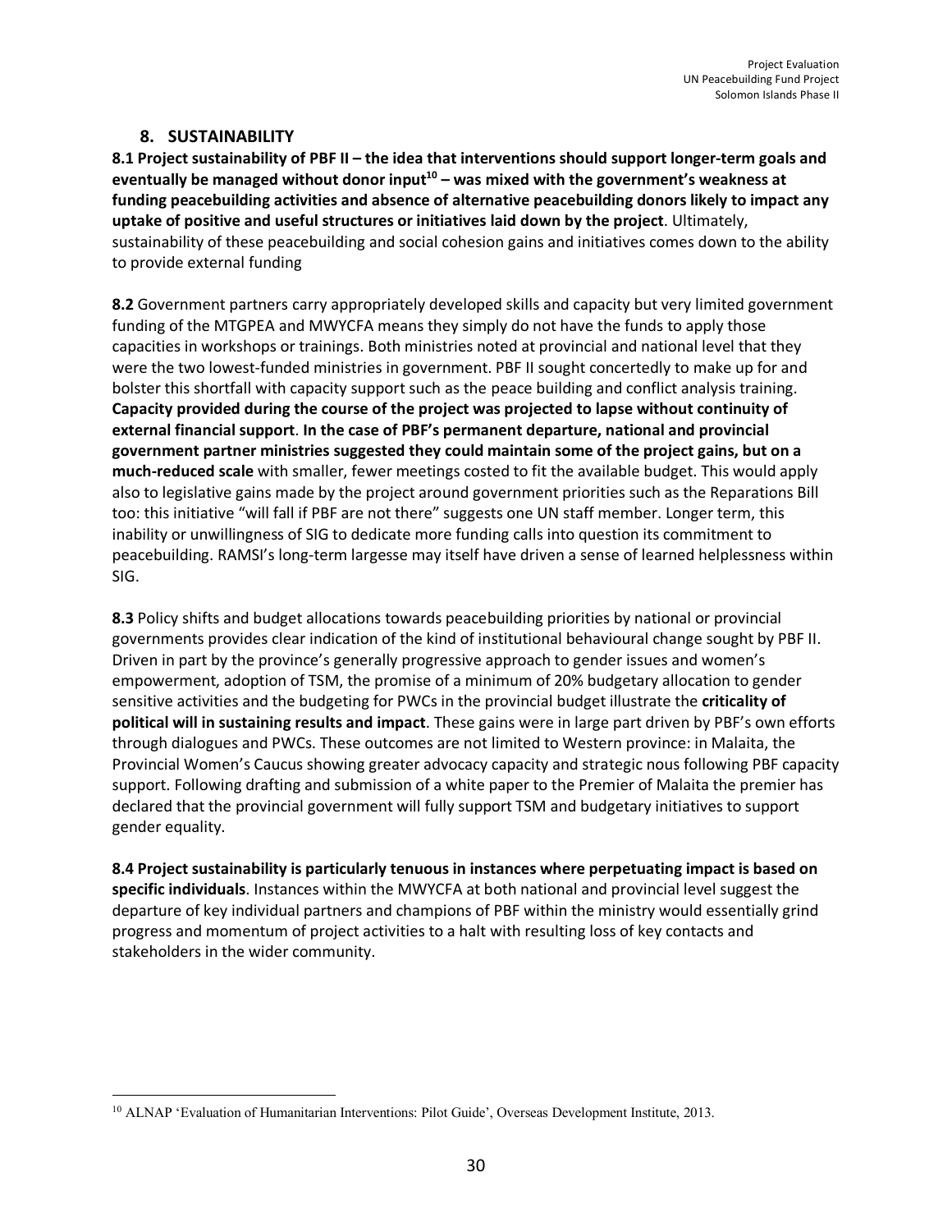## 8. SUSTAINABILITY

**8.1 Project sustainability of PBF II – the idea that interventions should support longer-term goals and eventually be managed without donor input[10] – was mixed with the government's weakness at funding peacebuilding activities and absence of alternative peacebuilding donors likely to impact any uptake of positive and useful structures or initiatives laid down by the project**. Ultimately, sustainability of these peacebuilding and social cohesion gains and initiatives comes down to the ability to provide external funding

**8.2** Government partners carry appropriately developed skills and capacity but very limited government funding of the MTGPEA and MWYCFA means they simply do not have the funds to apply those capacities in workshops or trainings. Both ministries noted at provincial and national level that they were the two lowest-funded ministries in government. PBF II sought concertedly to make up for and bolster this shortfall with capacity support such as the peace building and conflict analysis training. **Capacity provided during the course of the project was projected to lapse without continuity of external financial support**. **In the case of PBF's permanent departure, national and provincial government partner ministries suggested they could maintain some of the project gains, but on a much-reduced scale** with smaller, fewer meetings costed to fit the available budget. This would apply also to legislative gains made by the project around government priorities such as the Reparations Bill too: this initiative "will fall if PBF are not there" suggests one UN staff member. Longer term, this inability or unwillingness of SIG to dedicate more funding calls into question its commitment to peacebuilding. RAMSI's long-term largesse may itself have driven a sense of learned helplessness within SIG.

**8.3** Policy shifts and budget allocations towards peacebuilding priorities by national or provincial governments provides clear indication of the kind of institutional behavioural change sought by PBF II. Driven in part by the province's generally progressive approach to gender issues and women's empowerment, adoption of TSM, the promise of a minimum of 20% budgetary allocation to gender sensitive activities and the budgeting for PWCs in the provincial budget illustrate the **criticality of political will in sustaining results and impact**. These gains were in large part driven by PBF's own efforts through dialogues and PWCs. These outcomes are not limited to Western province: in Malaita, the Provincial Women's Caucus showing greater advocacy capacity and strategic nous following PBF capacity support. Following drafting and submission of a white paper to the Premier of Malaita the premier has declared that the provincial government will fully support TSM and budgetary initiatives to support gender equality.

**8.4 Project sustainability is particularly tenuous in instances where perpetuating impact is based on specific individuals**. Instances within the MWYCFA at both national and provincial level suggest the departure of key individual partners and champions of PBF within the ministry would essentially grind progress and momentum of project activities to a halt with resulting loss of key contacts and stakeholders in the wider community.

[10] ALNAP 'Evaluation of Humanitarian Interventions: Pilot Guide', Overseas Development Institute, 2013.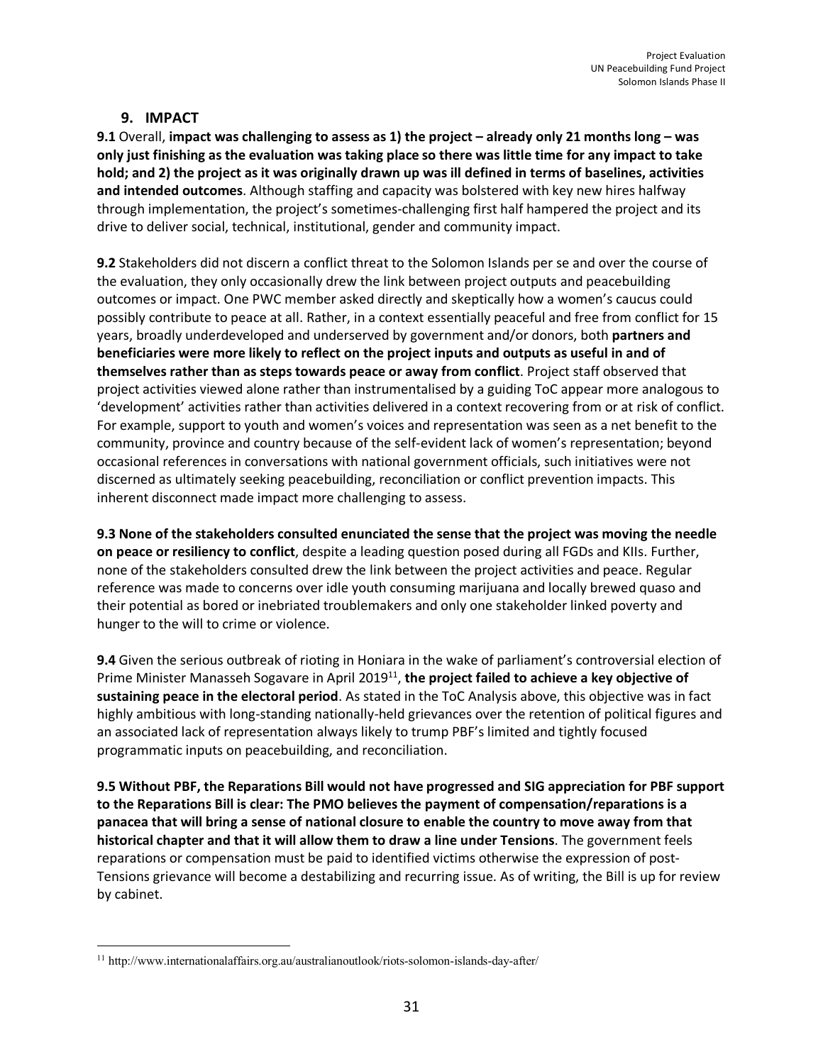## 9. IMPACT

**9.1** Overall, **impact was challenging to assess as 1) the project – already only 21 months long – was only just finishing as the evaluation was taking place so there was little time for any impact to take hold; and 2) the project as it was originally drawn up was ill defined in terms of baselines, activities and intended outcomes**. Although staffing and capacity was bolstered with key new hires halfway through implementation, the project's sometimes-challenging first half hampered the project and its drive to deliver social, technical, institutional, gender and community impact.

**9.2** Stakeholders did not discern a conflict threat to the Solomon Islands per se and over the course of the evaluation, they only occasionally drew the link between project outputs and peacebuilding outcomes or impact. One PWC member asked directly and skeptically how a women's caucus could possibly contribute to peace at all. Rather, in a context essentially peaceful and free from conflict for 15 years, broadly underdeveloped and underserved by government and/or donors, both **partners and beneficiaries were more likely to reflect on the project inputs and outputs as useful in and of themselves rather than as steps towards peace or away from conflict**. Project staff observed that project activities viewed alone rather than instrumentalised by a guiding ToC appear more analogous to 'development' activities rather than activities delivered in a context recovering from or at risk of conflict. For example, support to youth and women's voices and representation was seen as a net benefit to the community, province and country because of the self-evident lack of women's representation; beyond occasional references in conversations with national government officials, such initiatives were not discerned as ultimately seeking peacebuilding, reconciliation or conflict prevention impacts. This inherent disconnect made impact more challenging to assess.

**9.3 None of the stakeholders consulted enunciated the sense that the project was moving the needle on peace or resiliency to conflict**, despite a leading question posed during all FGDs and KIIs. Further, none of the stakeholders consulted drew the link between the project activities and peace. Regular reference was made to concerns over idle youth consuming marijuana and locally brewed quaso and their potential as bored or inebriated troublemakers and only one stakeholder linked poverty and hunger to the will to crime or violence.

**9.4** Given the serious outbreak of rioting in Honiara in the wake of parliament's controversial election of Prime Minister Manasseh Sogavare in April 2019[11], **the project failed to achieve a key objective of sustaining peace in the electoral period**. As stated in the ToC Analysis above, this objective was in fact highly ambitious with long-standing nationally-held grievances over the retention of political figures and an associated lack of representation always likely to trump PBF's limited and tightly focused programmatic inputs on peacebuilding, and reconciliation.

**9.5 Without PBF, the Reparations Bill would not have progressed and SIG appreciation for PBF support to the Reparations Bill is clear: The PMO believes the payment of compensation/reparations is a panacea that will bring a sense of national closure to enable the country to move away from that historical chapter and that it will allow them to draw a line under Tensions**. The government feels reparations or compensation must be paid to identified victims otherwise the expression of post-Tensions grievance will become a destabilizing and recurring issue. As of writing, the Bill is up for review by cabinet.

[11] http://www.internationalaffairs.org.au/australianoutlook/riots-solomon-islands-day-after/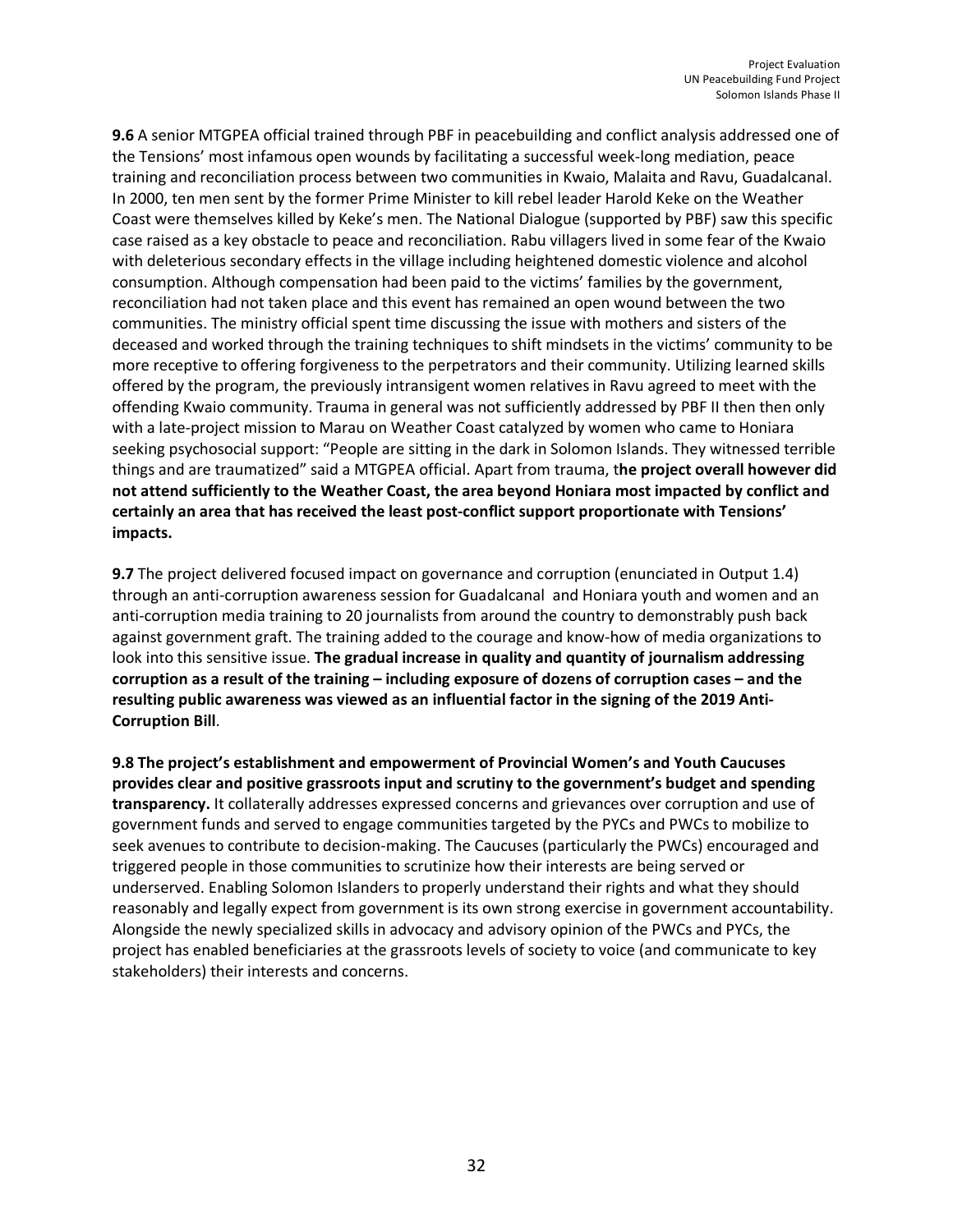**9.6** A senior MTGPEA official trained through PBF in peacebuilding and conflict analysis addressed one of the Tensions' most infamous open wounds by facilitating a successful week-long mediation, peace training and reconciliation process between two communities in Kwaio, Malaita and Ravu, Guadalcanal. In 2000, ten men sent by the former Prime Minister to kill rebel leader Harold Keke on the Weather Coast were themselves killed by Keke's men. The National Dialogue (supported by PBF) saw this specific case raised as a key obstacle to peace and reconciliation. Rabu villagers lived in some fear of the Kwaio with deleterious secondary effects in the village including heightened domestic violence and alcohol consumption. Although compensation had been paid to the victims' families by the government, reconciliation had not taken place and this event has remained an open wound between the two communities. The ministry official spent time discussing the issue with mothers and sisters of the deceased and worked through the training techniques to shift mindsets in the victims' community to be more receptive to offering forgiveness to the perpetrators and their community. Utilizing learned skills offered by the program, the previously intransigent women relatives in Ravu agreed to meet with the offending Kwaio community. Trauma in general was not sufficiently addressed by PBF II then then only with a late-project mission to Marau on Weather Coast catalyzed by women who came to Honiara seeking psychosocial support: "People are sitting in the dark in Solomon Islands. They witnessed terrible things and are traumatized" said a MTGPEA official. Apart from trauma, t**he project overall however did not attend sufficiently to the Weather Coast, the area beyond Honiara most impacted by conflict and certainly an area that has received the least post-conflict support proportionate with Tensions' impacts.**

**9.7** The project delivered focused impact on governance and corruption (enunciated in Output 1.4) through an anti-corruption awareness session for Guadalcanal and Honiara youth and women and an anti-corruption media training to 20 journalists from around the country to demonstrably push back against government graft. The training added to the courage and know-how of media organizations to look into this sensitive issue. **The gradual increase in quality and quantity of journalism addressing corruption as a result of the training – including exposure of dozens of corruption cases – and the resulting public awareness was viewed as an influential factor in the signing of the 2019 Anti-Corruption Bill**.

**9.8 The project's establishment and empowerment of Provincial Women's and Youth Caucuses provides clear and positive grassroots input and scrutiny to the government's budget and spending transparency.** It collaterally addresses expressed concerns and grievances over corruption and use of government funds and served to engage communities targeted by the PYCs and PWCs to mobilize to seek avenues to contribute to decision-making. The Caucuses (particularly the PWCs) encouraged and triggered people in those communities to scrutinize how their interests are being served or underserved. Enabling Solomon Islanders to properly understand their rights and what they should reasonably and legally expect from government is its own strong exercise in government accountability. Alongside the newly specialized skills in advocacy and advisory opinion of the PWCs and PYCs, the project has enabled beneficiaries at the grassroots levels of society to voice (and communicate to key stakeholders) their interests and concerns.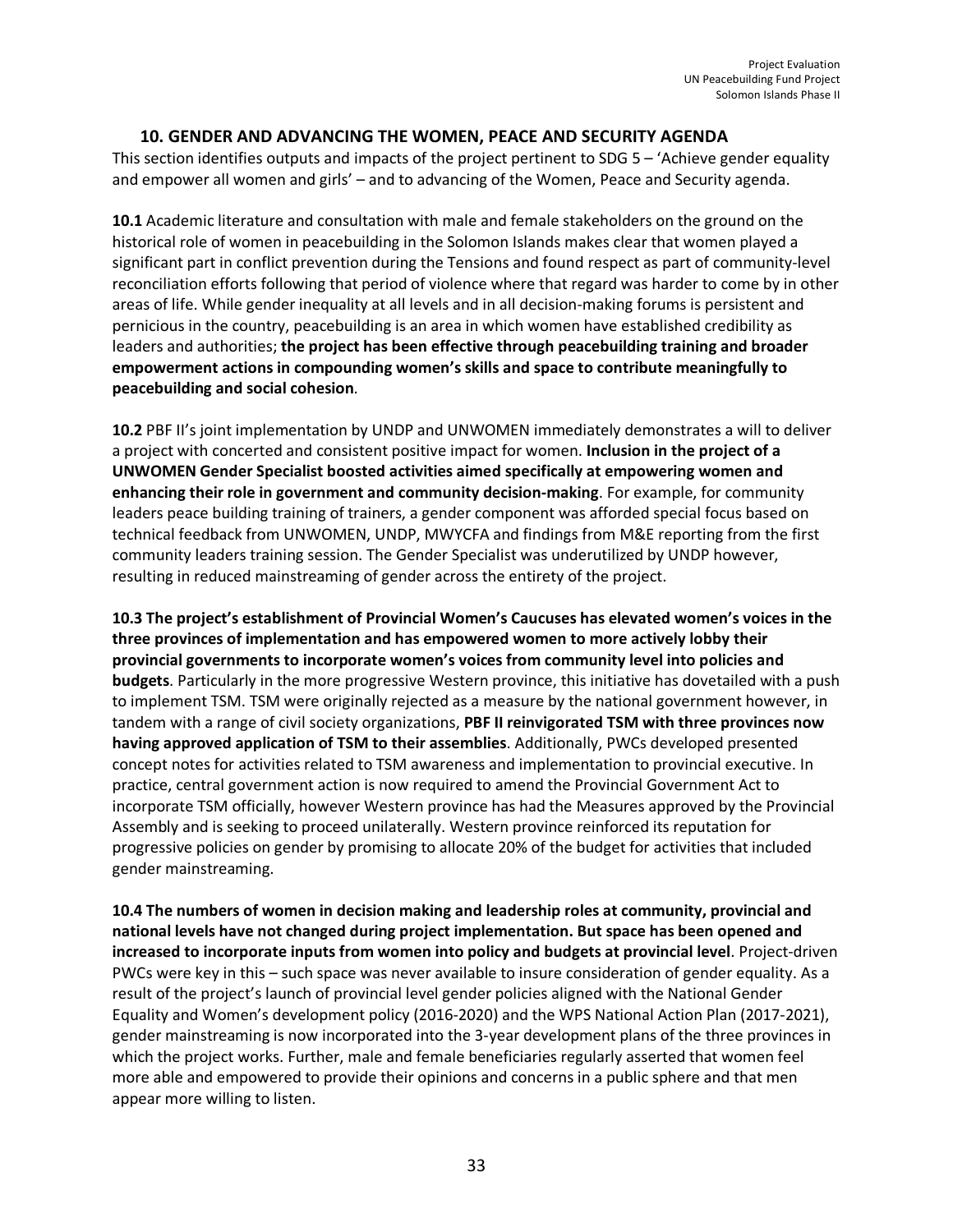## 10. GENDER AND ADVANCING THE WOMEN, PEACE AND SECURITY AGENDA

This section identifies outputs and impacts of the project pertinent to SDG 5 – 'Achieve gender equality and empower all women and girls' – and to advancing of the Women, Peace and Security agenda.

**10.1** Academic literature and consultation with male and female stakeholders on the ground on the historical role of women in peacebuilding in the Solomon Islands makes clear that women played a significant part in conflict prevention during the Tensions and found respect as part of community-level reconciliation efforts following that period of violence where that regard was harder to come by in other areas of life. While gender inequality at all levels and in all decision-making forums is persistent and pernicious in the country, peacebuilding is an area in which women have established credibility as leaders and authorities; **the project has been effective through peacebuilding training and broader empowerment actions in compounding women's skills and space to contribute meaningfully to peacebuilding and social cohesion**.

**10.2** PBF II's joint implementation by UNDP and UNWOMEN immediately demonstrates a will to deliver a project with concerted and consistent positive impact for women. **Inclusion in the project of a UNWOMEN Gender Specialist boosted activities aimed specifically at empowering women and enhancing their role in government and community decision-making**. For example, for community leaders peace building training of trainers, a gender component was afforded special focus based on technical feedback from UNWOMEN, UNDP, MWYCFA and findings from M&E reporting from the first community leaders training session. The Gender Specialist was underutilized by UNDP however, resulting in reduced mainstreaming of gender across the entirety of the project.

**10.3 The project's establishment of Provincial Women's Caucuses has elevated women's voices in the three provinces of implementation and has empowered women to more actively lobby their provincial governments to incorporate women's voices from community level into policies and budgets**. Particularly in the more progressive Western province, this initiative has dovetailed with a push to implement TSM. TSM were originally rejected as a measure by the national government however, in tandem with a range of civil society organizations, **PBF II reinvigorated TSM with three provinces now having approved application of TSM to their assemblies**. Additionally, PWCs developed presented concept notes for activities related to TSM awareness and implementation to provincial executive. In practice, central government action is now required to amend the Provincial Government Act to incorporate TSM officially, however Western province has had the Measures approved by the Provincial Assembly and is seeking to proceed unilaterally. Western province reinforced its reputation for progressive policies on gender by promising to allocate 20% of the budget for activities that included gender mainstreaming.

**10.4 The numbers of women in decision making and leadership roles at community, provincial and national levels have not changed during project implementation. But space has been opened and increased to incorporate inputs from women into policy and budgets at provincial level**. Project-driven PWCs were key in this – such space was never available to insure consideration of gender equality. As a result of the project's launch of provincial level gender policies aligned with the National Gender Equality and Women's development policy (2016-2020) and the WPS National Action Plan (2017-2021), gender mainstreaming is now incorporated into the 3-year development plans of the three provinces in which the project works. Further, male and female beneficiaries regularly asserted that women feel more able and empowered to provide their opinions and concerns in a public sphere and that men appear more willing to listen.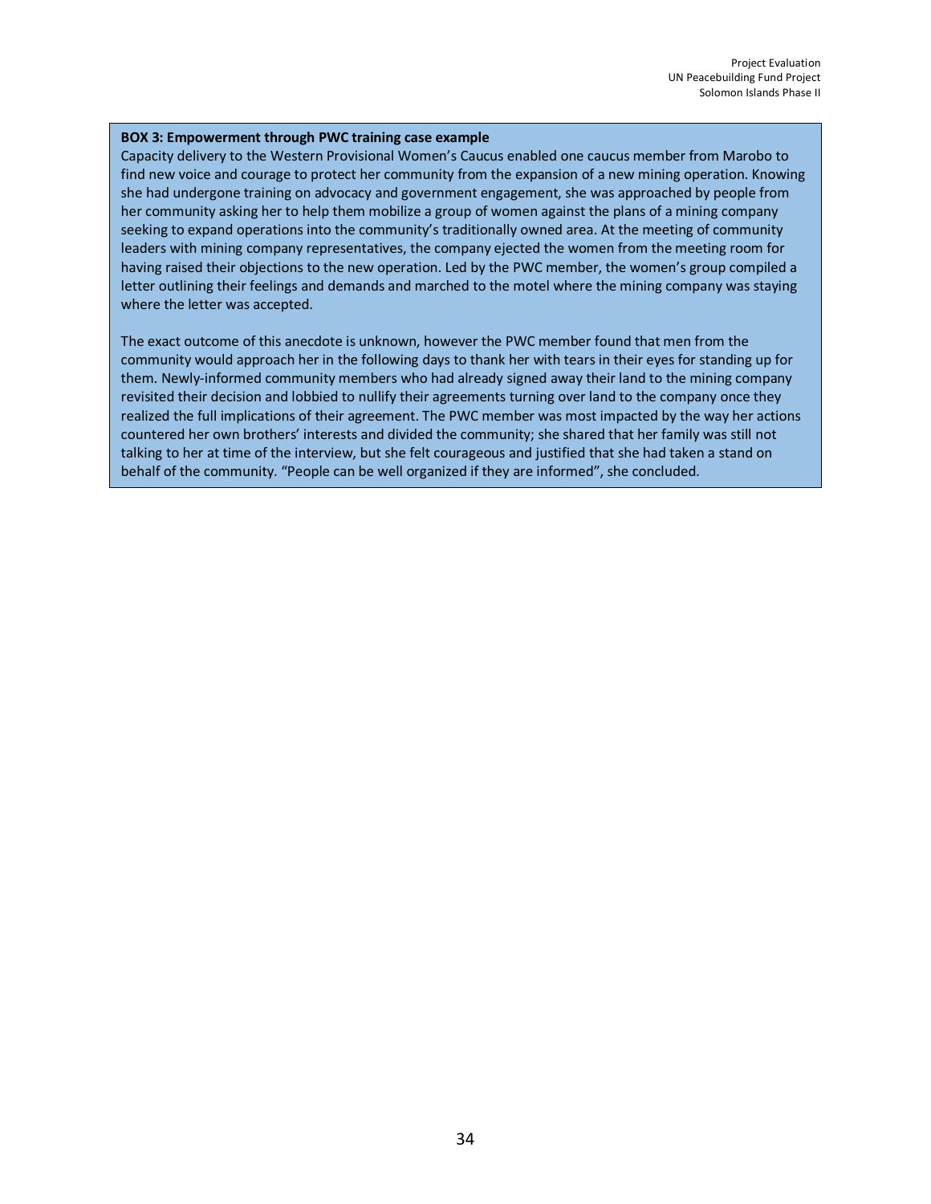**BOX 3: Empowerment through PWC training case example**

Capacity delivery to the Western Provisional Women's Caucus enabled one caucus member from Marobo to find new voice and courage to protect her community from the expansion of a new mining operation. Knowing she had undergone training on advocacy and government engagement, she was approached by people from her community asking her to help them mobilize a group of women against the plans of a mining company seeking to expand operations into the community's traditionally owned area. At the meeting of community leaders with mining company representatives, the company ejected the women from the meeting room for having raised their objections to the new operation. Led by the PWC member, the women's group compiled a letter outlining their feelings and demands and marched to the motel where the mining company was staying where the letter was accepted.

The exact outcome of this anecdote is unknown, however the PWC member found that men from the community would approach her in the following days to thank her with tears in their eyes for standing up for them. Newly-informed community members who had already signed away their land to the mining company revisited their decision and lobbied to nullify their agreements turning over land to the company once they realized the full implications of their agreement. The PWC member was most impacted by the way her actions countered her own brothers' interests and divided the community; she shared that her family was still not talking to her at time of the interview, but she felt courageous and justified that she had taken a stand on behalf of the community. "People can be well organized if they are informed", she concluded.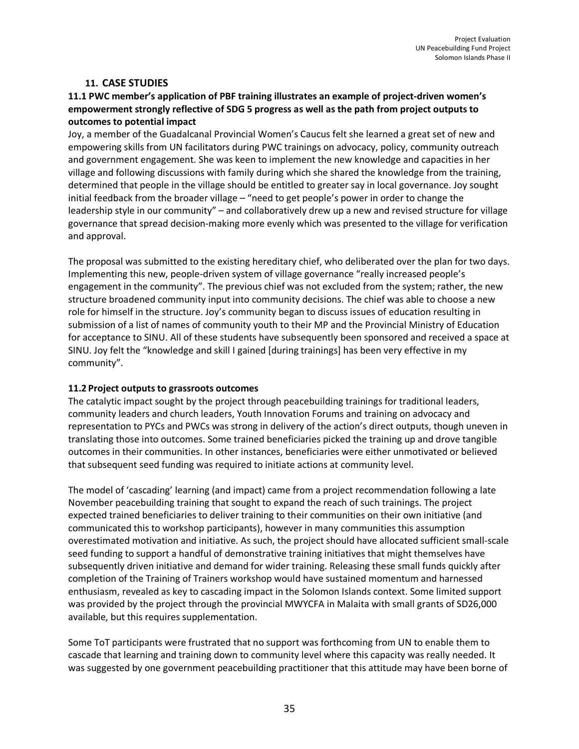## 11. CASE STUDIES

### 11.1 PWC member's application of PBF training illustrates an example of project-driven women's empowerment strongly reflective of SDG 5 progress as well as the path from project outputs to outcomes to potential impact

Joy, a member of the Guadalcanal Provincial Women's Caucus felt she learned a great set of new and empowering skills from UN facilitators during PWC trainings on advocacy, policy, community outreach and government engagement. She was keen to implement the new knowledge and capacities in her village and following discussions with family during which she shared the knowledge from the training, determined that people in the village should be entitled to greater say in local governance. Joy sought initial feedback from the broader village – "need to get people's power in order to change the leadership style in our community" – and collaboratively drew up a new and revised structure for village governance that spread decision-making more evenly which was presented to the village for verification and approval.

The proposal was submitted to the existing hereditary chief, who deliberated over the plan for two days. Implementing this new, people-driven system of village governance "really increased people's engagement in the community". The previous chief was not excluded from the system; rather, the new structure broadened community input into community decisions. The chief was able to choose a new role for himself in the structure. Joy's community began to discuss issues of education resulting in submission of a list of names of community youth to their MP and the Provincial Ministry of Education for acceptance to SINU. All of these students have subsequently been sponsored and received a space at SINU. Joy felt the "knowledge and skill I gained [during trainings] has been very effective in my community".

### 11.2 Project outputs to grassroots outcomes

The catalytic impact sought by the project through peacebuilding trainings for traditional leaders, community leaders and church leaders, Youth Innovation Forums and training on advocacy and representation to PYCs and PWCs was strong in delivery of the action's direct outputs, though uneven in translating those into outcomes. Some trained beneficiaries picked the training up and drove tangible outcomes in their communities. In other instances, beneficiaries were either unmotivated or believed that subsequent seed funding was required to initiate actions at community level.

The model of 'cascading' learning (and impact) came from a project recommendation following a late November peacebuilding training that sought to expand the reach of such trainings. The project expected trained beneficiaries to deliver training to their communities on their own initiative (and communicated this to workshop participants), however in many communities this assumption overestimated motivation and initiative. As such, the project should have allocated sufficient small-scale seed funding to support a handful of demonstrative training initiatives that might themselves have subsequently driven initiative and demand for wider training. Releasing these small funds quickly after completion of the Training of Trainers workshop would have sustained momentum and harnessed enthusiasm, revealed as key to cascading impact in the Solomon Islands context. Some limited support was provided by the project through the provincial MWYCFA in Malaita with small grants of SD26,000 available, but this requires supplementation.

Some ToT participants were frustrated that no support was forthcoming from UN to enable them to cascade that learning and training down to community level where this capacity was really needed. It was suggested by one government peacebuilding practitioner that this attitude may have been borne of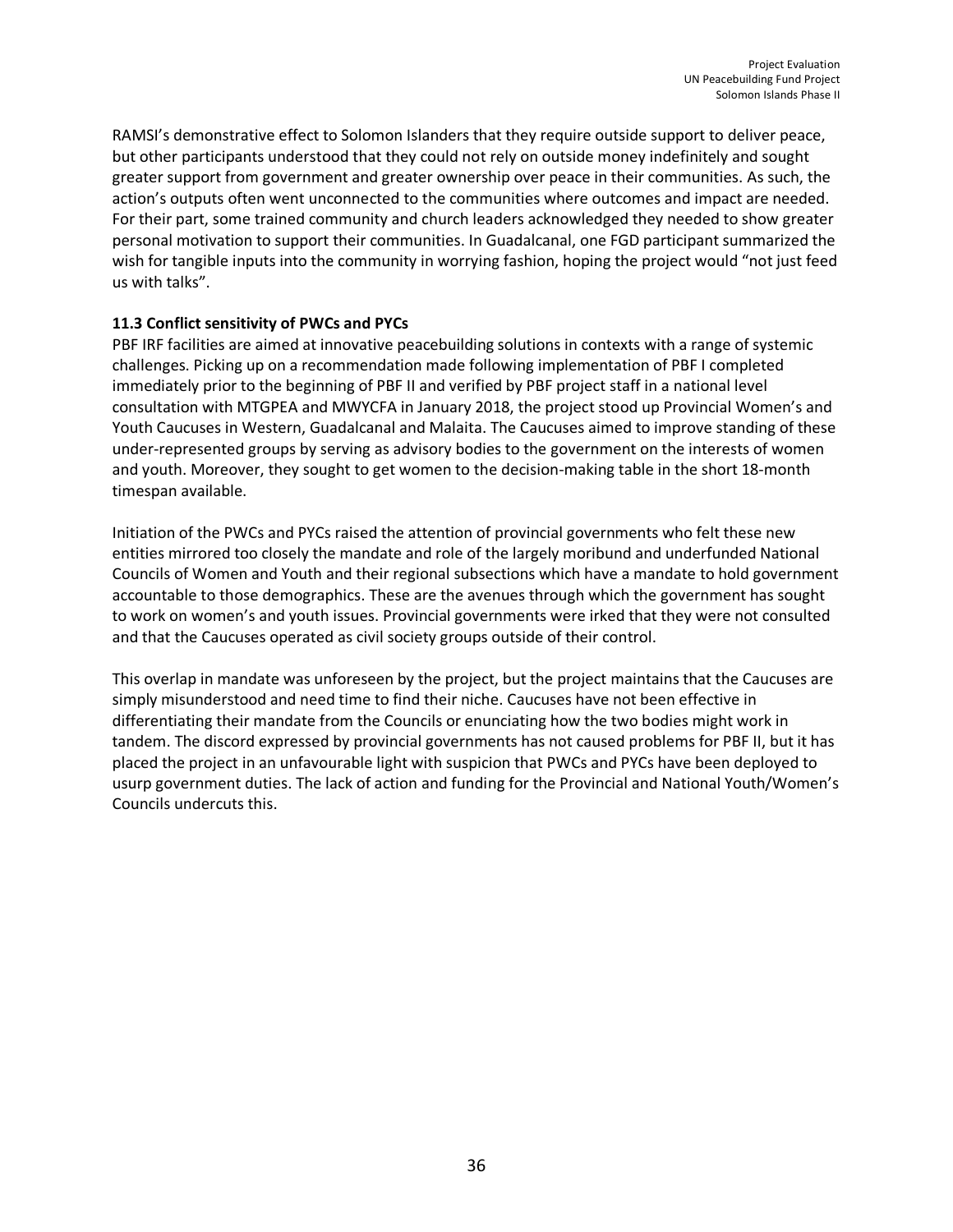RAMSI's demonstrative effect to Solomon Islanders that they require outside support to deliver peace, but other participants understood that they could not rely on outside money indefinitely and sought greater support from government and greater ownership over peace in their communities. As such, the action's outputs often went unconnected to the communities where outcomes and impact are needed. For their part, some trained community and church leaders acknowledged they needed to show greater personal motivation to support their communities. In Guadalcanal, one FGD participant summarized the wish for tangible inputs into the community in worrying fashion, hoping the project would "not just feed us with talks".

### 11.3 Conflict sensitivity of PWCs and PYCs

PBF IRF facilities are aimed at innovative peacebuilding solutions in contexts with a range of systemic challenges. Picking up on a recommendation made following implementation of PBF I completed immediately prior to the beginning of PBF II and verified by PBF project staff in a national level consultation with MTGPEA and MWYCFA in January 2018, the project stood up Provincial Women's and Youth Caucuses in Western, Guadalcanal and Malaita. The Caucuses aimed to improve standing of these under-represented groups by serving as advisory bodies to the government on the interests of women and youth. Moreover, they sought to get women to the decision-making table in the short 18-month timespan available.

Initiation of the PWCs and PYCs raised the attention of provincial governments who felt these new entities mirrored too closely the mandate and role of the largely moribund and underfunded National Councils of Women and Youth and their regional subsections which have a mandate to hold government accountable to those demographics. These are the avenues through which the government has sought to work on women's and youth issues. Provincial governments were irked that they were not consulted and that the Caucuses operated as civil society groups outside of their control.

This overlap in mandate was unforeseen by the project, but the project maintains that the Caucuses are simply misunderstood and need time to find their niche. Caucuses have not been effective in differentiating their mandate from the Councils or enunciating how the two bodies might work in tandem. The discord expressed by provincial governments has not caused problems for PBF II, but it has placed the project in an unfavourable light with suspicion that PWCs and PYCs have been deployed to usurp government duties. The lack of action and funding for the Provincial and National Youth/Women's Councils undercuts this.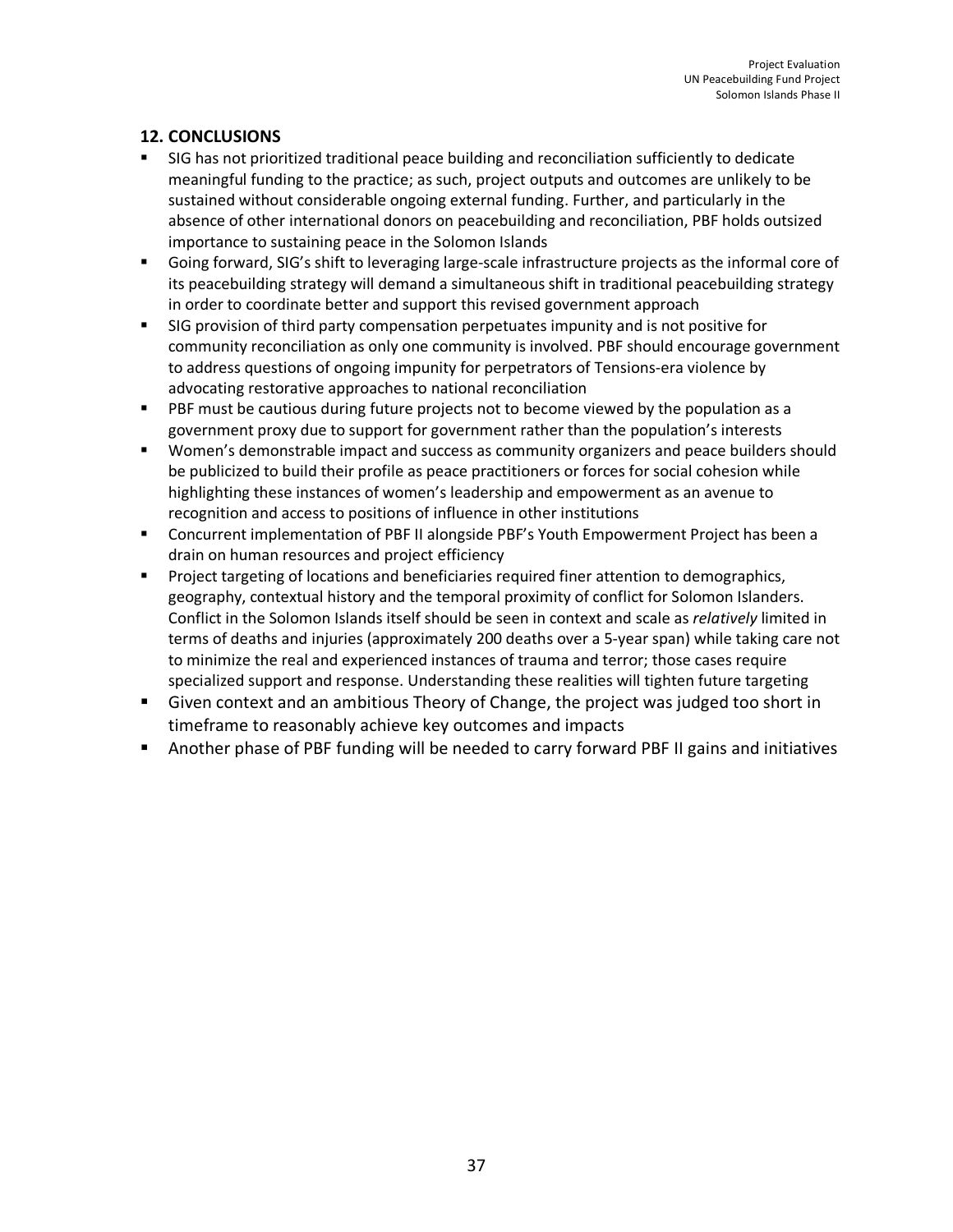## 12. CONCLUSIONS

- SIG has not prioritized traditional peace building and reconciliation sufficiently to dedicate meaningful funding to the practice; as such, project outputs and outcomes are unlikely to be sustained without considerable ongoing external funding. Further, and particularly in the absence of other international donors on peacebuilding and reconciliation, PBF holds outsized importance to sustaining peace in the Solomon Islands
- Going forward, SIG's shift to leveraging large-scale infrastructure projects as the informal core of its peacebuilding strategy will demand a simultaneous shift in traditional peacebuilding strategy in order to coordinate better and support this revised government approach
- SIG provision of third party compensation perpetuates impunity and is not positive for community reconciliation as only one community is involved. PBF should encourage government to address questions of ongoing impunity for perpetrators of Tensions-era violence by advocating restorative approaches to national reconciliation
- PBF must be cautious during future projects not to become viewed by the population as a government proxy due to support for government rather than the population's interests
- Women's demonstrable impact and success as community organizers and peace builders should be publicized to build their profile as peace practitioners or forces for social cohesion while highlighting these instances of women's leadership and empowerment as an avenue to recognition and access to positions of influence in other institutions
- Concurrent implementation of PBF II alongside PBF's Youth Empowerment Project has been a drain on human resources and project efficiency
- Project targeting of locations and beneficiaries required finer attention to demographics, geography, contextual history and the temporal proximity of conflict for Solomon Islanders. Conflict in the Solomon Islands itself should be seen in context and scale as *relatively* limited in terms of deaths and injuries (approximately 200 deaths over a 5-year span) while taking care not to minimize the real and experienced instances of trauma and terror; those cases require specialized support and response. Understanding these realities will tighten future targeting
- Given context and an ambitious Theory of Change, the project was judged too short in timeframe to reasonably achieve key outcomes and impacts
- Another phase of PBF funding will be needed to carry forward PBF II gains and initiatives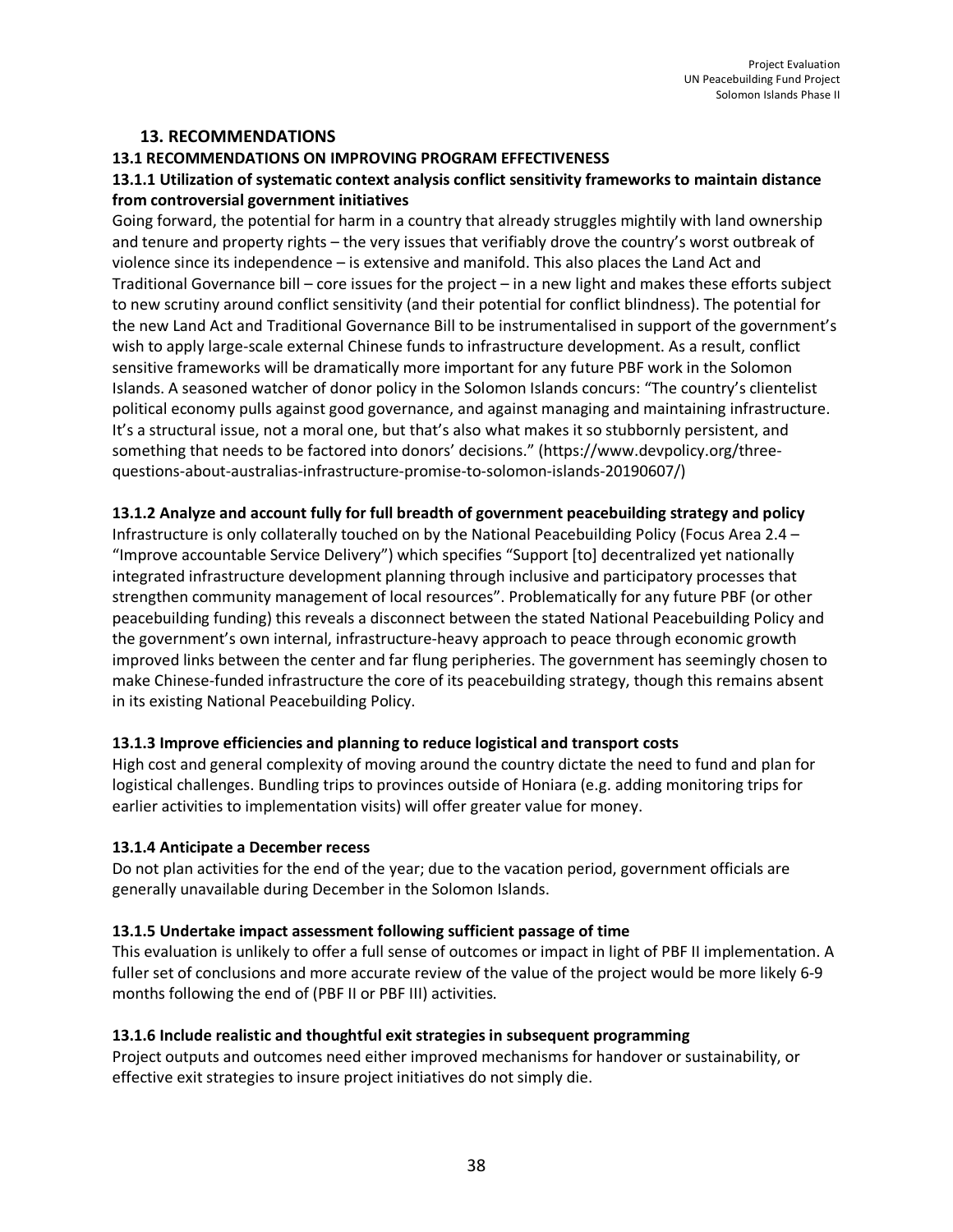## 13. RECOMMENDATIONS

### 13.1 RECOMMENDATIONS ON IMPROVING PROGRAM EFFECTIVENESS

#### 13.1.1 Utilization of systematic context analysis conflict sensitivity frameworks to maintain distance from controversial government initiatives

Going forward, the potential for harm in a country that already struggles mightily with land ownership and tenure and property rights – the very issues that verifiably drove the country's worst outbreak of violence since its independence – is extensive and manifold. This also places the Land Act and Traditional Governance bill – core issues for the project – in a new light and makes these efforts subject to new scrutiny around conflict sensitivity (and their potential for conflict blindness). The potential for the new Land Act and Traditional Governance Bill to be instrumentalised in support of the government's wish to apply large-scale external Chinese funds to infrastructure development. As a result, conflict sensitive frameworks will be dramatically more important for any future PBF work in the Solomon Islands. A seasoned watcher of donor policy in the Solomon Islands concurs: "The country's clientelist political economy pulls against good governance, and against managing and maintaining infrastructure. It's a structural issue, not a moral one, but that's also what makes it so stubbornly persistent, and something that needs to be factored into donors' decisions." (https://www.devpolicy.org/three-questions-about-australias-infrastructure-promise-to-solomon-islands-20190607/)

#### 13.1.2 Analyze and account fully for full breadth of government peacebuilding strategy and policy

Infrastructure is only collaterally touched on by the National Peacebuilding Policy (Focus Area 2.4 – "Improve accountable Service Delivery") which specifies "Support [to] decentralized yet nationally integrated infrastructure development planning through inclusive and participatory processes that strengthen community management of local resources". Problematically for any future PBF (or other peacebuilding funding) this reveals a disconnect between the stated National Peacebuilding Policy and the government's own internal, infrastructure-heavy approach to peace through economic growth improved links between the center and far flung peripheries. The government has seemingly chosen to make Chinese-funded infrastructure the core of its peacebuilding strategy, though this remains absent in its existing National Peacebuilding Policy.

#### 13.1.3 Improve efficiencies and planning to reduce logistical and transport costs

High cost and general complexity of moving around the country dictate the need to fund and plan for logistical challenges. Bundling trips to provinces outside of Honiara (e.g. adding monitoring trips for earlier activities to implementation visits) will offer greater value for money.

#### 13.1.4 Anticipate a December recess

Do not plan activities for the end of the year; due to the vacation period, government officials are generally unavailable during December in the Solomon Islands.

#### 13.1.5 Undertake impact assessment following sufficient passage of time

This evaluation is unlikely to offer a full sense of outcomes or impact in light of PBF II implementation. A fuller set of conclusions and more accurate review of the value of the project would be more likely 6-9 months following the end of (PBF II or PBF III) activities.

#### 13.1.6 Include realistic and thoughtful exit strategies in subsequent programming

Project outputs and outcomes need either improved mechanisms for handover or sustainability, or effective exit strategies to insure project initiatives do not simply die.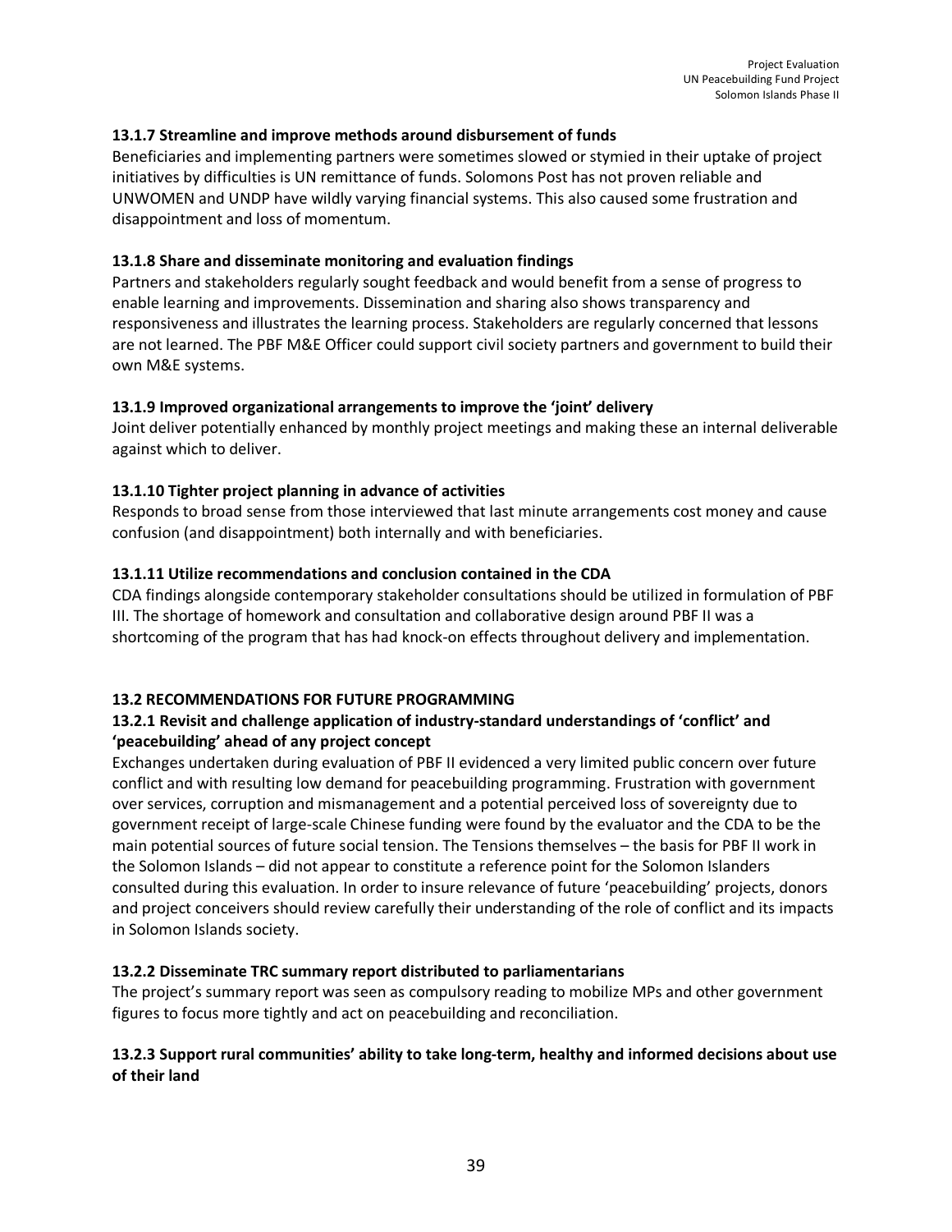#### 13.1.7 Streamline and improve methods around disbursement of funds

Beneficiaries and implementing partners were sometimes slowed or stymied in their uptake of project initiatives by difficulties is UN remittance of funds. Solomons Post has not proven reliable and UNWOMEN and UNDP have wildly varying financial systems. This also caused some frustration and disappointment and loss of momentum.

#### 13.1.8 Share and disseminate monitoring and evaluation findings

Partners and stakeholders regularly sought feedback and would benefit from a sense of progress to enable learning and improvements. Dissemination and sharing also shows transparency and responsiveness and illustrates the learning process. Stakeholders are regularly concerned that lessons are not learned. The PBF M&E Officer could support civil society partners and government to build their own M&E systems.

#### 13.1.9 Improved organizational arrangements to improve the 'joint' delivery

Joint deliver potentially enhanced by monthly project meetings and making these an internal deliverable against which to deliver.

#### 13.1.10 Tighter project planning in advance of activities

Responds to broad sense from those interviewed that last minute arrangements cost money and cause confusion (and disappointment) both internally and with beneficiaries.

#### 13.1.11 Utilize recommendations and conclusion contained in the CDA

CDA findings alongside contemporary stakeholder consultations should be utilized in formulation of PBF III. The shortage of homework and consultation and collaborative design around PBF II was a shortcoming of the program that has had knock-on effects throughout delivery and implementation.

### 13.2 RECOMMENDATIONS FOR FUTURE PROGRAMMING

#### 13.2.1 Revisit and challenge application of industry-standard understandings of 'conflict' and 'peacebuilding' ahead of any project concept

Exchanges undertaken during evaluation of PBF II evidenced a very limited public concern over future conflict and with resulting low demand for peacebuilding programming. Frustration with government over services, corruption and mismanagement and a potential perceived loss of sovereignty due to government receipt of large-scale Chinese funding were found by the evaluator and the CDA to be the main potential sources of future social tension. The Tensions themselves – the basis for PBF II work in the Solomon Islands – did not appear to constitute a reference point for the Solomon Islanders consulted during this evaluation. In order to insure relevance of future 'peacebuilding' projects, donors and project conceivers should review carefully their understanding of the role of conflict and its impacts in Solomon Islands society.

#### 13.2.2 Disseminate TRC summary report distributed to parliamentarians

The project's summary report was seen as compulsory reading to mobilize MPs and other government figures to focus more tightly and act on peacebuilding and reconciliation.

#### 13.2.3 Support rural communities' ability to take long-term, healthy and informed decisions about use of their land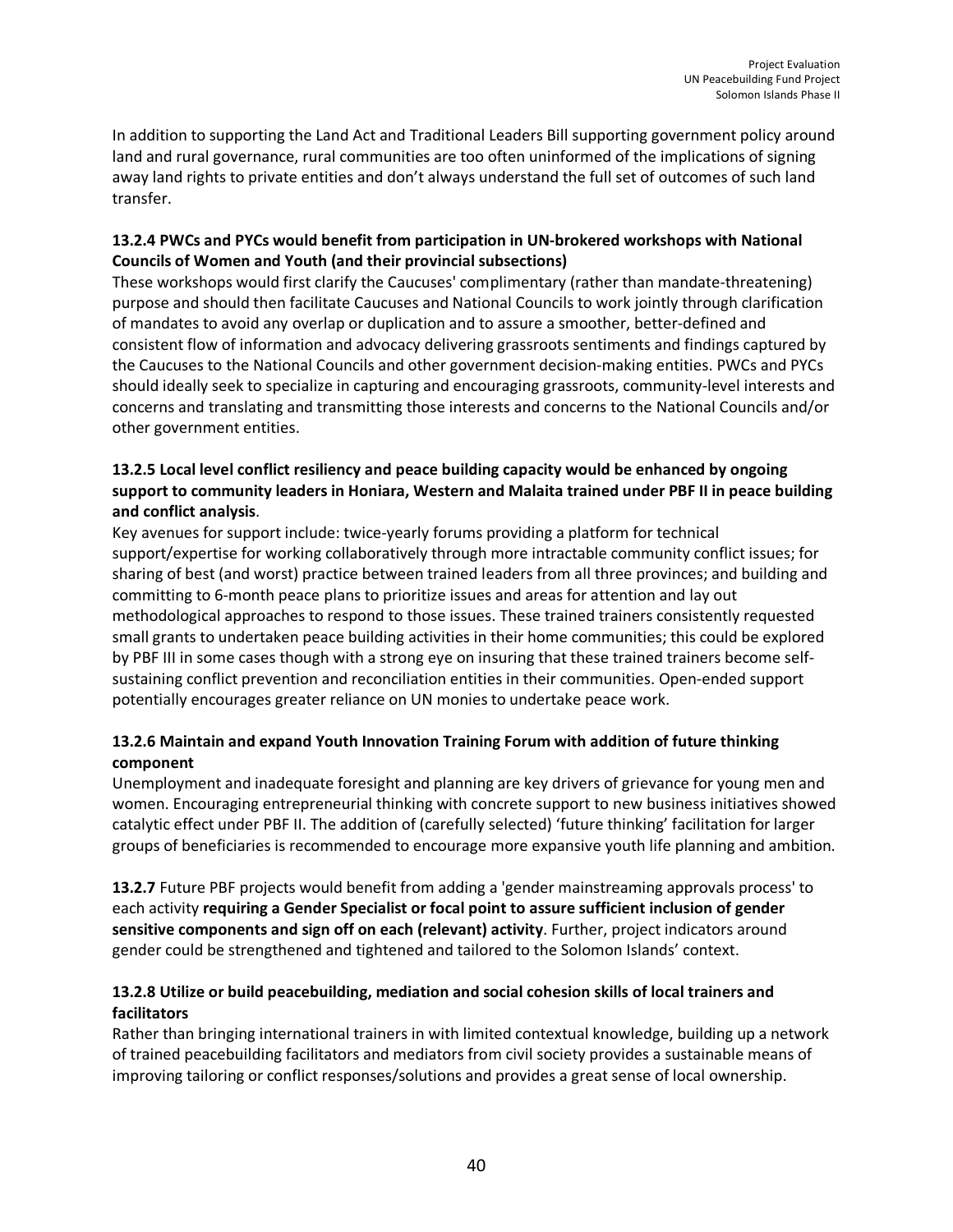In addition to supporting the Land Act and Traditional Leaders Bill supporting government policy around land and rural governance, rural communities are too often uninformed of the implications of signing away land rights to private entities and don't always understand the full set of outcomes of such land transfer.

#### 13.2.4 PWCs and PYCs would benefit from participation in UN-brokered workshops with National Councils of Women and Youth (and their provincial subsections)

These workshops would first clarify the Caucuses' complimentary (rather than mandate-threatening) purpose and should then facilitate Caucuses and National Councils to work jointly through clarification of mandates to avoid any overlap or duplication and to assure a smoother, better-defined and consistent flow of information and advocacy delivering grassroots sentiments and findings captured by the Caucuses to the National Councils and other government decision-making entities. PWCs and PYCs should ideally seek to specialize in capturing and encouraging grassroots, community-level interests and concerns and translating and transmitting those interests and concerns to the National Councils and/or other government entities.

#### 13.2.5 Local level conflict resiliency and peace building capacity would be enhanced by ongoing support to community leaders in Honiara, Western and Malaita trained under PBF II in peace building and conflict analysis.

Key avenues for support include: twice-yearly forums providing a platform for technical support/expertise for working collaboratively through more intractable community conflict issues; for sharing of best (and worst) practice between trained leaders from all three provinces; and building and committing to 6-month peace plans to prioritize issues and areas for attention and lay out methodological approaches to respond to those issues. These trained trainers consistently requested small grants to undertaken peace building activities in their home communities; this could be explored by PBF III in some cases though with a strong eye on insuring that these trained trainers become self-sustaining conflict prevention and reconciliation entities in their communities. Open-ended support potentially encourages greater reliance on UN monies to undertake peace work.

#### 13.2.6 Maintain and expand Youth Innovation Training Forum with addition of future thinking component

Unemployment and inadequate foresight and planning are key drivers of grievance for young men and women. Encouraging entrepreneurial thinking with concrete support to new business initiatives showed catalytic effect under PBF II. The addition of (carefully selected) 'future thinking' facilitation for larger groups of beneficiaries is recommended to encourage more expansive youth life planning and ambition.

**13.2.7** Future PBF projects would benefit from adding a 'gender mainstreaming approvals process' to each activity **requiring a Gender Specialist or focal point to assure sufficient inclusion of gender sensitive components and sign off on each (relevant) activity**. Further, project indicators around gender could be strengthened and tightened and tailored to the Solomon Islands' context.

#### 13.2.8 Utilize or build peacebuilding, mediation and social cohesion skills of local trainers and facilitators

Rather than bringing international trainers in with limited contextual knowledge, building up a network of trained peacebuilding facilitators and mediators from civil society provides a sustainable means of improving tailoring or conflict responses/solutions and provides a great sense of local ownership.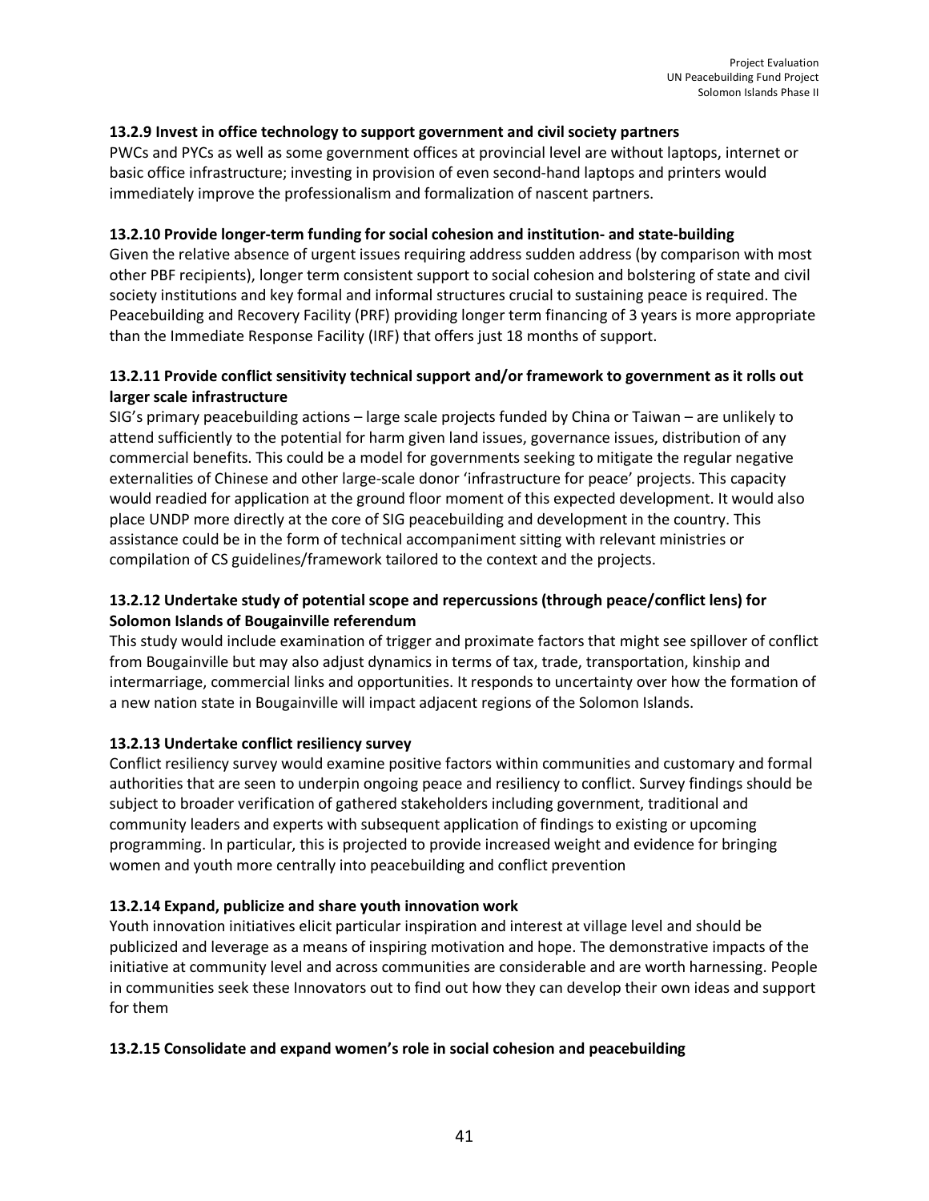**13.2.9 Invest in office technology to support government and civil society partners**

PWCs and PYCs as well as some government offices at provincial level are without laptops, internet or basic office infrastructure; investing in provision of even second-hand laptops and printers would immediately improve the professionalism and formalization of nascent partners.

**13.2.10 Provide longer-term funding for social cohesion and institution- and state-building**

Given the relative absence of urgent issues requiring address sudden address (by comparison with most other PBF recipients), longer term consistent support to social cohesion and bolstering of state and civil society institutions and key formal and informal structures crucial to sustaining peace is required. The Peacebuilding and Recovery Facility (PRF) providing longer term financing of 3 years is more appropriate than the Immediate Response Facility (IRF) that offers just 18 months of support.

**13.2.11 Provide conflict sensitivity technical support and/or framework to government as it rolls out larger scale infrastructure**

SIG's primary peacebuilding actions – large scale projects funded by China or Taiwan – are unlikely to attend sufficiently to the potential for harm given land issues, governance issues, distribution of any commercial benefits. This could be a model for governments seeking to mitigate the regular negative externalities of Chinese and other large-scale donor 'infrastructure for peace' projects. This capacity would readied for application at the ground floor moment of this expected development. It would also place UNDP more directly at the core of SIG peacebuilding and development in the country. This assistance could be in the form of technical accompaniment sitting with relevant ministries or compilation of CS guidelines/framework tailored to the context and the projects.

**13.2.12 Undertake study of potential scope and repercussions (through peace/conflict lens) for Solomon Islands of Bougainville referendum**

This study would include examination of trigger and proximate factors that might see spillover of conflict from Bougainville but may also adjust dynamics in terms of tax, trade, transportation, kinship and intermarriage, commercial links and opportunities. It responds to uncertainty over how the formation of a new nation state in Bougainville will impact adjacent regions of the Solomon Islands.

**13.2.13 Undertake conflict resiliency survey**

Conflict resiliency survey would examine positive factors within communities and customary and formal authorities that are seen to underpin ongoing peace and resiliency to conflict. Survey findings should be subject to broader verification of gathered stakeholders including government, traditional and community leaders and experts with subsequent application of findings to existing or upcoming programming. In particular, this is projected to provide increased weight and evidence for bringing women and youth more centrally into peacebuilding and conflict prevention

**13.2.14 Expand, publicize and share youth innovation work**

Youth innovation initiatives elicit particular inspiration and interest at village level and should be publicized and leverage as a means of inspiring motivation and hope. The demonstrative impacts of the initiative at community level and across communities are considerable and are worth harnessing. People in communities seek these Innovators out to find out how they can develop their own ideas and support for them

**13.2.15 Consolidate and expand women's role in social cohesion and peacebuilding**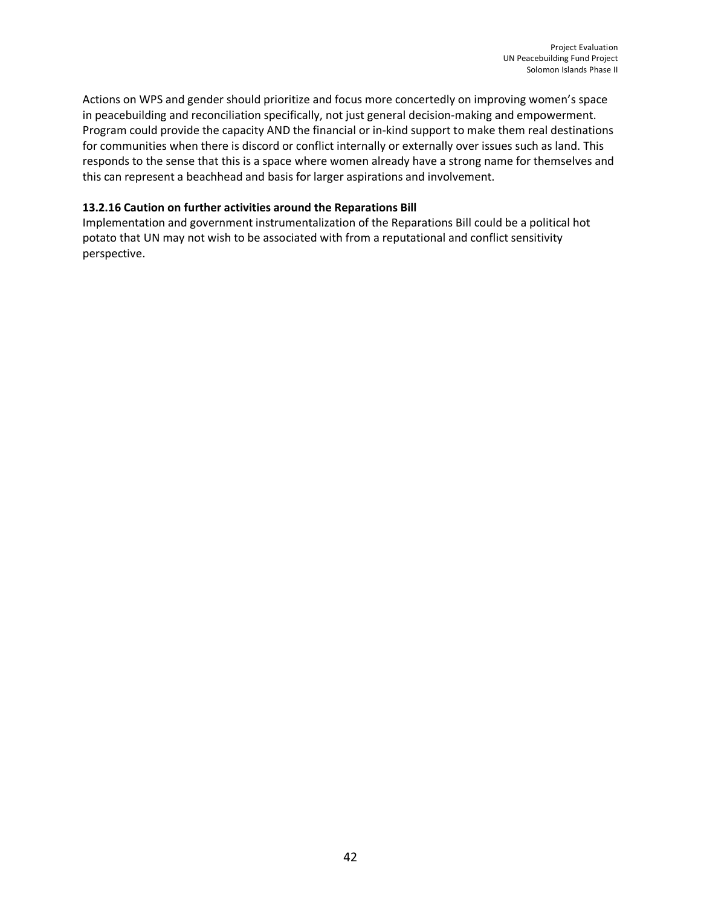Actions on WPS and gender should prioritize and focus more concertedly on improving women's space in peacebuilding and reconciliation specifically, not just general decision-making and empowerment. Program could provide the capacity AND the financial or in-kind support to make them real destinations for communities when there is discord or conflict internally or externally over issues such as land. This responds to the sense that this is a space where women already have a strong name for themselves and this can represent a beachhead and basis for larger aspirations and involvement.

**13.2.16 Caution on further activities around the Reparations Bill**

Implementation and government instrumentalization of the Reparations Bill could be a political hot potato that UN may not wish to be associated with from a reputational and conflict sensitivity perspective.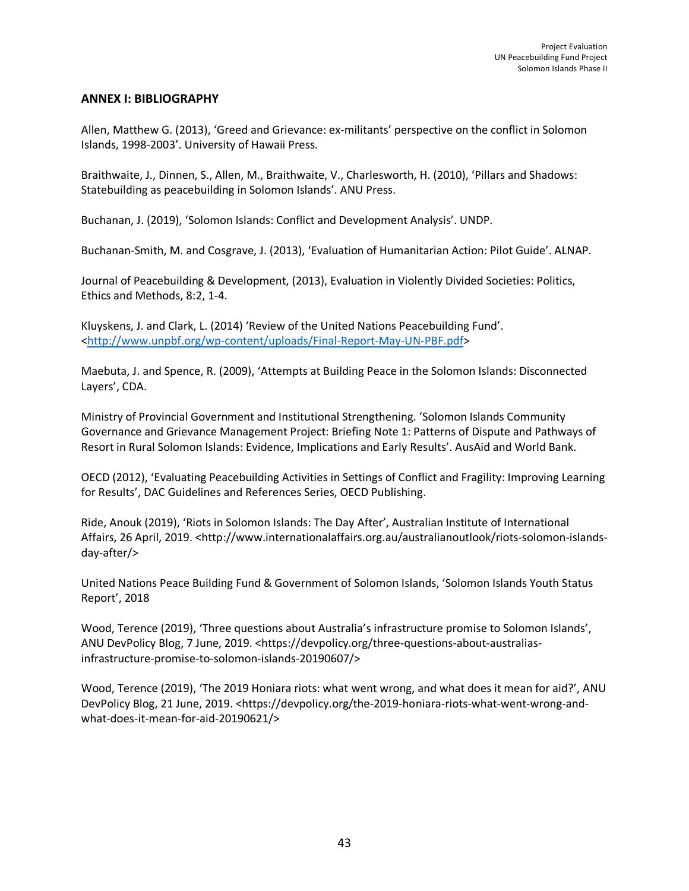## ANNEX I: BIBLIOGRAPHY

Allen, Matthew G. (2013), 'Greed and Grievance: ex-militants' perspective on the conflict in Solomon Islands, 1998-2003'. University of Hawaii Press.

Braithwaite, J., Dinnen, S., Allen, M., Braithwaite, V., Charlesworth, H. (2010), 'Pillars and Shadows: Statebuilding as peacebuilding in Solomon Islands'. ANU Press.

Buchanan, J. (2019), 'Solomon Islands: Conflict and Development Analysis'. UNDP.

Buchanan-Smith, M. and Cosgrave, J. (2013), 'Evaluation of Humanitarian Action: Pilot Guide'. ALNAP.

Journal of Peacebuilding & Development, (2013), Evaluation in Violently Divided Societies: Politics, Ethics and Methods, 8:2, 1-4.

Kluyskens, J. and Clark, L. (2014) 'Review of the United Nations Peacebuilding Fund'. <http://www.unpbf.org/wp-content/uploads/Final-Report-May-UN-PBF.pdf>

Maebuta, J. and Spence, R. (2009), 'Attempts at Building Peace in the Solomon Islands: Disconnected Layers', CDA.

Ministry of Provincial Government and Institutional Strengthening. 'Solomon Islands Community Governance and Grievance Management Project: Briefing Note 1: Patterns of Dispute and Pathways of Resort in Rural Solomon Islands: Evidence, Implications and Early Results'. AusAid and World Bank.

OECD (2012), 'Evaluating Peacebuilding Activities in Settings of Conflict and Fragility: Improving Learning for Results', DAC Guidelines and References Series, OECD Publishing.

Ride, Anouk (2019), 'Riots in Solomon Islands: The Day After', Australian Institute of International Affairs, 26 April, 2019. <http://www.internationalaffairs.org.au/australianoutlook/riots-solomon-islands-day-after/>

United Nations Peace Building Fund & Government of Solomon Islands, 'Solomon Islands Youth Status Report', 2018

Wood, Terence (2019), 'Three questions about Australia's infrastructure promise to Solomon Islands', ANU DevPolicy Blog, 7 June, 2019. <https://devpolicy.org/three-questions-about-australias-infrastructure-promise-to-solomon-islands-20190607/>

Wood, Terence (2019), 'The 2019 Honiara riots: what went wrong, and what does it mean for aid?', ANU DevPolicy Blog, 21 June, 2019. <https://devpolicy.org/the-2019-honiara-riots-what-went-wrong-and-what-does-it-mean-for-aid-20190621/>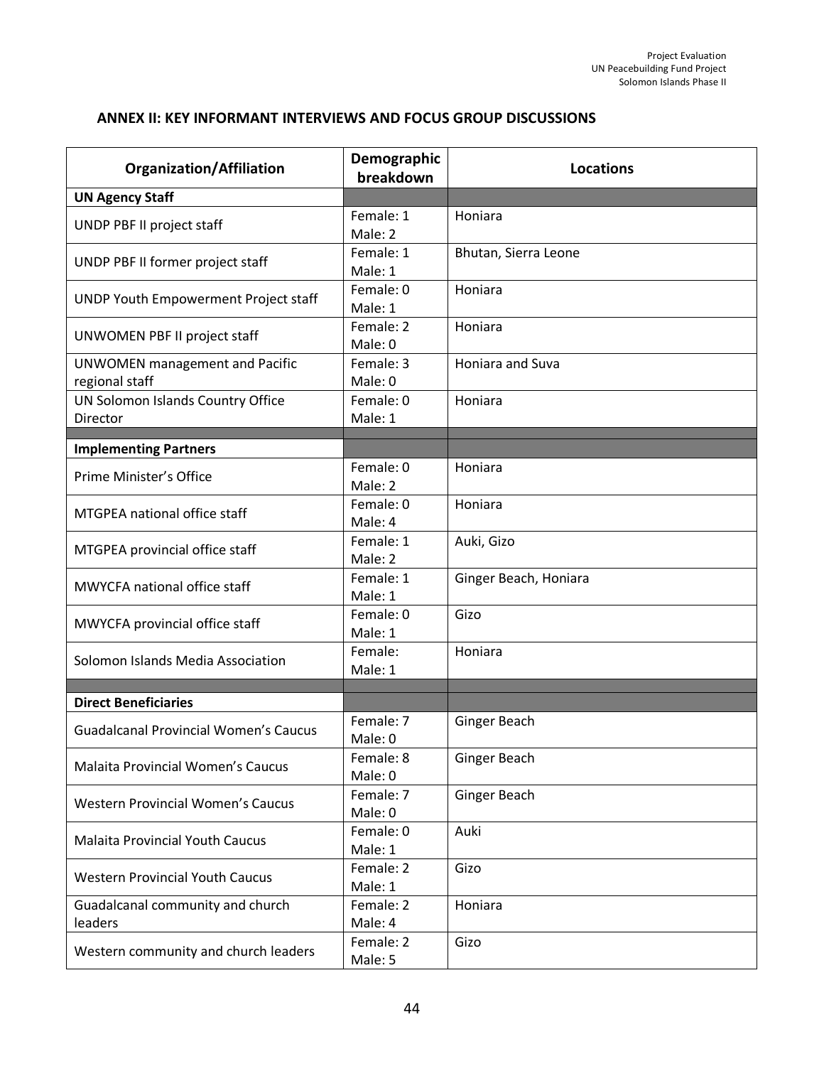## ANNEX II: KEY INFORMANT INTERVIEWS AND FOCUS GROUP DISCUSSIONS

| Organization/Affiliation | Demographic breakdown | Locations |
|---|---|---|
| **UN Agency Staff** | | |
| UNDP PBF II project staff | Female: 1<br>Male: 2 | Honiara |
| UNDP PBF II former project staff | Female: 1<br>Male: 1 | Bhutan, Sierra Leone |
| UNDP Youth Empowerment Project staff | Female: 0<br>Male: 1 | Honiara |
| UNWOMEN PBF II project staff | Female: 2<br>Male: 0 | Honiara |
| UNWOMEN management and Pacific regional staff | Female: 3<br>Male: 0 | Honiara and Suva |
| UN Solomon Islands Country Office Director | Female: 0<br>Male: 1 | Honiara |
| | | |
| **Implementing Partners** | | |
| Prime Minister's Office | Female: 0<br>Male: 2 | Honiara |
| MTGPEA national office staff | Female: 0<br>Male: 4 | Honiara |
| MTGPEA provincial office staff | Female: 1<br>Male: 2 | Auki, Gizo |
| MWYCFA national office staff | Female: 1<br>Male: 1 | Ginger Beach, Honiara |
| MWYCFA provincial office staff | Female: 0<br>Male: 1 | Gizo |
| Solomon Islands Media Association | Female:<br>Male: 1 | Honiara |
| | | |
| **Direct Beneficiaries** | | |
| Guadalcanal Provincial Women's Caucus | Female: 7<br>Male: 0 | Ginger Beach |
| Malaita Provincial Women's Caucus | Female: 8<br>Male: 0 | Ginger Beach |
| Western Provincial Women's Caucus | Female: 7<br>Male: 0 | Ginger Beach |
| Malaita Provincial Youth Caucus | Female: 0<br>Male: 1 | Auki |
| Western Provincial Youth Caucus | Female: 2<br>Male: 1 | Gizo |
| Guadalcanal community and church leaders | Female: 2<br>Male: 4 | Honiara |
| Western community and church leaders | Female: 2<br>Male: 5 | Gizo |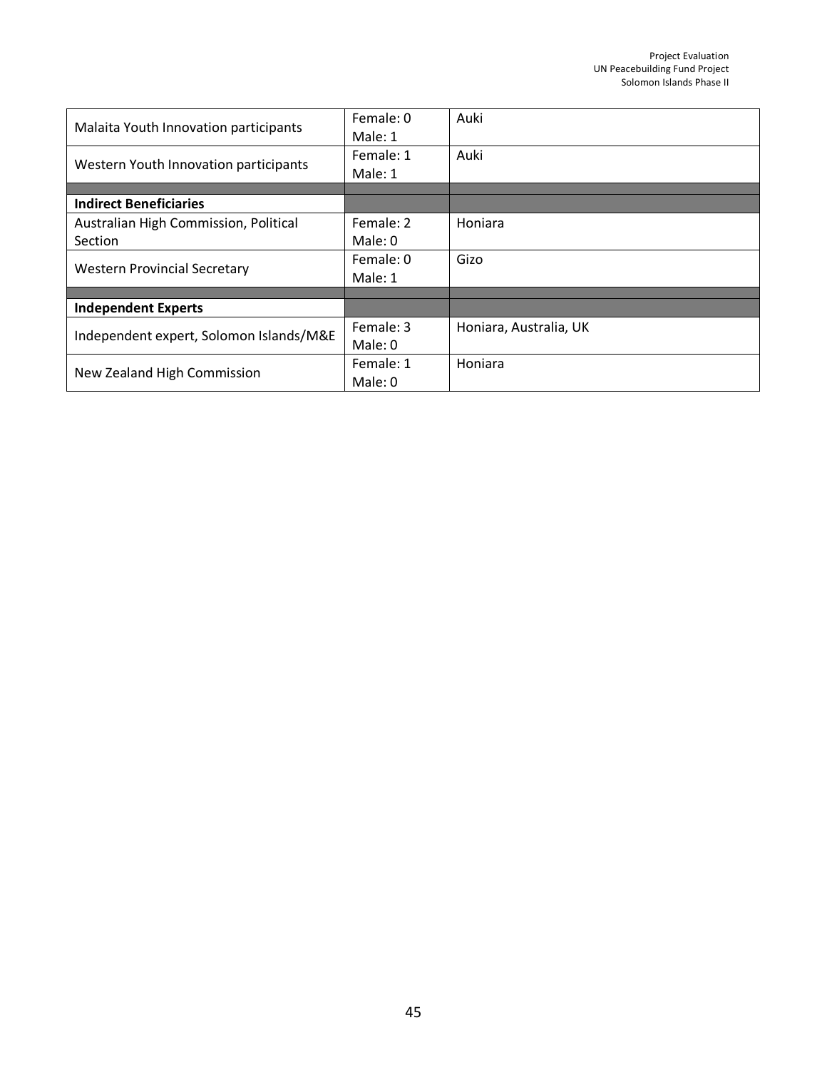| | | |
|---|---|---|
| Malaita Youth Innovation participants | Female: 0<br>Male: 1 | Auki |
| Western Youth Innovation participants | Female: 1<br>Male: 1 | Auki |
| | | |
| **Indirect Beneficiaries** | | |
| Australian High Commission, Political Section | Female: 2<br>Male: 0 | Honiara |
| Western Provincial Secretary | Female: 0<br>Male: 1 | Gizo |
| | | |
| **Independent Experts** | | |
| Independent expert, Solomon Islands/M&E | Female: 3<br>Male: 0 | Honiara, Australia, UK |
| New Zealand High Commission | Female: 1<br>Male: 0 | Honiara |